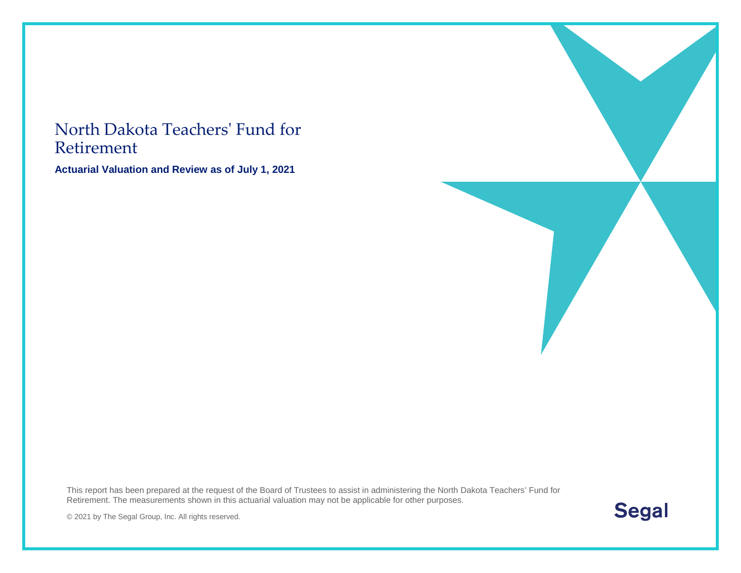# North Dakota Teachers' Fund for Retirement

**Actuarial Valuation and Review as of July 1, 2021**

This report has been prepared at the request of the Board of Trustees to assist in administering the North Dakota Teachers' Fund for Retirement. The measurements shown in this actuarial valuation may not be applicable for other purposes.

© 2021 by The Segal Group, Inc. All rights reserved.

Segal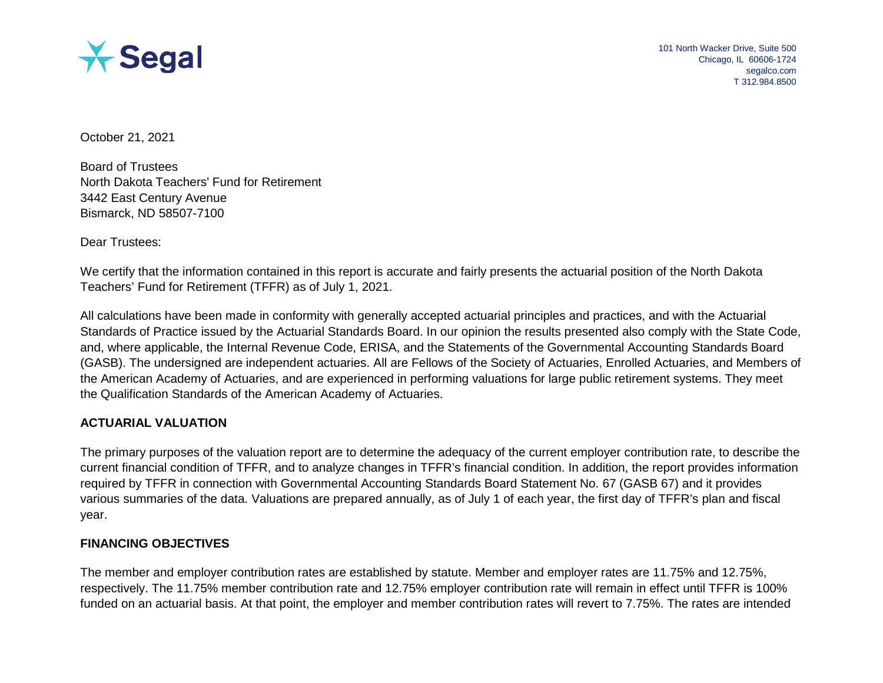Segal

101 North Wacker Drive, Suite 500
Chicago, IL 60606-1724
segalco.com
T 312.984.8500

October 21, 2021

Board of Trustees
North Dakota Teachers' Fund for Retirement
3442 East Century Avenue
Bismarck, ND 58507-7100

Dear Trustees:

We certify that the information contained in this report is accurate and fairly presents the actuarial position of the North Dakota Teachers' Fund for Retirement (TFFR) as of July 1, 2021.

All calculations have been made in conformity with generally accepted actuarial principles and practices, and with the Actuarial Standards of Practice issued by the Actuarial Standards Board. In our opinion the results presented also comply with the State Code, and, where applicable, the Internal Revenue Code, ERISA, and the Statements of the Governmental Accounting Standards Board (GASB). The undersigned are independent actuaries. All are Fellows of the Society of Actuaries, Enrolled Actuaries, and Members of the American Academy of Actuaries, and are experienced in performing valuations for large public retirement systems. They meet the Qualification Standards of the American Academy of Actuaries.

## ACTUARIAL VALUATION

The primary purposes of the valuation report are to determine the adequacy of the current employer contribution rate, to describe the current financial condition of TFFR, and to analyze changes in TFFR's financial condition. In addition, the report provides information required by TFFR in connection with Governmental Accounting Standards Board Statement No. 67 (GASB 67) and it provides various summaries of the data. Valuations are prepared annually, as of July 1 of each year, the first day of TFFR's plan and fiscal year.

## FINANCING OBJECTIVES

The member and employer contribution rates are established by statute. Member and employer rates are 11.75% and 12.75%, respectively. The 11.75% member contribution rate and 12.75% employer contribution rate will remain in effect until TFFR is 100% funded on an actuarial basis. At that point, the employer and member contribution rates will revert to 7.75%. The rates are intended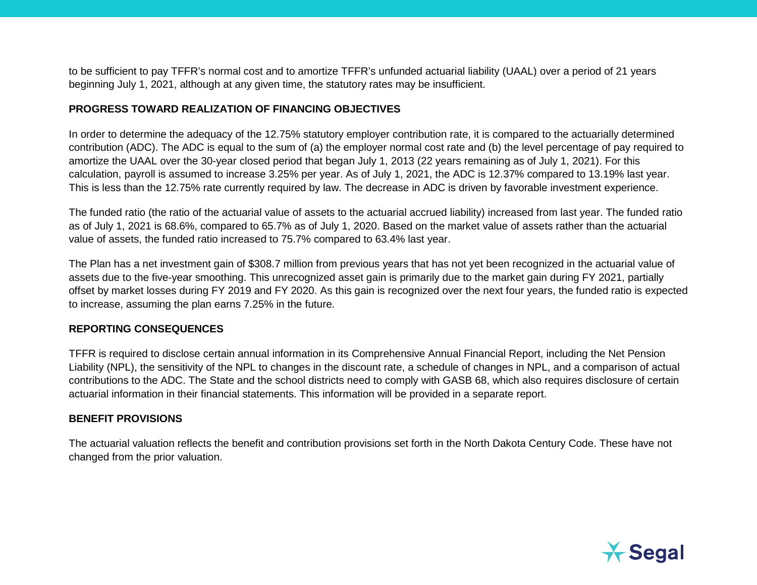to be sufficient to pay TFFR's normal cost and to amortize TFFR's unfunded actuarial liability (UAAL) over a period of 21 years beginning July 1, 2021, although at any given time, the statutory rates may be insufficient.

**PROGRESS TOWARD REALIZATION OF FINANCING OBJECTIVES**

In order to determine the adequacy of the 12.75% statutory employer contribution rate, it is compared to the actuarially determined contribution (ADC). The ADC is equal to the sum of (a) the employer normal cost rate and (b) the level percentage of pay required to amortize the UAAL over the 30-year closed period that began July 1, 2013 (22 years remaining as of July 1, 2021). For this calculation, payroll is assumed to increase 3.25% per year. As of July 1, 2021, the ADC is 12.37% compared to 13.19% last year. This is less than the 12.75% rate currently required by law. The decrease in ADC is driven by favorable investment experience.

The funded ratio (the ratio of the actuarial value of assets to the actuarial accrued liability) increased from last year. The funded ratio as of July 1, 2021 is 68.6%, compared to 65.7% as of July 1, 2020. Based on the market value of assets rather than the actuarial value of assets, the funded ratio increased to 75.7% compared to 63.4% last year.

The Plan has a net investment gain of $308.7 million from previous years that has not yet been recognized in the actuarial value of assets due to the five-year smoothing. This unrecognized asset gain is primarily due to the market gain during FY 2021, partially offset by market losses during FY 2019 and FY 2020. As this gain is recognized over the next four years, the funded ratio is expected to increase, assuming the plan earns 7.25% in the future.

**REPORTING CONSEQUENCES**

TFFR is required to disclose certain annual information in its Comprehensive Annual Financial Report, including the Net Pension Liability (NPL), the sensitivity of the NPL to changes in the discount rate, a schedule of changes in NPL, and a comparison of actual contributions to the ADC. The State and the school districts need to comply with GASB 68, which also requires disclosure of certain actuarial information in their financial statements. This information will be provided in a separate report.

**BENEFIT PROVISIONS**

The actuarial valuation reflects the benefit and contribution provisions set forth in the North Dakota Century Code. These have not changed from the prior valuation.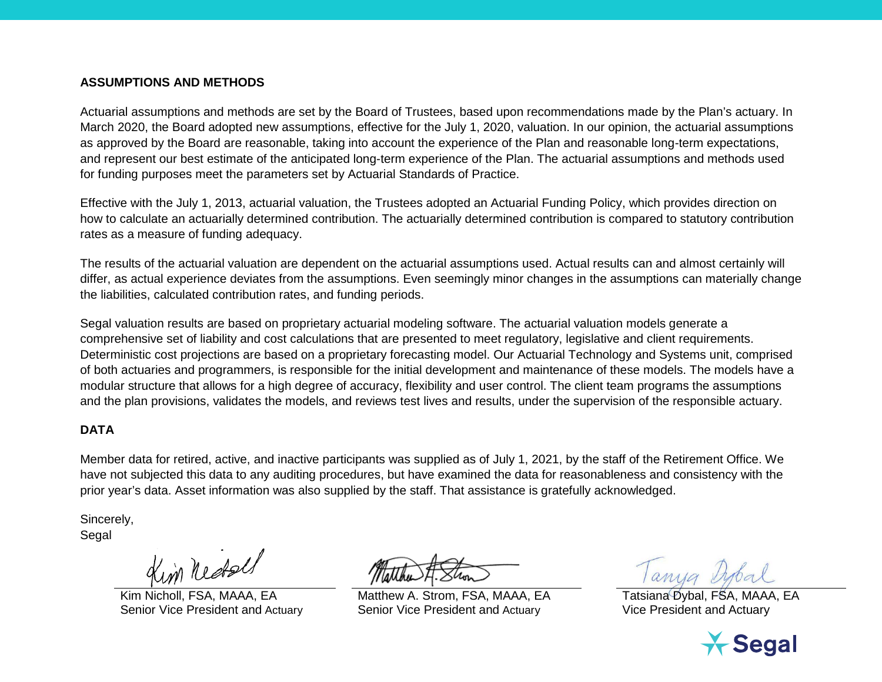## ASSUMPTIONS AND METHODS

Actuarial assumptions and methods are set by the Board of Trustees, based upon recommendations made by the Plan's actuary. In March 2020, the Board adopted new assumptions, effective for the July 1, 2020, valuation. In our opinion, the actuarial assumptions as approved by the Board are reasonable, taking into account the experience of the Plan and reasonable long-term expectations, and represent our best estimate of the anticipated long-term experience of the Plan. The actuarial assumptions and methods used for funding purposes meet the parameters set by Actuarial Standards of Practice.

Effective with the July 1, 2013, actuarial valuation, the Trustees adopted an Actuarial Funding Policy, which provides direction on how to calculate an actuarially determined contribution. The actuarially determined contribution is compared to statutory contribution rates as a measure of funding adequacy.

The results of the actuarial valuation are dependent on the actuarial assumptions used. Actual results can and almost certainly will differ, as actual experience deviates from the assumptions. Even seemingly minor changes in the assumptions can materially change the liabilities, calculated contribution rates, and funding periods.

Segal valuation results are based on proprietary actuarial modeling software. The actuarial valuation models generate a comprehensive set of liability and cost calculations that are presented to meet regulatory, legislative and client requirements. Deterministic cost projections are based on a proprietary forecasting model. Our Actuarial Technology and Systems unit, comprised of both actuaries and programmers, is responsible for the initial development and maintenance of these models. The models have a modular structure that allows for a high degree of accuracy, flexibility and user control. The client team programs the assumptions and the plan provisions, validates the models, and reviews test lives and results, under the supervision of the responsible actuary.

## DATA

Member data for retired, active, and inactive participants was supplied as of July 1, 2021, by the staff of the Retirement Office. We have not subjected this data to any auditing procedures, but have examined the data for reasonableness and consistency with the prior year's data. Asset information was also supplied by the staff. That assistance is gratefully acknowledged.

Sincerely,
Segal

Kim Nicholl, FSA, MAAA, EA
Senior Vice President and Actuary

Matthew A. Strom, FSA, MAAA, EA
Senior Vice President and Actuary

Tatsiana Dybal, FSA, MAAA, EA
Vice President and Actuary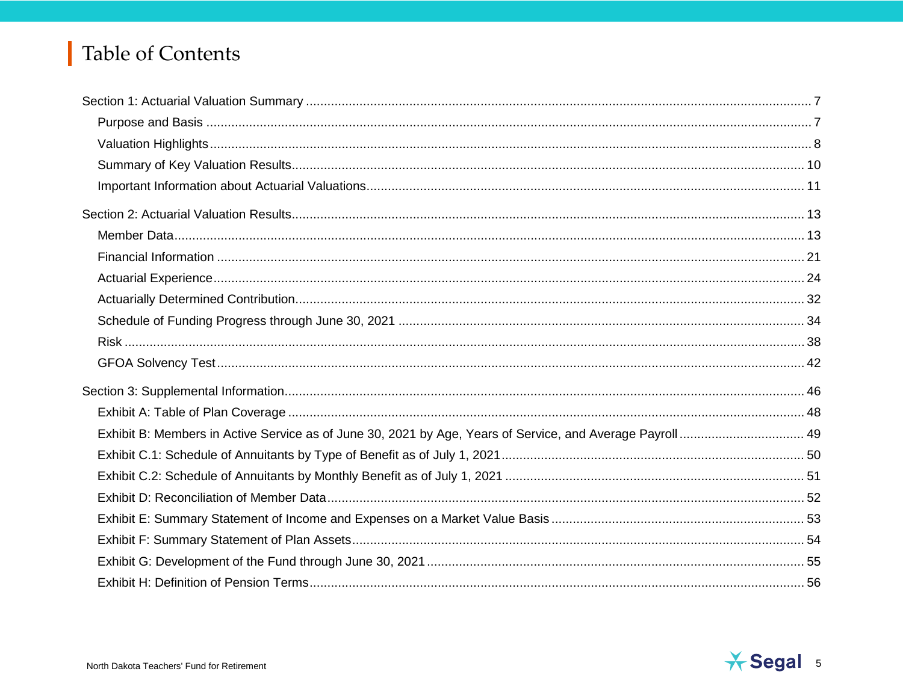# Table of Contents

Section 1: Actuarial Valuation Summary ........ 7

- Purpose and Basis ........ 7
- Valuation Highlights ........ 8
- Summary of Key Valuation Results ........ 10
- Important Information about Actuarial Valuations ........ 11

Section 2: Actuarial Valuation Results ........ 13

- Member Data ........ 13
- Financial Information ........ 21
- Actuarial Experience ........ 24
- Actuarially Determined Contribution ........ 32
- Schedule of Funding Progress through June 30, 2021 ........ 34
- Risk ........ 38
- GFOA Solvency Test ........ 42

Section 3: Supplemental Information ........ 46

- Exhibit A: Table of Plan Coverage ........ 48
- Exhibit B: Members in Active Service as of June 30, 2021 by Age, Years of Service, and Average Payroll ........ 49
- Exhibit C.1: Schedule of Annuitants by Type of Benefit as of July 1, 2021 ........ 50
- Exhibit C.2: Schedule of Annuitants by Monthly Benefit as of July 1, 2021 ........ 51
- Exhibit D: Reconciliation of Member Data ........ 52
- Exhibit E: Summary Statement of Income and Expenses on a Market Value Basis ........ 53
- Exhibit F: Summary Statement of Plan Assets ........ 54
- Exhibit G: Development of the Fund through June 30, 2021 ........ 55
- Exhibit H: Definition of Pension Terms ........ 56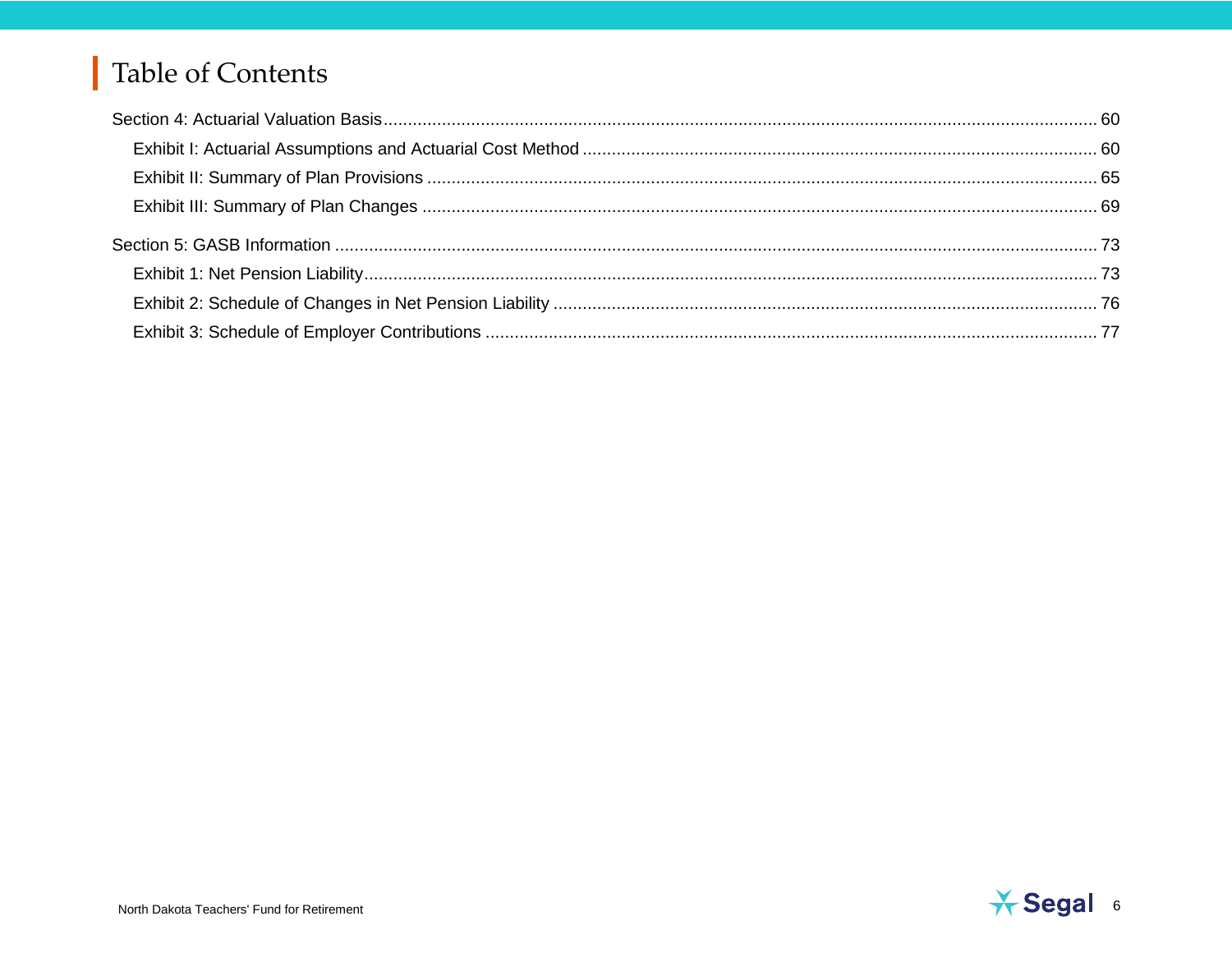# Table of Contents

Section 4: Actuarial Valuation Basis ............................................................ 60

- Exhibit I: Actuarial Assumptions and Actuarial Cost Method ............................................................ 60
- Exhibit II: Summary of Plan Provisions ............................................................ 65
- Exhibit III: Summary of Plan Changes ............................................................ 69

Section 5: GASB Information ............................................................ 73

- Exhibit 1: Net Pension Liability ............................................................ 73
- Exhibit 2: Schedule of Changes in Net Pension Liability ............................................................ 76
- Exhibit 3: Schedule of Employer Contributions ............................................................ 77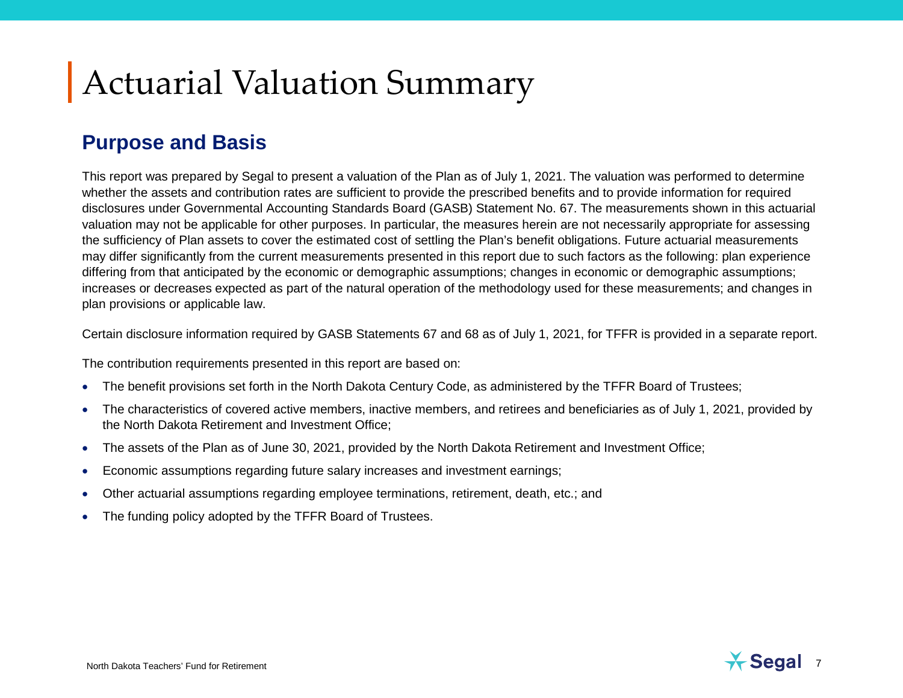# Actuarial Valuation Summary

## Purpose and Basis

This report was prepared by Segal to present a valuation of the Plan as of July 1, 2021. The valuation was performed to determine whether the assets and contribution rates are sufficient to provide the prescribed benefits and to provide information for required disclosures under Governmental Accounting Standards Board (GASB) Statement No. 67. The measurements shown in this actuarial valuation may not be applicable for other purposes. In particular, the measures herein are not necessarily appropriate for assessing the sufficiency of Plan assets to cover the estimated cost of settling the Plan's benefit obligations. Future actuarial measurements may differ significantly from the current measurements presented in this report due to such factors as the following: plan experience differing from that anticipated by the economic or demographic assumptions; changes in economic or demographic assumptions; increases or decreases expected as part of the natural operation of the methodology used for these measurements; and changes in plan provisions or applicable law.

Certain disclosure information required by GASB Statements 67 and 68 as of July 1, 2021, for TFFR is provided in a separate report.

The contribution requirements presented in this report are based on:

- The benefit provisions set forth in the North Dakota Century Code, as administered by the TFFR Board of Trustees;
- The characteristics of covered active members, inactive members, and retirees and beneficiaries as of July 1, 2021, provided by the North Dakota Retirement and Investment Office;
- The assets of the Plan as of June 30, 2021, provided by the North Dakota Retirement and Investment Office;
- Economic assumptions regarding future salary increases and investment earnings;
- Other actuarial assumptions regarding employee terminations, retirement, death, etc.; and
- The funding policy adopted by the TFFR Board of Trustees.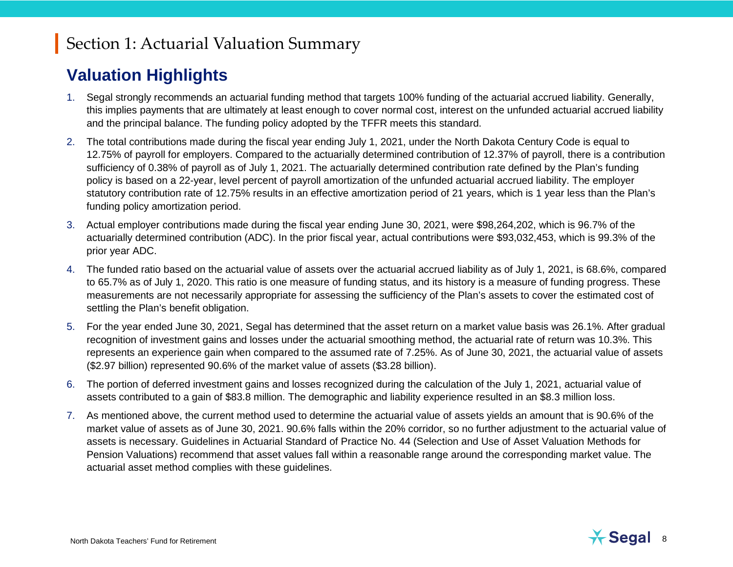# Section 1: Actuarial Valuation Summary

## Valuation Highlights

1. Segal strongly recommends an actuarial funding method that targets 100% funding of the actuarial accrued liability. Generally, this implies payments that are ultimately at least enough to cover normal cost, interest on the unfunded actuarial accrued liability and the principal balance. The funding policy adopted by the TFFR meets this standard.
2. The total contributions made during the fiscal year ending July 1, 2021, under the North Dakota Century Code is equal to 12.75% of payroll for employers. Compared to the actuarially determined contribution of 12.37% of payroll, there is a contribution sufficiency of 0.38% of payroll as of July 1, 2021. The actuarially determined contribution rate defined by the Plan's funding policy is based on a 22-year, level percent of payroll amortization of the unfunded actuarial accrued liability. The employer statutory contribution rate of 12.75% results in an effective amortization period of 21 years, which is 1 year less than the Plan's funding policy amortization period.
3. Actual employer contributions made during the fiscal year ending June 30, 2021, were $98,264,202, which is 96.7% of the actuarially determined contribution (ADC). In the prior fiscal year, actual contributions were $93,032,453, which is 99.3% of the prior year ADC.
4. The funded ratio based on the actuarial value of assets over the actuarial accrued liability as of July 1, 2021, is 68.6%, compared to 65.7% as of July 1, 2020. This ratio is one measure of funding status, and its history is a measure of funding progress. These measurements are not necessarily appropriate for assessing the sufficiency of the Plan's assets to cover the estimated cost of settling the Plan's benefit obligation.
5. For the year ended June 30, 2021, Segal has determined that the asset return on a market value basis was 26.1%. After gradual recognition of investment gains and losses under the actuarial smoothing method, the actuarial rate of return was 10.3%. This represents an experience gain when compared to the assumed rate of 7.25%. As of June 30, 2021, the actuarial value of assets ($2.97 billion) represented 90.6% of the market value of assets ($3.28 billion).
6. The portion of deferred investment gains and losses recognized during the calculation of the July 1, 2021, actuarial value of assets contributed to a gain of $83.8 million. The demographic and liability experience resulted in an $8.3 million loss.
7. As mentioned above, the current method used to determine the actuarial value of assets yields an amount that is 90.6% of the market value of assets as of June 30, 2021. 90.6% falls within the 20% corridor, so no further adjustment to the actuarial value of assets is necessary. Guidelines in Actuarial Standard of Practice No. 44 (Selection and Use of Asset Valuation Methods for Pension Valuations) recommend that asset values fall within a reasonable range around the corresponding market value. The actuarial asset method complies with these guidelines.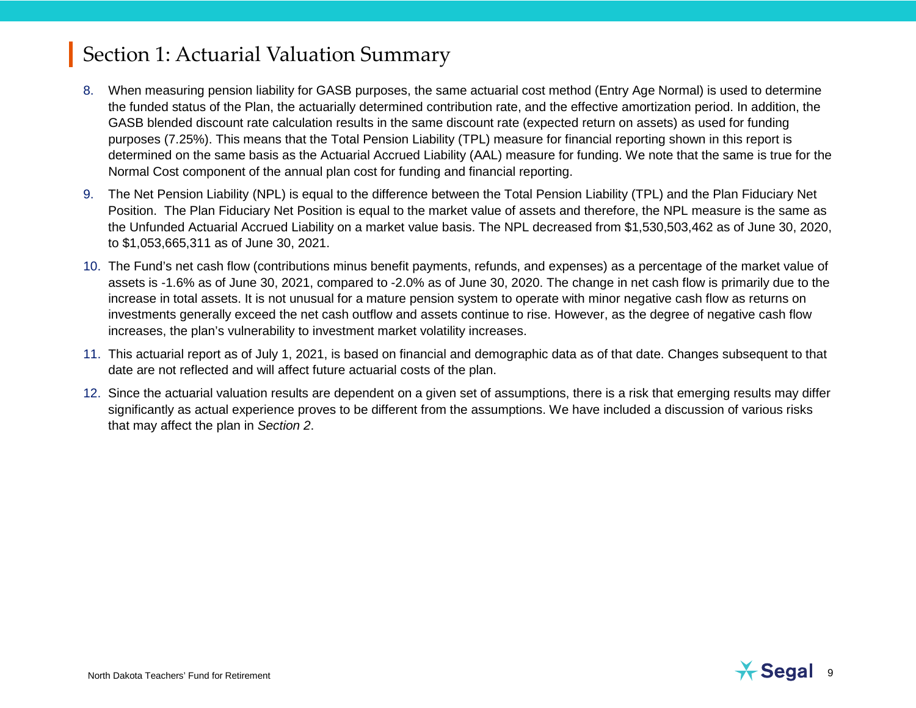## Section 1: Actuarial Valuation Summary

8. When measuring pension liability for GASB purposes, the same actuarial cost method (Entry Age Normal) is used to determine the funded status of the Plan, the actuarially determined contribution rate, and the effective amortization period. In addition, the GASB blended discount rate calculation results in the same discount rate (expected return on assets) as used for funding purposes (7.25%). This means that the Total Pension Liability (TPL) measure for financial reporting shown in this report is determined on the same basis as the Actuarial Accrued Liability (AAL) measure for funding. We note that the same is true for the Normal Cost component of the annual plan cost for funding and financial reporting.

9. The Net Pension Liability (NPL) is equal to the difference between the Total Pension Liability (TPL) and the Plan Fiduciary Net Position. The Plan Fiduciary Net Position is equal to the market value of assets and therefore, the NPL measure is the same as the Unfunded Actuarial Accrued Liability on a market value basis. The NPL decreased from $1,530,503,462 as of June 30, 2020, to $1,053,665,311 as of June 30, 2021.

10. The Fund's net cash flow (contributions minus benefit payments, refunds, and expenses) as a percentage of the market value of assets is -1.6% as of June 30, 2021, compared to -2.0% as of June 30, 2020. The change in net cash flow is primarily due to the increase in total assets. It is not unusual for a mature pension system to operate with minor negative cash flow as returns on investments generally exceed the net cash outflow and assets continue to rise. However, as the degree of negative cash flow increases, the plan's vulnerability to investment market volatility increases.

11. This actuarial report as of July 1, 2021, is based on financial and demographic data as of that date. Changes subsequent to that date are not reflected and will affect future actuarial costs of the plan.

12. Since the actuarial valuation results are dependent on a given set of assumptions, there is a risk that emerging results may differ significantly as actual experience proves to be different from the assumptions. We have included a discussion of various risks that may affect the plan in *Section 2*.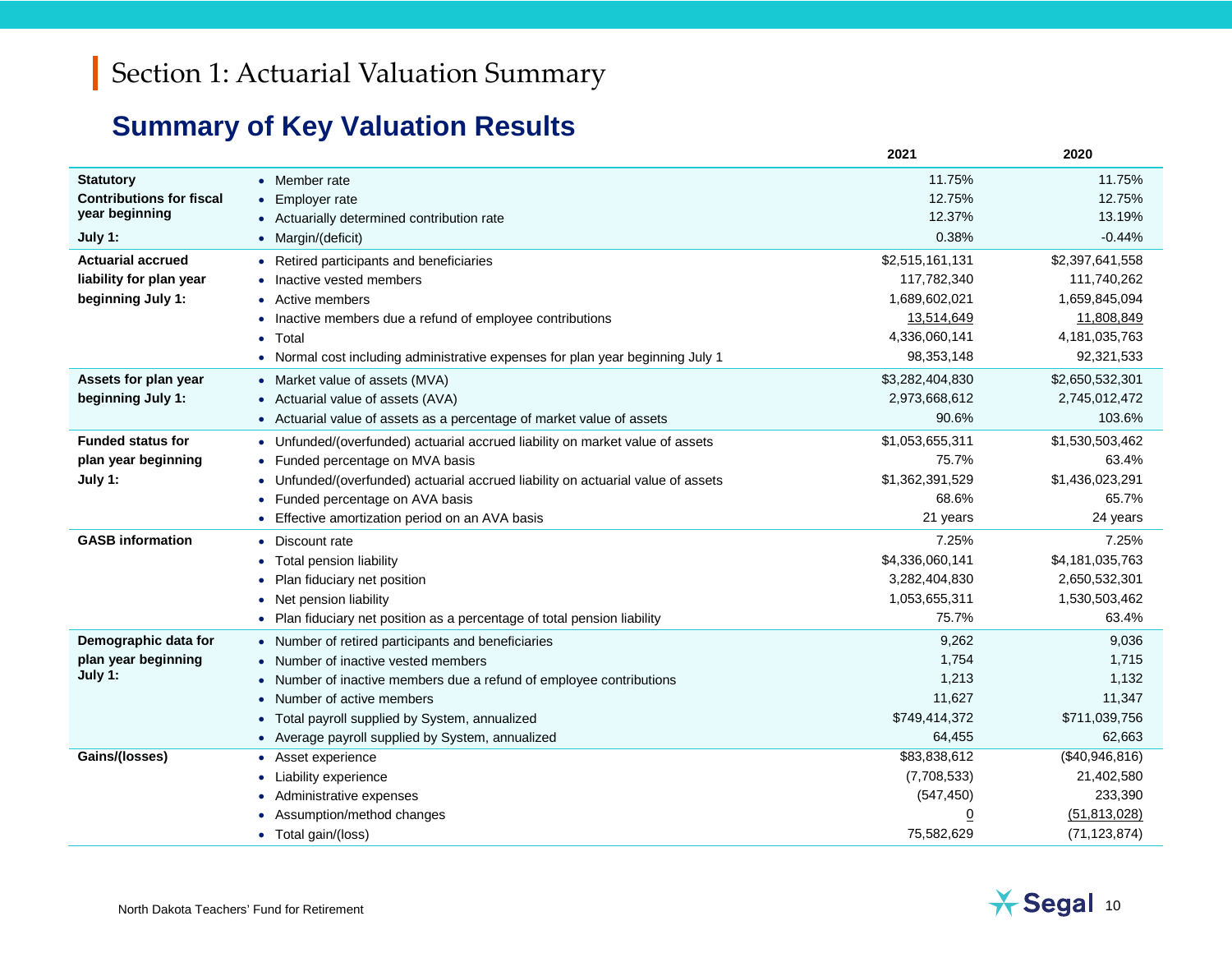# Section 1: Actuarial Valuation Summary

## Summary of Key Valuation Results

| | | 2021 | 2020 |
|---|---|---|---|
| **Statutory Contributions for fiscal year beginning July 1:** | • Member rate | 11.75% | 11.75% |
| | • Employer rate | 12.75% | 12.75% |
| | • Actuarially determined contribution rate | 12.37% | 13.19% |
| | • Margin/(deficit) | 0.38% | -0.44% |
| **Actuarial accrued liability for plan year beginning July 1:** | • Retired participants and beneficiaries | $2,515,161,131 | $2,397,641,558 |
| | • Inactive vested members | 117,782,340 | 111,740,262 |
| | • Active members | 1,689,602,021 | 1,659,845,094 |
| | • Inactive members due a refund of employee contributions | 13,514,649 | 11,808,849 |
| | • Total | 4,336,060,141 | 4,181,035,763 |
| | • Normal cost including administrative expenses for plan year beginning July 1 | 98,353,148 | 92,321,533 |
| **Assets for plan year beginning July 1:** | • Market value of assets (MVA) | $3,282,404,830 | $2,650,532,301 |
| | • Actuarial value of assets (AVA) | 2,973,668,612 | 2,745,012,472 |
| | • Actuarial value of assets as a percentage of market value of assets | 90.6% | 103.6% |
| **Funded status for plan year beginning July 1:** | • Unfunded/(overfunded) actuarial accrued liability on market value of assets | $1,053,655,311 | $1,530,503,462 |
| | • Funded percentage on MVA basis | 75.7% | 63.4% |
| | • Unfunded/(overfunded) actuarial accrued liability on actuarial value of assets | $1,362,391,529 | $1,436,023,291 |
| | • Funded percentage on AVA basis | 68.6% | 65.7% |
| | • Effective amortization period on an AVA basis | 21 years | 24 years |
| **GASB information** | • Discount rate | 7.25% | 7.25% |
| | • Total pension liability | $4,336,060,141 | $4,181,035,763 |
| | • Plan fiduciary net position | 3,282,404,830 | 2,650,532,301 |
| | • Net pension liability | 1,053,655,311 | 1,530,503,462 |
| | • Plan fiduciary net position as a percentage of total pension liability | 75.7% | 63.4% |
| **Demographic data for plan year beginning July 1:** | • Number of retired participants and beneficiaries | 9,262 | 9,036 |
| | • Number of inactive vested members | 1,754 | 1,715 |
| | • Number of inactive members due a refund of employee contributions | 1,213 | 1,132 |
| | • Number of active members | 11,627 | 11,347 |
| | • Total payroll supplied by System, annualized | $749,414,372 | $711,039,756 |
| | • Average payroll supplied by System, annualized | 64,455 | 62,663 |
| **Gains/(losses)** | • Asset experience | $83,838,612 | ($40,946,816) |
| | • Liability experience | (7,708,533) | 21,402,580 |
| | • Administrative expenses | (547,450) | 233,390 |
| | • Assumption/method changes | 0 | (51,813,028) |
| | • Total gain/(loss) | 75,582,629 | (71,123,874) |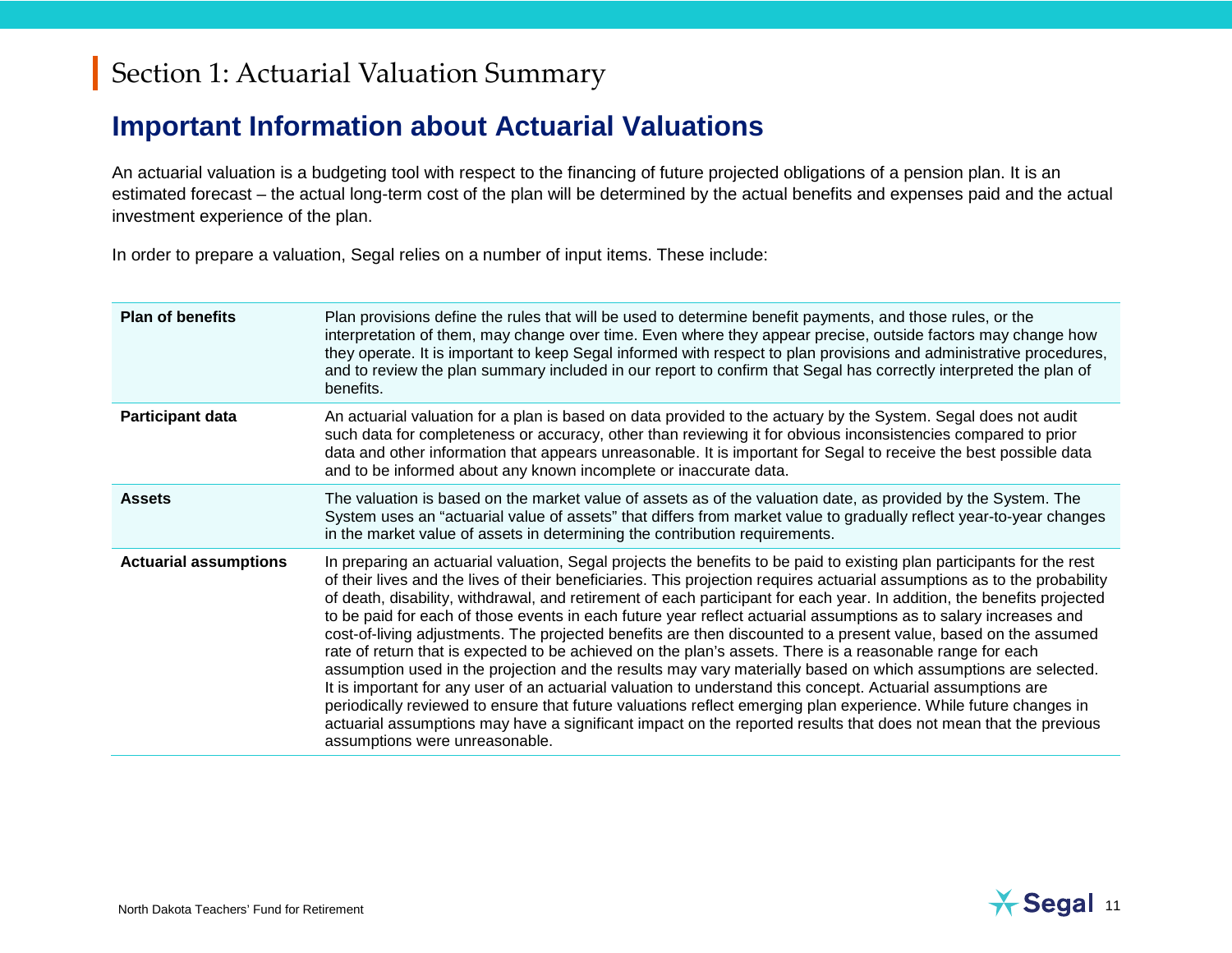# Section 1: Actuarial Valuation Summary

## Important Information about Actuarial Valuations

An actuarial valuation is a budgeting tool with respect to the financing of future projected obligations of a pension plan. It is an estimated forecast – the actual long-term cost of the plan will be determined by the actual benefits and expenses paid and the actual investment experience of the plan.

In order to prepare a valuation, Segal relies on a number of input items. These include:

| | |
|---|---|
| **Plan of benefits** | Plan provisions define the rules that will be used to determine benefit payments, and those rules, or the interpretation of them, may change over time. Even where they appear precise, outside factors may change how they operate. It is important to keep Segal informed with respect to plan provisions and administrative procedures, and to review the plan summary included in our report to confirm that Segal has correctly interpreted the plan of benefits. |
| **Participant data** | An actuarial valuation for a plan is based on data provided to the actuary by the System. Segal does not audit such data for completeness or accuracy, other than reviewing it for obvious inconsistencies compared to prior data and other information that appears unreasonable. It is important for Segal to receive the best possible data and to be informed about any known incomplete or inaccurate data. |
| **Assets** | The valuation is based on the market value of assets as of the valuation date, as provided by the System. The System uses an "actuarial value of assets" that differs from market value to gradually reflect year-to-year changes in the market value of assets in determining the contribution requirements. |
| **Actuarial assumptions** | In preparing an actuarial valuation, Segal projects the benefits to be paid to existing plan participants for the rest of their lives and the lives of their beneficiaries. This projection requires actuarial assumptions as to the probability of death, disability, withdrawal, and retirement of each participant for each year. In addition, the benefits projected to be paid for each of those events in each future year reflect actuarial assumptions as to salary increases and cost-of-living adjustments. The projected benefits are then discounted to a present value, based on the assumed rate of return that is expected to be achieved on the plan's assets. There is a reasonable range for each assumption used in the projection and the results may vary materially based on which assumptions are selected. It is important for any user of an actuarial valuation to understand this concept. Actuarial assumptions are periodically reviewed to ensure that future valuations reflect emerging plan experience. While future changes in actuarial assumptions may have a significant impact on the reported results that does not mean that the previous assumptions were unreasonable. |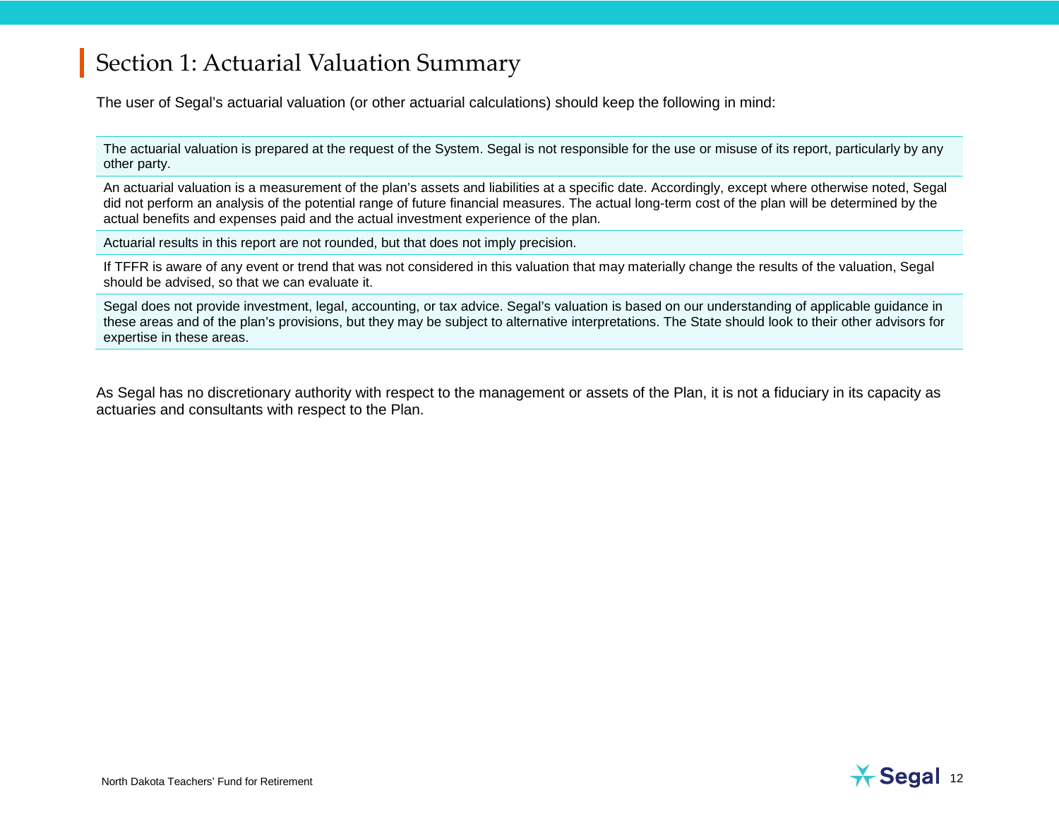# Section 1: Actuarial Valuation Summary

The user of Segal's actuarial valuation (or other actuarial calculations) should keep the following in mind:

| |
|---|
| The actuarial valuation is prepared at the request of the System. Segal is not responsible for the use or misuse of its report, particularly by any other party. |
| An actuarial valuation is a measurement of the plan's assets and liabilities at a specific date. Accordingly, except where otherwise noted, Segal did not perform an analysis of the potential range of future financial measures. The actual long-term cost of the plan will be determined by the actual benefits and expenses paid and the actual investment experience of the plan. |
| Actuarial results in this report are not rounded, but that does not imply precision. |
| If TFFR is aware of any event or trend that was not considered in this valuation that may materially change the results of the valuation, Segal should be advised, so that we can evaluate it. |
| Segal does not provide investment, legal, accounting, or tax advice. Segal's valuation is based on our understanding of applicable guidance in these areas and of the plan's provisions, but they may be subject to alternative interpretations. The State should look to their other advisors for expertise in these areas. |

As Segal has no discretionary authority with respect to the management or assets of the Plan, it is not a fiduciary in its capacity as actuaries and consultants with respect to the Plan.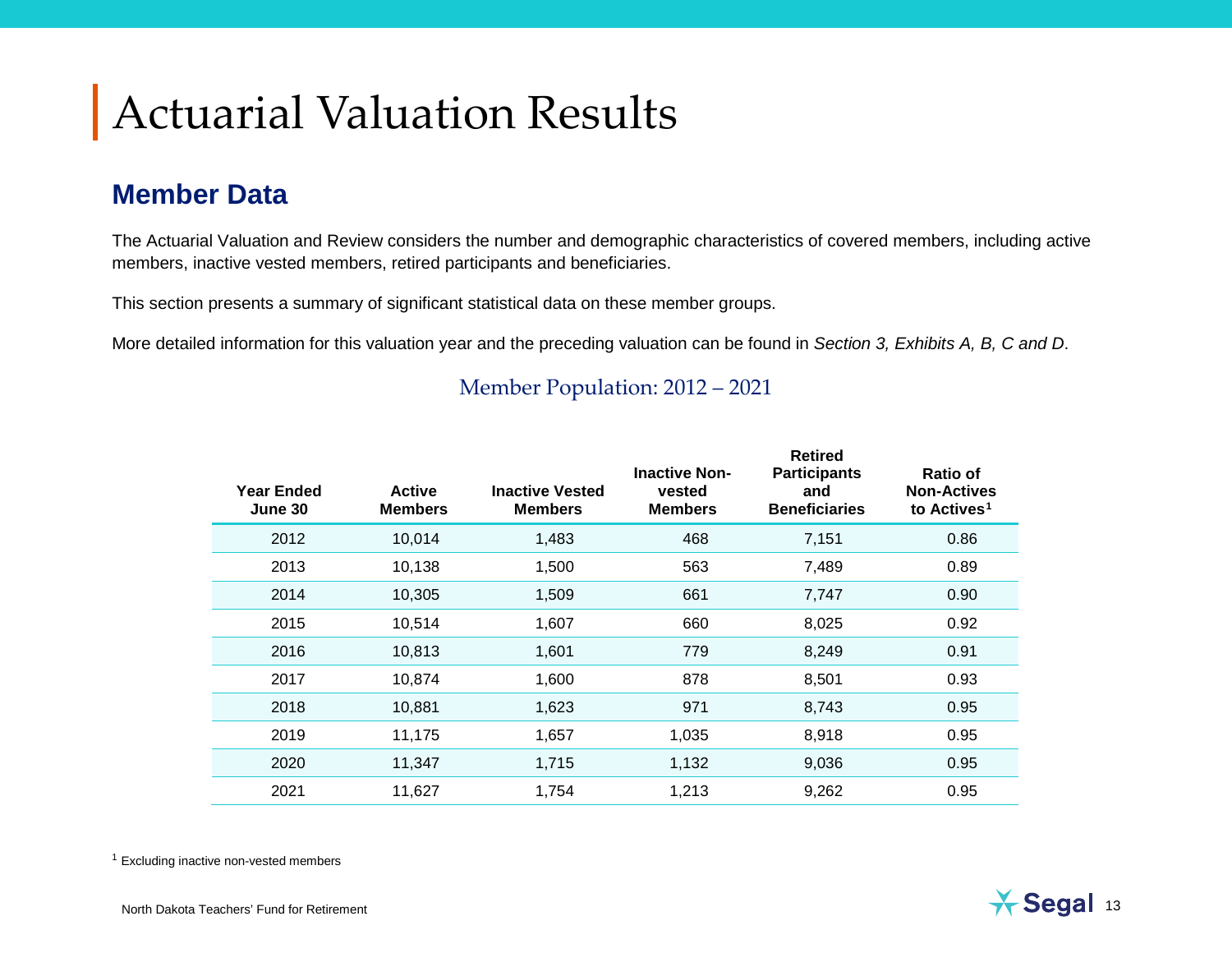# Actuarial Valuation Results

## Member Data

The Actuarial Valuation and Review considers the number and demographic characteristics of covered members, including active members, inactive vested members, retired participants and beneficiaries.

This section presents a summary of significant statistical data on these member groups.

More detailed information for this valuation year and the preceding valuation can be found in *Section 3, Exhibits A, B, C and D*.

### Member Population: 2012 – 2021

| Year Ended June 30 | Active Members | Inactive Vested Members | Inactive Non-vested Members | Retired Participants and Beneficiaries | Ratio of Non-Actives to Actives[1] |
|---|---|---|---|---|---|
| 2012 | 10,014 | 1,483 | 468 | 7,151 | 0.86 |
| 2013 | 10,138 | 1,500 | 563 | 7,489 | 0.89 |
| 2014 | 10,305 | 1,509 | 661 | 7,747 | 0.90 |
| 2015 | 10,514 | 1,607 | 660 | 8,025 | 0.92 |
| 2016 | 10,813 | 1,601 | 779 | 8,249 | 0.91 |
| 2017 | 10,874 | 1,600 | 878 | 8,501 | 0.93 |
| 2018 | 10,881 | 1,623 | 971 | 8,743 | 0.95 |
| 2019 | 11,175 | 1,657 | 1,035 | 8,918 | 0.95 |
| 2020 | 11,347 | 1,715 | 1,132 | 9,036 | 0.95 |
| 2021 | 11,627 | 1,754 | 1,213 | 9,262 | 0.95 |

[1] Excluding inactive non-vested members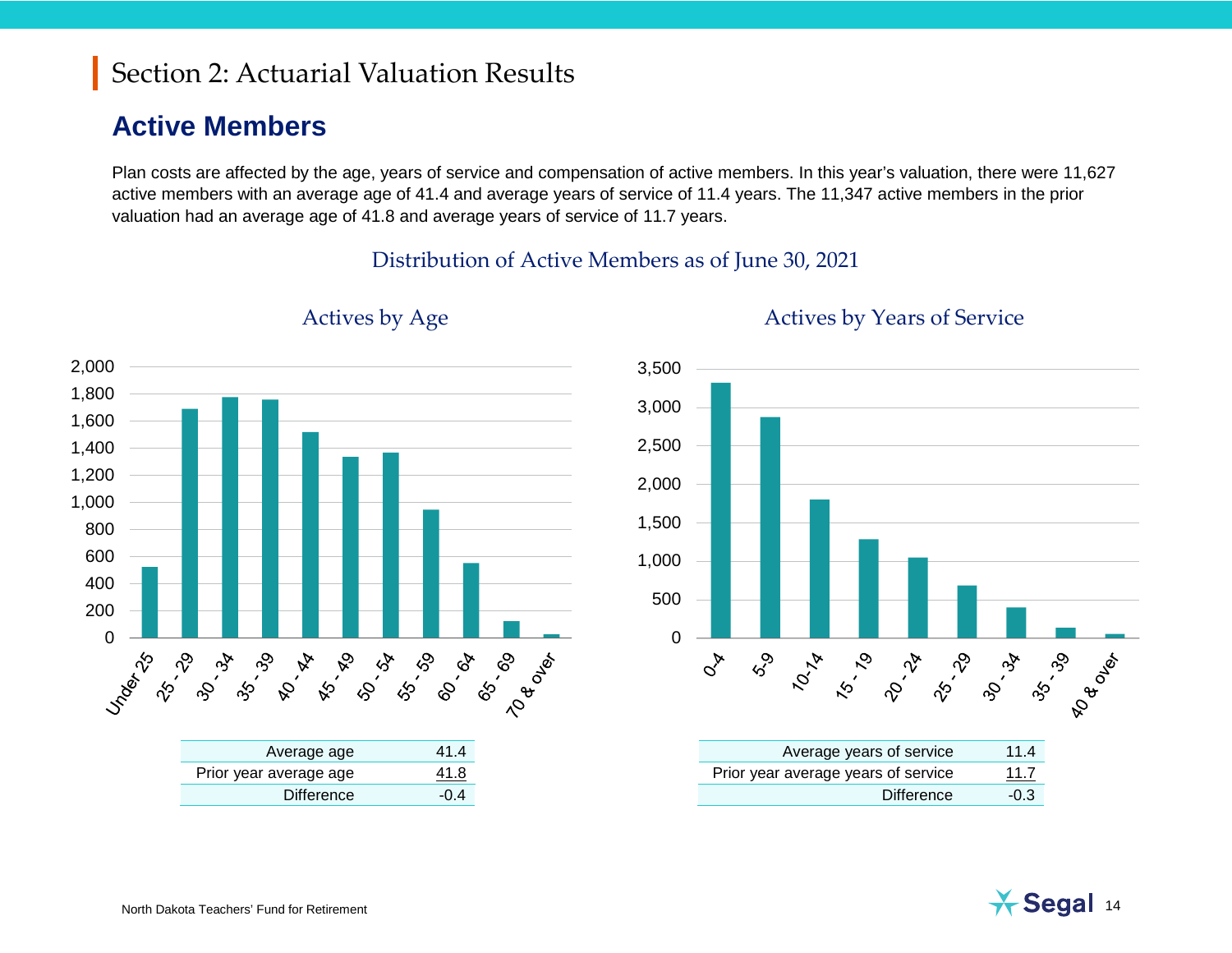# Section 2: Actuarial Valuation Results

## Active Members

Plan costs are affected by the age, years of service and compensation of active members. In this year's valuation, there were 11,627 active members with an average age of 41.4 and average years of service of 11.4 years. The 11,347 active members in the prior valuation had an average age of 41.8 and average years of service of 11.7 years.

### Distribution of Active Members as of June 30, 2021

#### Actives by Age

| | |
|---|---|
| Average age | 41.4 |
| Prior year average age | 41.8 |
| Difference | -0.4 |

#### Actives by Years of Service

| | |
|---|---|
| Average years of service | 11.4 |
| Prior year average years of service | 11.7 |
| Difference | -0.3 |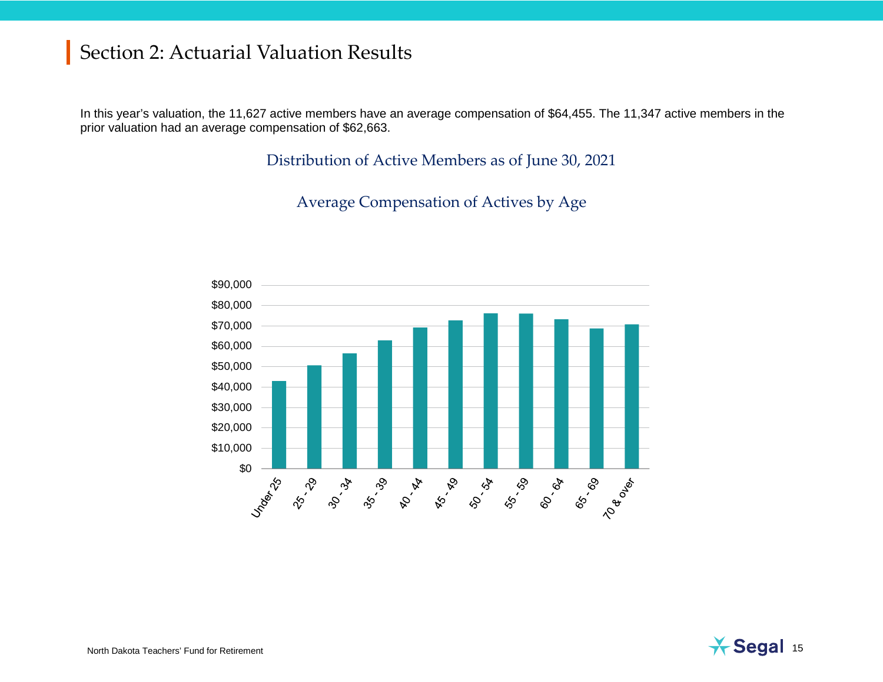# Section 2: Actuarial Valuation Results

In this year's valuation, the 11,627 active members have an average compensation of $64,455. The 11,347 active members in the prior valuation had an average compensation of $62,663.

### Distribution of Active Members as of June 30, 2021

### Average Compensation of Actives by Age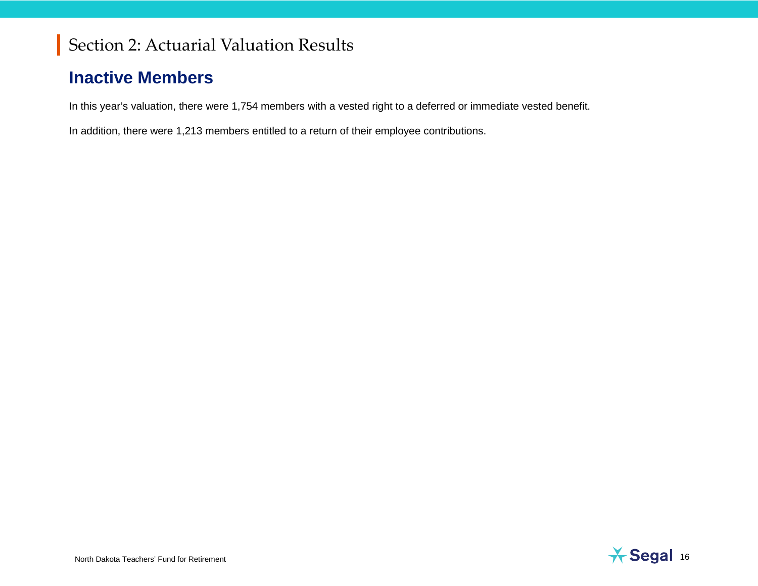# Section 2: Actuarial Valuation Results

## Inactive Members

In this year's valuation, there were 1,754 members with a vested right to a deferred or immediate vested benefit.

In addition, there were 1,213 members entitled to a return of their employee contributions.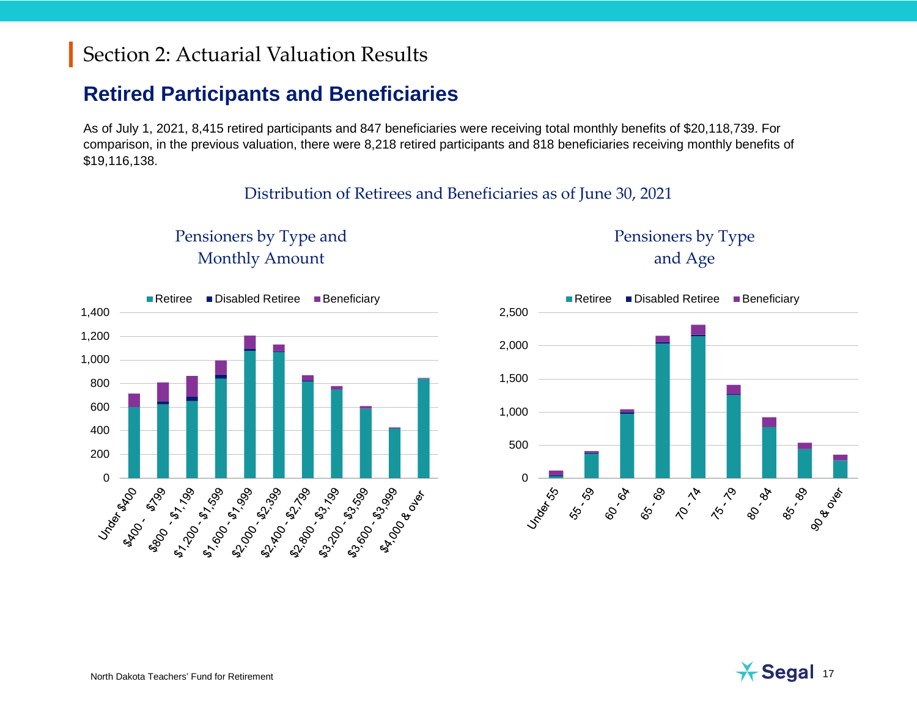# Section 2: Actuarial Valuation Results

## Retired Participants and Beneficiaries

As of July 1, 2021, 8,415 retired participants and 847 beneficiaries were receiving total monthly benefits of $20,118,739. For comparison, in the previous valuation, there were 8,218 retired participants and 818 beneficiaries receiving monthly benefits of $19,116,138.

### Distribution of Retirees and Beneficiaries as of June 30, 2021

**Pensioners by Type and Monthly Amount**

Legend: Retiree, Disabled Retiree, Beneficiary

Categories: Under $400; $400 - $799; $800 - $1,199; $1,200 - $1,599; $1,600 - $1,999; $2,000 - $2,399; $2,400 - $2,799; $2,800 - $3,199; $3,200 - $3,599; $3,600 - $3,999; $4,000 & over

**Pensioners by Type and Age**

Legend: Retiree, Disabled Retiree, Beneficiary

Categories: Under 55; 55 - 59; 60 - 64; 65 - 69; 70 - 74; 75 - 79; 80 - 84; 85 - 89; 90 & over

North Dakota Teachers' Fund for Retirement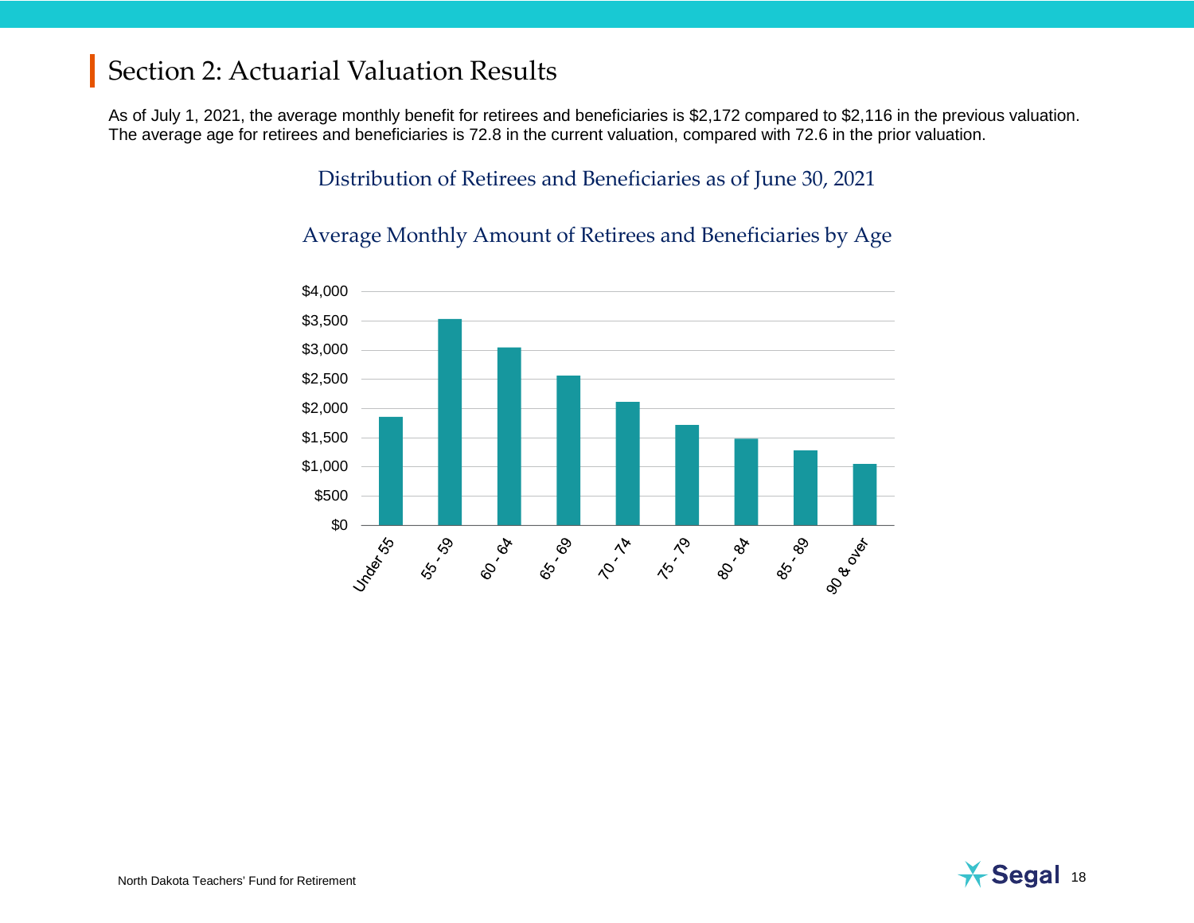## Section 2: Actuarial Valuation Results

As of July 1, 2021, the average monthly benefit for retirees and beneficiaries is $2,172 compared to $2,116 in the previous valuation. The average age for retirees and beneficiaries is 72.8 in the current valuation, compared with 72.6 in the prior valuation.

### Distribution of Retirees and Beneficiaries as of June 30, 2021

#### Average Monthly Amount of Retirees and Beneficiaries by Age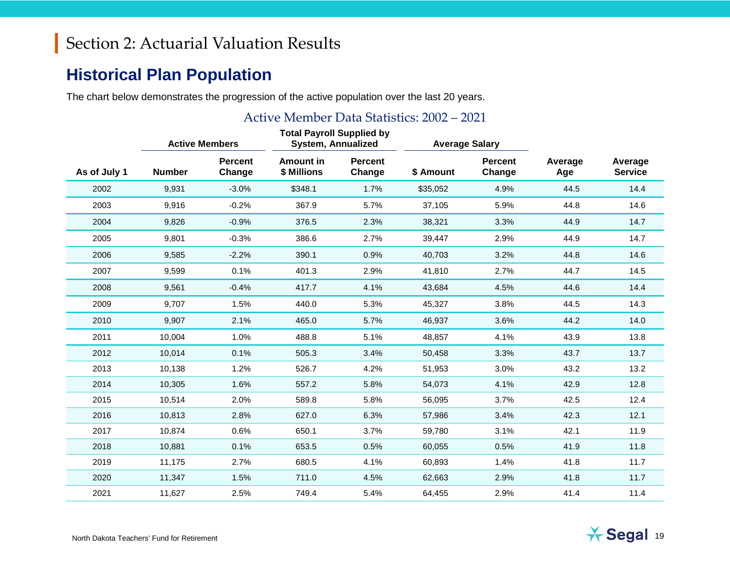# Section 2: Actuarial Valuation Results

## Historical Plan Population

The chart below demonstrates the progression of the active population over the last 20 years.

### Active Member Data Statistics: 2002 – 2021

| | Active Members | | Total Payroll Supplied by System, Annualized | | Average Salary | | | |
|---|---|---|---|---|---|---|---|---|
| **As of July 1** | **Number** | **Percent Change** | **Amount in $ Millions** | **Percent Change** | **$ Amount** | **Percent Change** | **Average Age** | **Average Service** |
| 2002 | 9,931 | -3.0% | $348.1 | 1.7% | $35,052 | 4.9% | 44.5 | 14.4 |
| 2003 | 9,916 | -0.2% | 367.9 | 5.7% | 37,105 | 5.9% | 44.8 | 14.6 |
| 2004 | 9,826 | -0.9% | 376.5 | 2.3% | 38,321 | 3.3% | 44.9 | 14.7 |
| 2005 | 9,801 | -0.3% | 386.6 | 2.7% | 39,447 | 2.9% | 44.9 | 14.7 |
| 2006 | 9,585 | -2.2% | 390.1 | 0.9% | 40,703 | 3.2% | 44.8 | 14.6 |
| 2007 | 9,599 | 0.1% | 401.3 | 2.9% | 41,810 | 2.7% | 44.7 | 14.5 |
| 2008 | 9,561 | -0.4% | 417.7 | 4.1% | 43,684 | 4.5% | 44.6 | 14.4 |
| 2009 | 9,707 | 1.5% | 440.0 | 5.3% | 45,327 | 3.8% | 44.5 | 14.3 |
| 2010 | 9,907 | 2.1% | 465.0 | 5.7% | 46,937 | 3.6% | 44.2 | 14.0 |
| 2011 | 10,004 | 1.0% | 488.8 | 5.1% | 48,857 | 4.1% | 43.9 | 13.8 |
| 2012 | 10,014 | 0.1% | 505.3 | 3.4% | 50,458 | 3.3% | 43.7 | 13.7 |
| 2013 | 10,138 | 1.2% | 526.7 | 4.2% | 51,953 | 3.0% | 43.2 | 13.2 |
| 2014 | 10,305 | 1.6% | 557.2 | 5.8% | 54,073 | 4.1% | 42.9 | 12.8 |
| 2015 | 10,514 | 2.0% | 589.8 | 5.8% | 56,095 | 3.7% | 42.5 | 12.4 |
| 2016 | 10,813 | 2.8% | 627.0 | 6.3% | 57,986 | 3.4% | 42.3 | 12.1 |
| 2017 | 10,874 | 0.6% | 650.1 | 3.7% | 59,780 | 3.1% | 42.1 | 11.9 |
| 2018 | 10,881 | 0.1% | 653.5 | 0.5% | 60,055 | 0.5% | 41.9 | 11.8 |
| 2019 | 11,175 | 2.7% | 680.5 | 4.1% | 60,893 | 1.4% | 41.8 | 11.7 |
| 2020 | 11,347 | 1.5% | 711.0 | 4.5% | 62,663 | 2.9% | 41.8 | 11.7 |
| 2021 | 11,627 | 2.5% | 749.4 | 5.4% | 64,455 | 2.9% | 41.4 | 11.4 |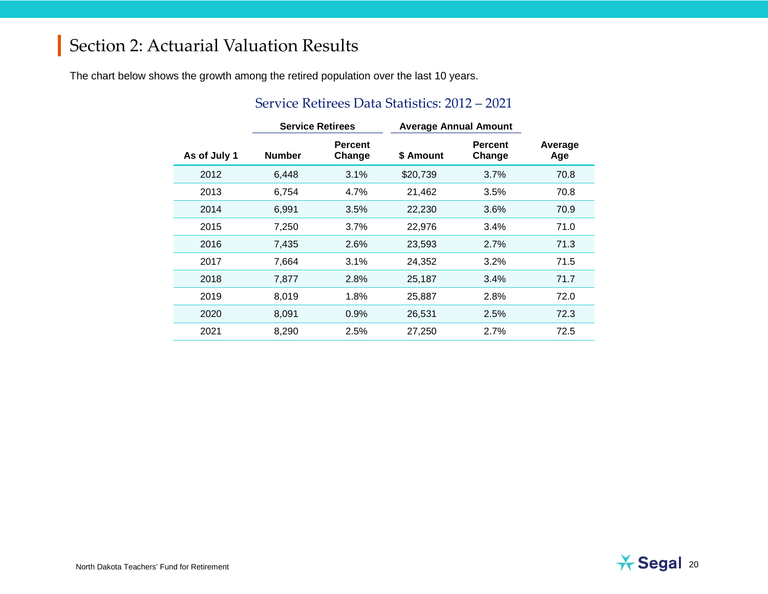# Section 2: Actuarial Valuation Results

The chart below shows the growth among the retired population over the last 10 years.

## Service Retirees Data Statistics: 2012 – 2021

| | Service Retirees | | Average Annual Amount | | |
|---|---|---|---|---|---|
| **As of July 1** | **Number** | **Percent Change** | **$ Amount** | **Percent Change** | **Average Age** |
| 2012 | 6,448 | 3.1% | $20,739 | 3.7% | 70.8 |
| 2013 | 6,754 | 4.7% | 21,462 | 3.5% | 70.8 |
| 2014 | 6,991 | 3.5% | 22,230 | 3.6% | 70.9 |
| 2015 | 7,250 | 3.7% | 22,976 | 3.4% | 71.0 |
| 2016 | 7,435 | 2.6% | 23,593 | 2.7% | 71.3 |
| 2017 | 7,664 | 3.1% | 24,352 | 3.2% | 71.5 |
| 2018 | 7,877 | 2.8% | 25,187 | 3.4% | 71.7 |
| 2019 | 8,019 | 1.8% | 25,887 | 2.8% | 72.0 |
| 2020 | 8,091 | 0.9% | 26,531 | 2.5% | 72.3 |
| 2021 | 8,290 | 2.5% | 27,250 | 2.7% | 72.5 |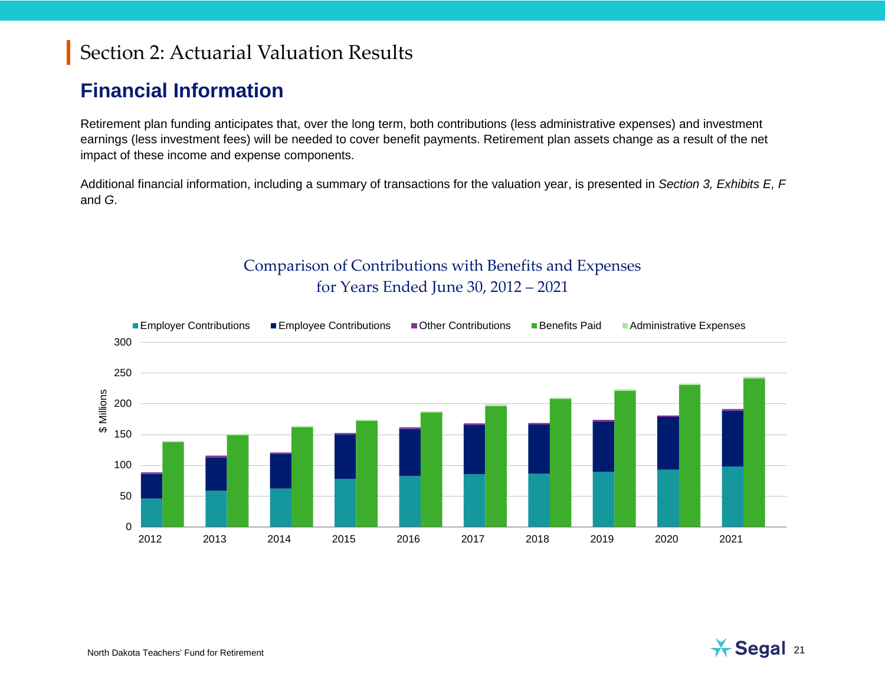# Section 2: Actuarial Valuation Results

## Financial Information

Retirement plan funding anticipates that, over the long term, both contributions (less administrative expenses) and investment earnings (less investment fees) will be needed to cover benefit payments. Retirement plan assets change as a result of the net impact of these income and expense components.

Additional financial information, including a summary of transactions for the valuation year, is presented in *Section 3, Exhibits E, F* and *G*.

Comparison of Contributions with Benefits and Expenses for Years Ended June 30, 2012 – 2021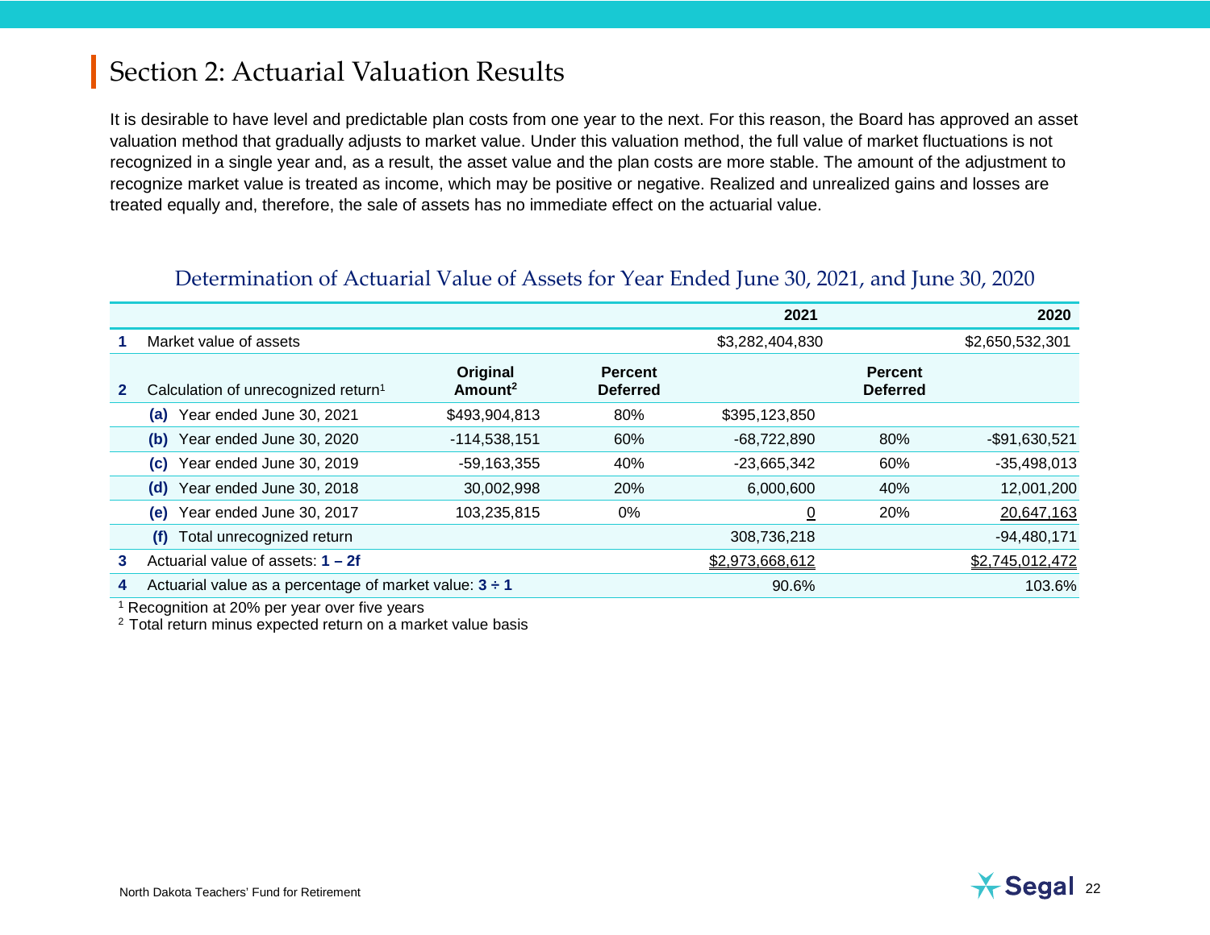# Section 2: Actuarial Valuation Results

It is desirable to have level and predictable plan costs from one year to the next. For this reason, the Board has approved an asset valuation method that gradually adjusts to market value. Under this valuation method, the full value of market fluctuations is not recognized in a single year and, as a result, the asset value and the plan costs are more stable. The amount of the adjustment to recognize market value is treated as income, which may be positive or negative. Realized and unrealized gains and losses are treated equally and, therefore, the sale of assets has no immediate effect on the actuarial value.

### Determination of Actuarial Value of Assets for Year Ended June 30, 2021, and June 30, 2020

| | | | | 2021 | | 2020 |
|---|---|---|---|---|---|---|
| **1** | Market value of assets | | | $3,282,404,830 | | $2,650,532,301 |
| **2** | Calculation of unrecognized return[1] | **Original Amount[2]** | **Percent Deferred** | | **Percent Deferred** | |
| | **(a)** Year ended June 30, 2021 | $493,904,813 | 80% | $395,123,850 | | |
| | **(b)** Year ended June 30, 2020 | -114,538,151 | 60% | -68,722,890 | 80% | -$91,630,521 |
| | **(c)** Year ended June 30, 2019 | -59,163,355 | 40% | -23,665,342 | 60% | -35,498,013 |
| | **(d)** Year ended June 30, 2018 | 30,002,998 | 20% | 6,000,600 | 40% | 12,001,200 |
| | **(e)** Year ended June 30, 2017 | 103,235,815 | 0% | 0 | 20% | 20,647,163 |
| | **(f)** Total unrecognized return | | | 308,736,218 | | -94,480,171 |
| **3** | Actuarial value of assets: **1 – 2f** | | | $2,973,668,612 | | $2,745,012,472 |
| **4** | Actuarial value as a percentage of market value: **3 ÷ 1** | | | 90.6% | | 103.6% |

[1] Recognition at 20% per year over five years
[2] Total return minus expected return on a market value basis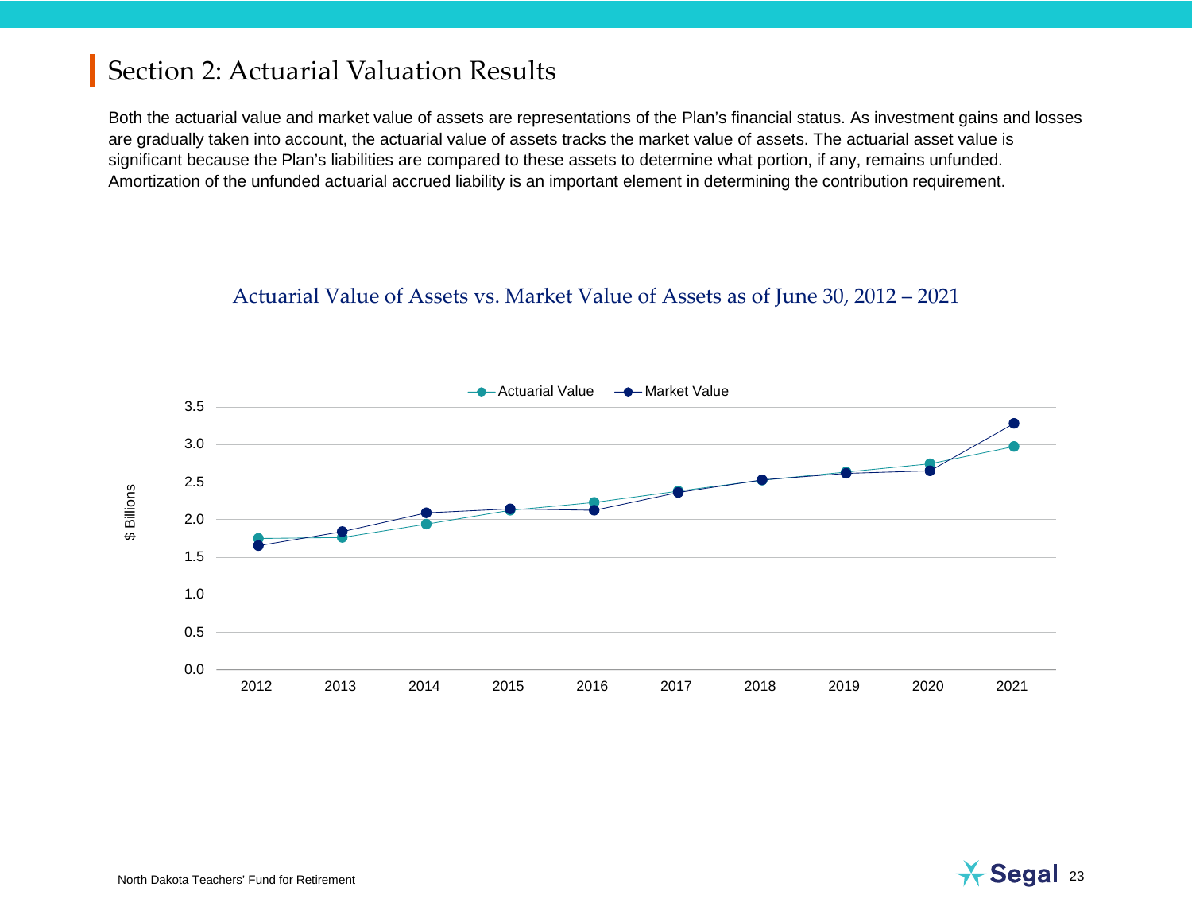## Section 2: Actuarial Valuation Results

Both the actuarial value and market value of assets are representations of the Plan's financial status. As investment gains and losses are gradually taken into account, the actuarial value of assets tracks the market value of assets. The actuarial asset value is significant because the Plan's liabilities are compared to these assets to determine what portion, if any, remains unfunded. Amortization of the unfunded actuarial accrued liability is an important element in determining the contribution requirement.

### Actuarial Value of Assets vs. Market Value of Assets as of June 30, 2012 – 2021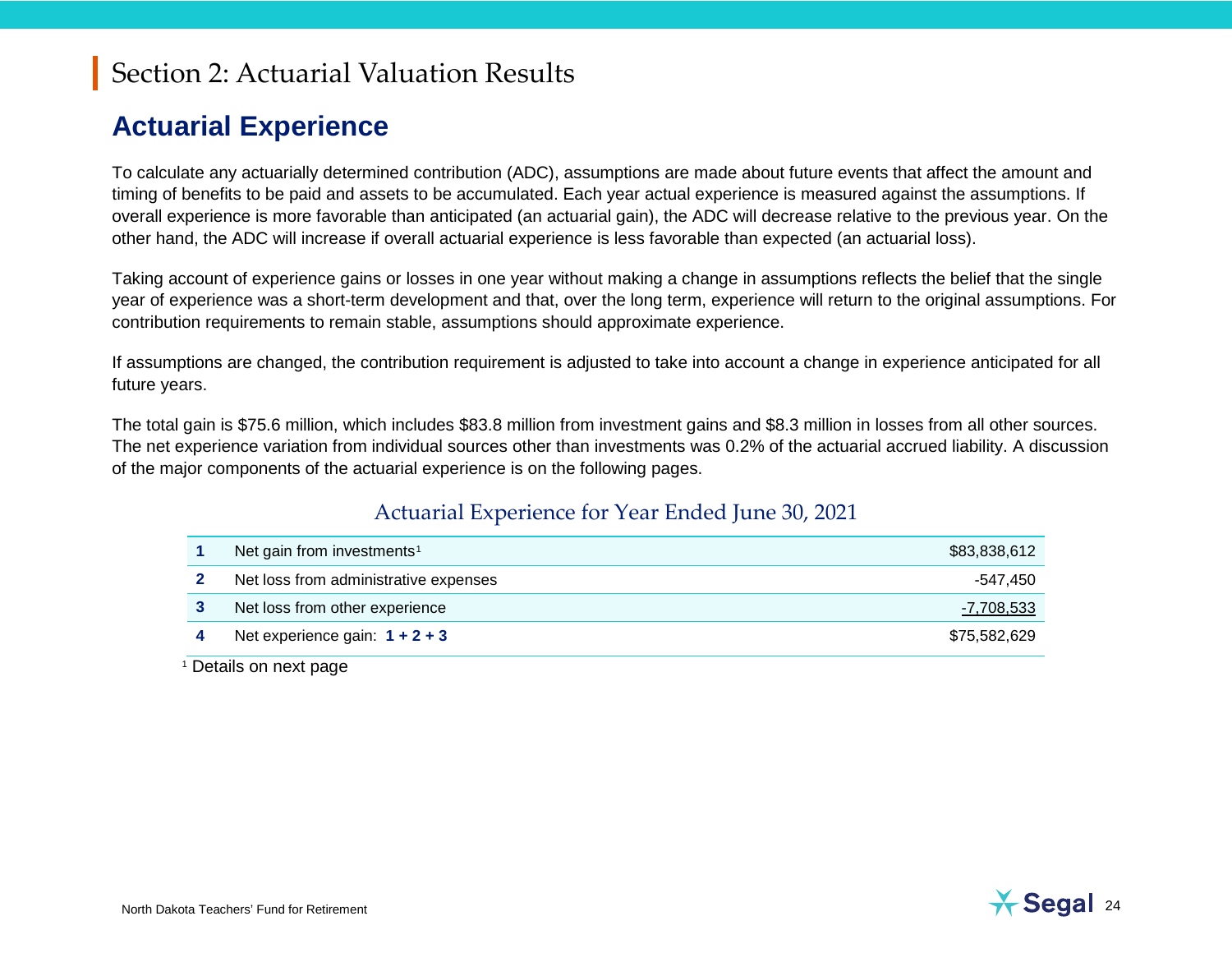# Section 2: Actuarial Valuation Results

## Actuarial Experience

To calculate any actuarially determined contribution (ADC), assumptions are made about future events that affect the amount and timing of benefits to be paid and assets to be accumulated. Each year actual experience is measured against the assumptions. If overall experience is more favorable than anticipated (an actuarial gain), the ADC will decrease relative to the previous year. On the other hand, the ADC will increase if overall actuarial experience is less favorable than expected (an actuarial loss).

Taking account of experience gains or losses in one year without making a change in assumptions reflects the belief that the single year of experience was a short-term development and that, over the long term, experience will return to the original assumptions. For contribution requirements to remain stable, assumptions should approximate experience.

If assumptions are changed, the contribution requirement is adjusted to take into account a change in experience anticipated for all future years.

The total gain is $75.6 million, which includes $83.8 million from investment gains and $8.3 million in losses from all other sources. The net experience variation from individual sources other than investments was 0.2% of the actuarial accrued liability. A discussion of the major components of the actuarial experience is on the following pages.

### Actuarial Experience for Year Ended June 30, 2021

| | | |
|---|---|---|
| **1** | Net gain from investments[1] | $83,838,612 |
| **2** | Net loss from administrative expenses | -547,450 |
| **3** | Net loss from other experience | -7,708,533 |
| **4** | Net experience gain: **1 + 2 + 3** | $75,582,629 |

[1] Details on next page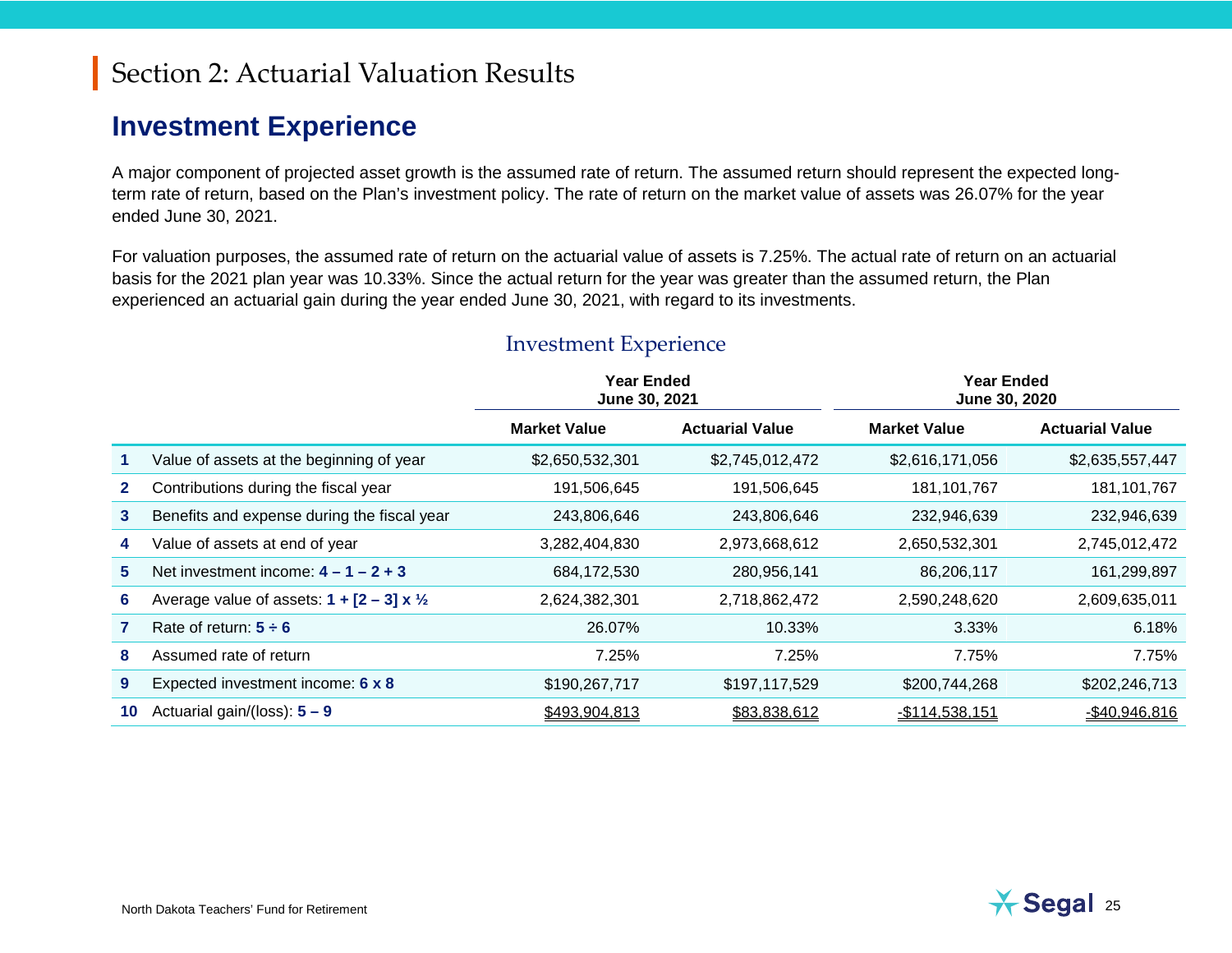# Section 2: Actuarial Valuation Results

## Investment Experience

A major component of projected asset growth is the assumed rate of return. The assumed return should represent the expected long-term rate of return, based on the Plan's investment policy. The rate of return on the market value of assets was 26.07% for the year ended June 30, 2021.

For valuation purposes, the assumed rate of return on the actuarial value of assets is 7.25%. The actual rate of return on an actuarial basis for the 2021 plan year was 10.33%. Since the actual return for the year was greater than the assumed return, the Plan experienced an actuarial gain during the year ended June 30, 2021, with regard to its investments.

### Investment Experience

| | | Year Ended June 30, 2021 | | Year Ended June 30, 2020 | |
|---|---|---|---|---|---|
| | | **Market Value** | **Actuarial Value** | **Market Value** | **Actuarial Value** |
| **1** | Value of assets at the beginning of year | $2,650,532,301 | $2,745,012,472 | $2,616,171,056 | $2,635,557,447 |
| **2** | Contributions during the fiscal year | 191,506,645 | 191,506,645 | 181,101,767 | 181,101,767 |
| **3** | Benefits and expense during the fiscal year | 243,806,646 | 243,806,646 | 232,946,639 | 232,946,639 |
| **4** | Value of assets at end of year | 3,282,404,830 | 2,973,668,612 | 2,650,532,301 | 2,745,012,472 |
| **5** | Net investment income: **4 – 1 – 2 + 3** | 684,172,530 | 280,956,141 | 86,206,117 | 161,299,897 |
| **6** | Average value of assets: **1 + [2 – 3] x ½** | 2,624,382,301 | 2,718,862,472 | 2,590,248,620 | 2,609,635,011 |
| **7** | Rate of return: **5 ÷ 6** | 26.07% | 10.33% | 3.33% | 6.18% |
| **8** | Assumed rate of return | 7.25% | 7.25% | 7.75% | 7.75% |
| **9** | Expected investment income: **6 x 8** | $190,267,717 | $197,117,529 | $200,744,268 | $202,246,713 |
| **10** | Actuarial gain/(loss): **5 – 9** | $493,904,813 | $83,838,612 | -$114,538,151 | -$40,946,816 |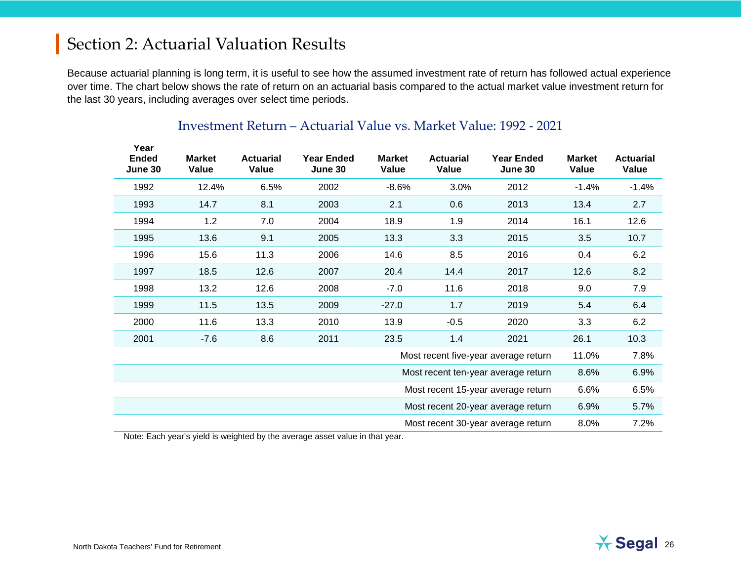## Section 2: Actuarial Valuation Results

Because actuarial planning is long term, it is useful to see how the assumed investment rate of return has followed actual experience over time. The chart below shows the rate of return on an actuarial basis compared to the actual market value investment return for the last 30 years, including averages over select time periods.

### Investment Return – Actuarial Value vs. Market Value: 1992 - 2021

| Year Ended June 30 | Market Value | Actuarial Value | Year Ended June 30 | Market Value | Actuarial Value | Year Ended June 30 | Market Value | Actuarial Value |
|---|---|---|---|---|---|---|---|---|
| 1992 | 12.4% | 6.5% | 2002 | -8.6% | 3.0% | 2012 | -1.4% | -1.4% |
| 1993 | 14.7 | 8.1 | 2003 | 2.1 | 0.6 | 2013 | 13.4 | 2.7 |
| 1994 | 1.2 | 7.0 | 2004 | 18.9 | 1.9 | 2014 | 16.1 | 12.6 |
| 1995 | 13.6 | 9.1 | 2005 | 13.3 | 3.3 | 2015 | 3.5 | 10.7 |
| 1996 | 15.6 | 11.3 | 2006 | 14.6 | 8.5 | 2016 | 0.4 | 6.2 |
| 1997 | 18.5 | 12.6 | 2007 | 20.4 | 14.4 | 2017 | 12.6 | 8.2 |
| 1998 | 13.2 | 12.6 | 2008 | -7.0 | 11.6 | 2018 | 9.0 | 7.9 |
| 1999 | 11.5 | 13.5 | 2009 | -27.0 | 1.7 | 2019 | 5.4 | 6.4 |
| 2000 | 11.6 | 13.3 | 2010 | 13.9 | -0.5 | 2020 | 3.3 | 6.2 |
| 2001 | -7.6 | 8.6 | 2011 | 23.5 | 1.4 | 2021 | 26.1 | 10.3 |
| | | | | | | Most recent five-year average return | 11.0% | 7.8% |
| | | | | | | Most recent ten-year average return | 8.6% | 6.9% |
| | | | | | | Most recent 15-year average return | 6.6% | 6.5% |
| | | | | | | Most recent 20-year average return | 6.9% | 5.7% |
| | | | | | | Most recent 30-year average return | 8.0% | 7.2% |

Note: Each year's yield is weighted by the average asset value in that year.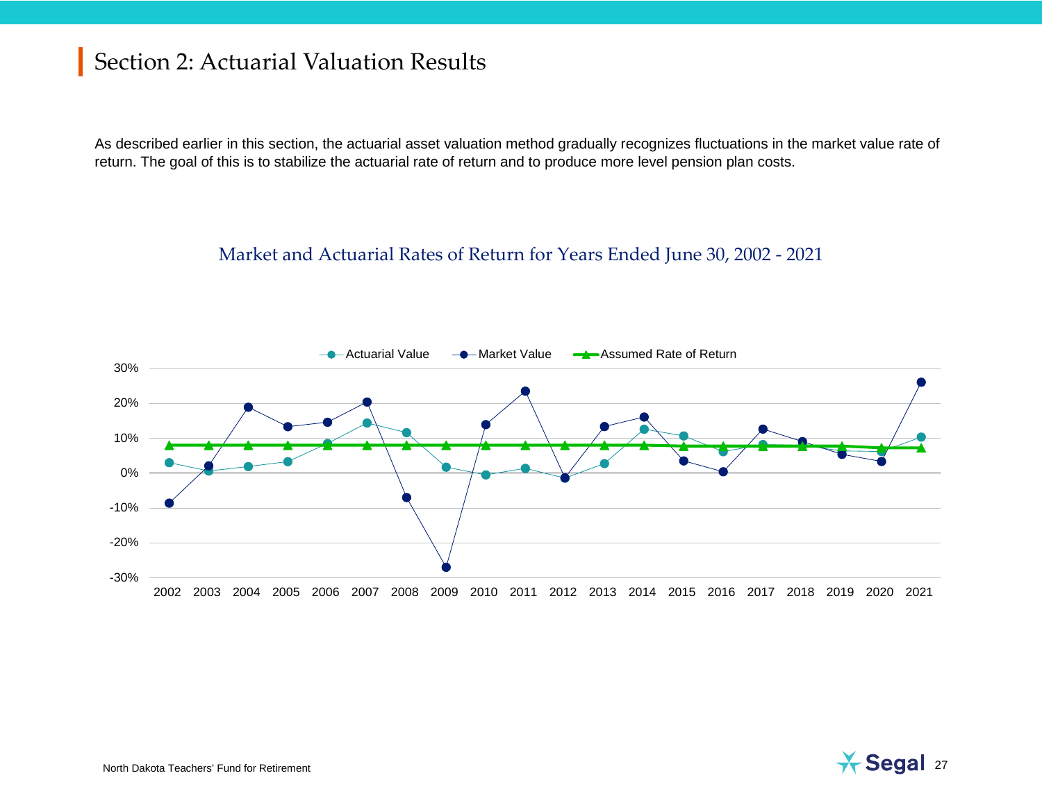## Section 2: Actuarial Valuation Results

As described earlier in this section, the actuarial asset valuation method gradually recognizes fluctuations in the market value rate of return. The goal of this is to stabilize the actuarial rate of return and to produce more level pension plan costs.

### Market and Actuarial Rates of Return for Years Ended June 30, 2002 - 2021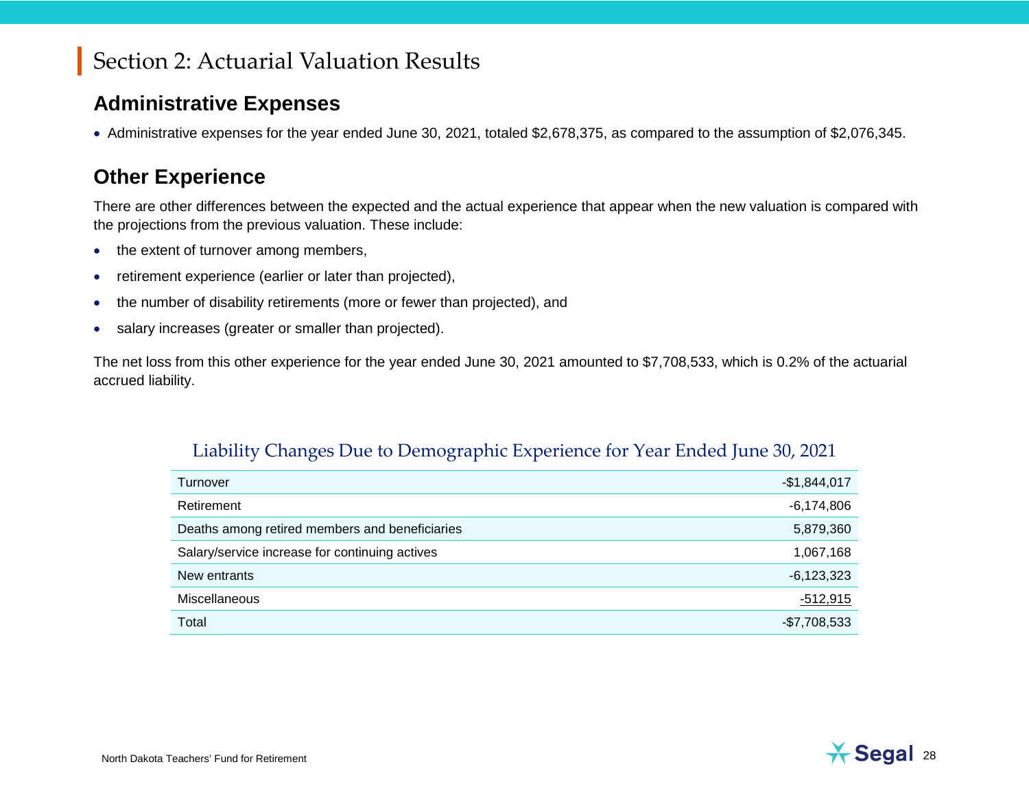# Section 2: Actuarial Valuation Results

## Administrative Expenses

- Administrative expenses for the year ended June 30, 2021, totaled $2,678,375, as compared to the assumption of $2,076,345.

## Other Experience

There are other differences between the expected and the actual experience that appear when the new valuation is compared with the projections from the previous valuation. These include:

- the extent of turnover among members,
- retirement experience (earlier or later than projected),
- the number of disability retirements (more or fewer than projected), and
- salary increases (greater or smaller than projected).

The net loss from this other experience for the year ended June 30, 2021 amounted to $7,708,533, which is 0.2% of the actuarial accrued liability.

### Liability Changes Due to Demographic Experience for Year Ended June 30, 2021

| | |
|---|---:|
| Turnover | -$1,844,017 |
| Retirement | -6,174,806 |
| Deaths among retired members and beneficiaries | 5,879,360 |
| Salary/service increase for continuing actives | 1,067,168 |
| New entrants | -6,123,323 |
| Miscellaneous | -512,915 |
| Total | -$7,708,533 |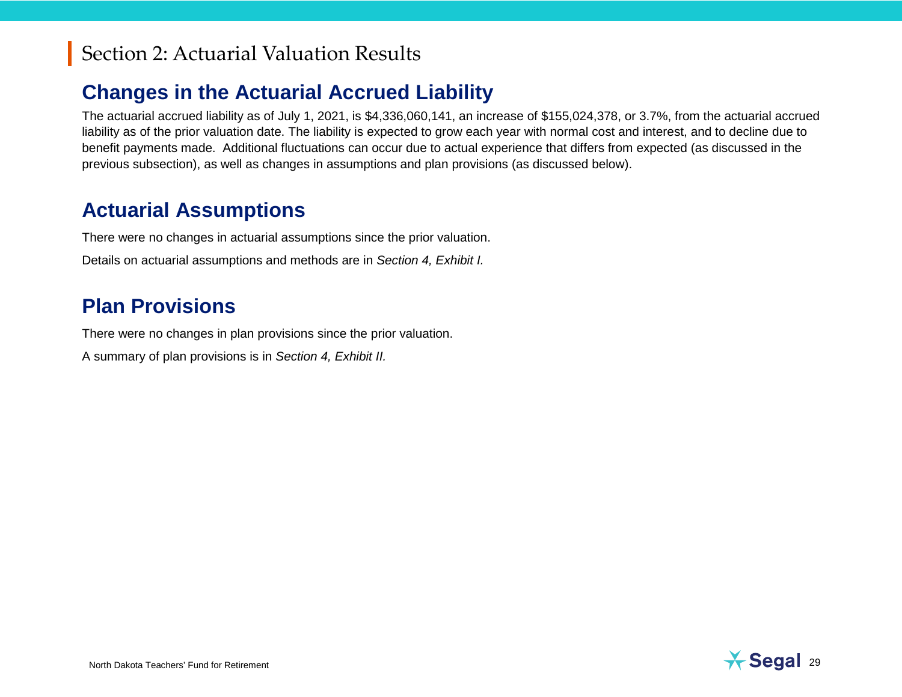# Section 2: Actuarial Valuation Results

## Changes in the Actuarial Accrued Liability

The actuarial accrued liability as of July 1, 2021, is $4,336,060,141, an increase of $155,024,378, or 3.7%, from the actuarial accrued liability as of the prior valuation date. The liability is expected to grow each year with normal cost and interest, and to decline due to benefit payments made. Additional fluctuations can occur due to actual experience that differs from expected (as discussed in the previous subsection), as well as changes in assumptions and plan provisions (as discussed below).

## Actuarial Assumptions

There were no changes in actuarial assumptions since the prior valuation.

Details on actuarial assumptions and methods are in *Section 4, Exhibit I.*

## Plan Provisions

There were no changes in plan provisions since the prior valuation.

A summary of plan provisions is in *Section 4, Exhibit II.*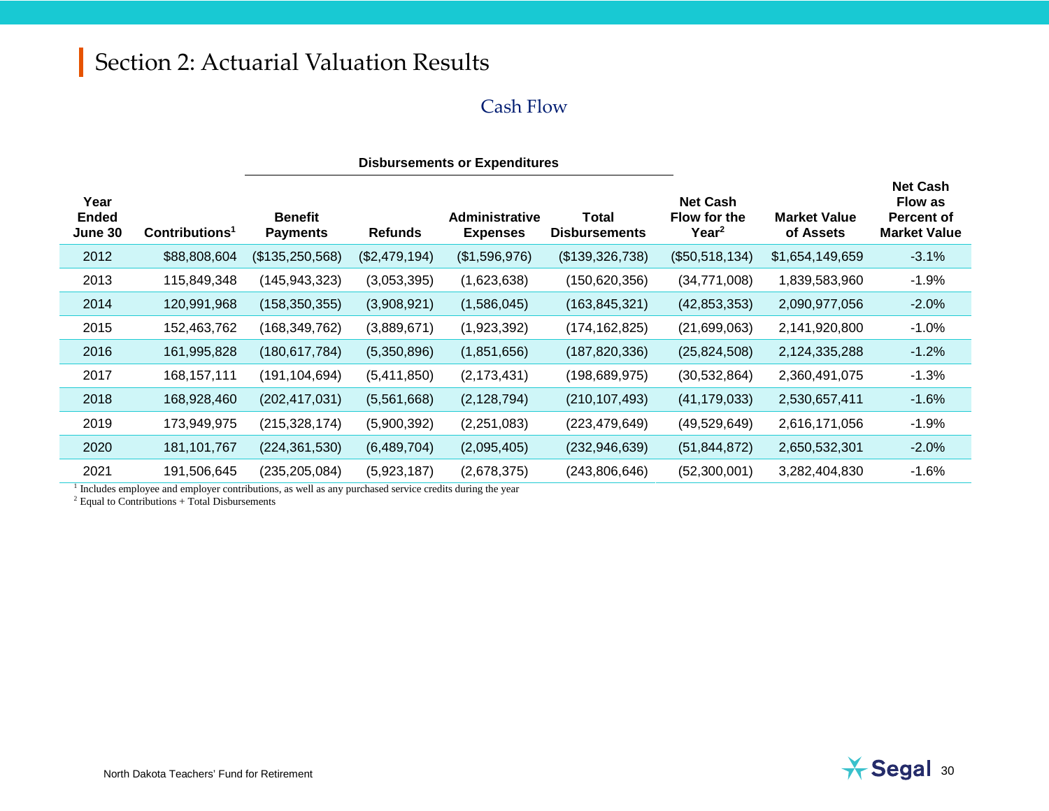# Section 2: Actuarial Valuation Results

## Cash Flow

| Year Ended June 30 | Contributions[1] | Disbursements or Expenditures | | | | Net Cash Flow for the Year[2] | Market Value of Assets | Net Cash Flow as Percent of Market Value |
|---|---|---|---|---|---|---|---|---|
| | | Benefit Payments | Refunds | Administrative Expenses | Total Disbursements | | | |
| 2012 | $88,808,604 | ($135,250,568) | ($2,479,194) | ($1,596,976) | ($139,326,738) | ($50,518,134) | $1,654,149,659 | -3.1% |
| 2013 | 115,849,348 | (145,943,323) | (3,053,395) | (1,623,638) | (150,620,356) | (34,771,008) | 1,839,583,960 | -1.9% |
| 2014 | 120,991,968 | (158,350,355) | (3,908,921) | (1,586,045) | (163,845,321) | (42,853,353) | 2,090,977,056 | -2.0% |
| 2015 | 152,463,762 | (168,349,762) | (3,889,671) | (1,923,392) | (174,162,825) | (21,699,063) | 2,141,920,800 | -1.0% |
| 2016 | 161,995,828 | (180,617,784) | (5,350,896) | (1,851,656) | (187,820,336) | (25,824,508) | 2,124,335,288 | -1.2% |
| 2017 | 168,157,111 | (191,104,694) | (5,411,850) | (2,173,431) | (198,689,975) | (30,532,864) | 2,360,491,075 | -1.3% |
| 2018 | 168,928,460 | (202,417,031) | (5,561,668) | (2,128,794) | (210,107,493) | (41,179,033) | 2,530,657,411 | -1.6% |
| 2019 | 173,949,975 | (215,328,174) | (5,900,392) | (2,251,083) | (223,479,649) | (49,529,649) | 2,616,171,056 | -1.9% |
| 2020 | 181,101,767 | (224,361,530) | (6,489,704) | (2,095,405) | (232,946,639) | (51,844,872) | 2,650,532,301 | -2.0% |
| 2021 | 191,506,645 | (235,205,084) | (5,923,187) | (2,678,375) | (243,806,646) | (52,300,001) | 3,282,404,830 | -1.6% |

[1] Includes employee and employer contributions, as well as any purchased service credits during the year

[2] Equal to Contributions + Total Disbursements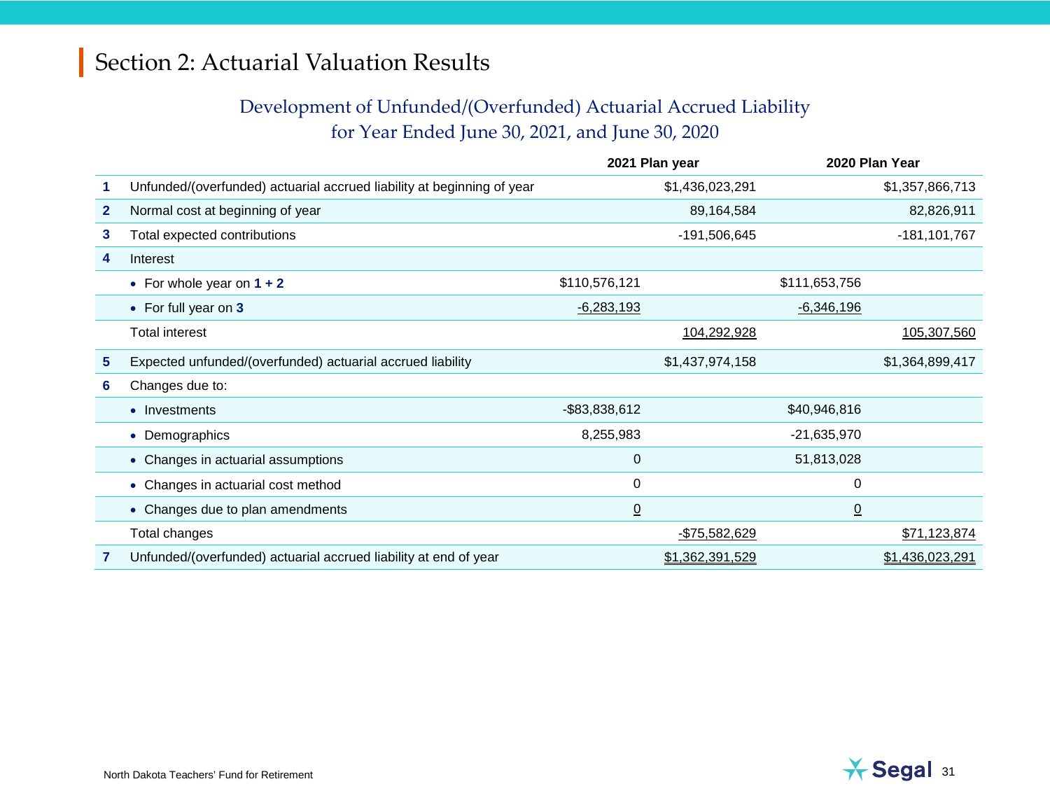# Section 2: Actuarial Valuation Results

## Development of Unfunded/(Overfunded) Actuarial Accrued Liability for Year Ended June 30, 2021, and June 30, 2020

| | | | 2021 Plan year | | 2020 Plan Year |
|---|---|---|---|---|---|
| 1 | Unfunded/(overfunded) actuarial accrued liability at beginning of year | | $1,436,023,291 | | $1,357,866,713 |
| 2 | Normal cost at beginning of year | | 89,164,584 | | 82,826,911 |
| 3 | Total expected contributions | | -191,506,645 | | -181,101,767 |
| 4 | Interest | | | | |
| | • For whole year on **1 + 2** | $110,576,121 | | $111,653,756 | |
| | • For full year on **3** | -6,283,193 | | -6,346,196 | |
| | Total interest | | 104,292,928 | | 105,307,560 |
| 5 | Expected unfunded/(overfunded) actuarial accrued liability | | $1,437,974,158 | | $1,364,899,417 |
| 6 | Changes due to: | | | | |
| | • Investments | -$83,838,612 | | $40,946,816 | |
| | • Demographics | 8,255,983 | | -21,635,970 | |
| | • Changes in actuarial assumptions | 0 | | 51,813,028 | |
| | • Changes in actuarial cost method | 0 | | 0 | |
| | • Changes due to plan amendments | 0 | | 0 | |
| | Total changes | | -$75,582,629 | | $71,123,874 |
| 7 | Unfunded/(overfunded) actuarial accrued liability at end of year | | $1,362,391,529 | | $1,436,023,291 |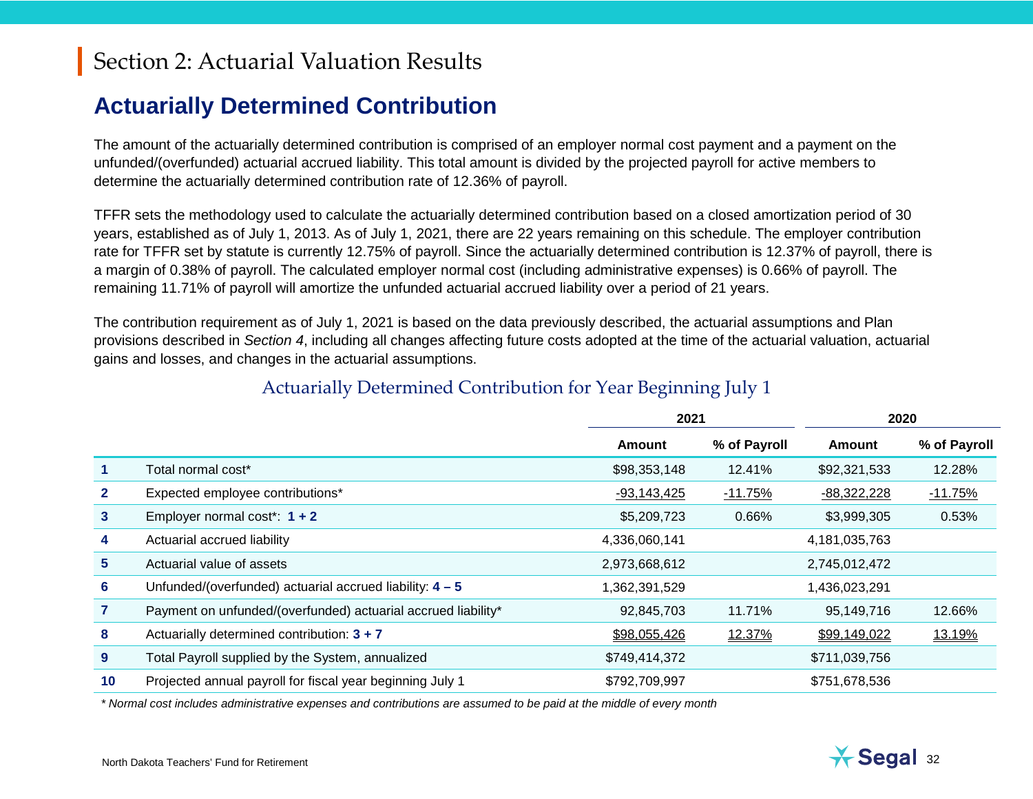# Section 2: Actuarial Valuation Results

## Actuarially Determined Contribution

The amount of the actuarially determined contribution is comprised of an employer normal cost payment and a payment on the unfunded/(overfunded) actuarial accrued liability. This total amount is divided by the projected payroll for active members to determine the actuarially determined contribution rate of 12.36% of payroll.

TFFR sets the methodology used to calculate the actuarially determined contribution based on a closed amortization period of 30 years, established as of July 1, 2013. As of July 1, 2021, there are 22 years remaining on this schedule. The employer contribution rate for TFFR set by statute is currently 12.75% of payroll. Since the actuarially determined contribution is 12.37% of payroll, there is a margin of 0.38% of payroll. The calculated employer normal cost (including administrative expenses) is 0.66% of payroll. The remaining 11.71% of payroll will amortize the unfunded actuarial accrued liability over a period of 21 years.

The contribution requirement as of July 1, 2021 is based on the data previously described, the actuarial assumptions and Plan provisions described in *Section 4*, including all changes affecting future costs adopted at the time of the actuarial valuation, actuarial gains and losses, and changes in the actuarial assumptions.

### Actuarially Determined Contribution for Year Beginning July 1

| | | 2021 | | 2020 | |
|---|---|---|---|---|---|
| | | **Amount** | **% of Payroll** | **Amount** | **% of Payroll** |
| **1** | Total normal cost* | $98,353,148 | 12.41% | $92,321,533 | 12.28% |
| **2** | Expected employee contributions* | -93,143,425 | -11.75% | -88,322,228 | -11.75% |
| **3** | Employer normal cost*: **1 + 2** | $5,209,723 | 0.66% | $3,999,305 | 0.53% |
| **4** | Actuarial accrued liability | 4,336,060,141 | | 4,181,035,763 | |
| **5** | Actuarial value of assets | 2,973,668,612 | | 2,745,012,472 | |
| **6** | Unfunded/(overfunded) actuarial accrued liability: **4 – 5** | 1,362,391,529 | | 1,436,023,291 | |
| **7** | Payment on unfunded/(overfunded) actuarial accrued liability* | 92,845,703 | 11.71% | 95,149,716 | 12.66% |
| **8** | Actuarially determined contribution: **3 + 7** | $98,055,426 | 12.37% | $99,149,022 | 13.19% |
| **9** | Total Payroll supplied by the System, annualized | $749,414,372 | | $711,039,756 | |
| **10** | Projected annual payroll for fiscal year beginning July 1 | $792,709,997 | | $751,678,536 | |

*\* Normal cost includes administrative expenses and contributions are assumed to be paid at the middle of every month*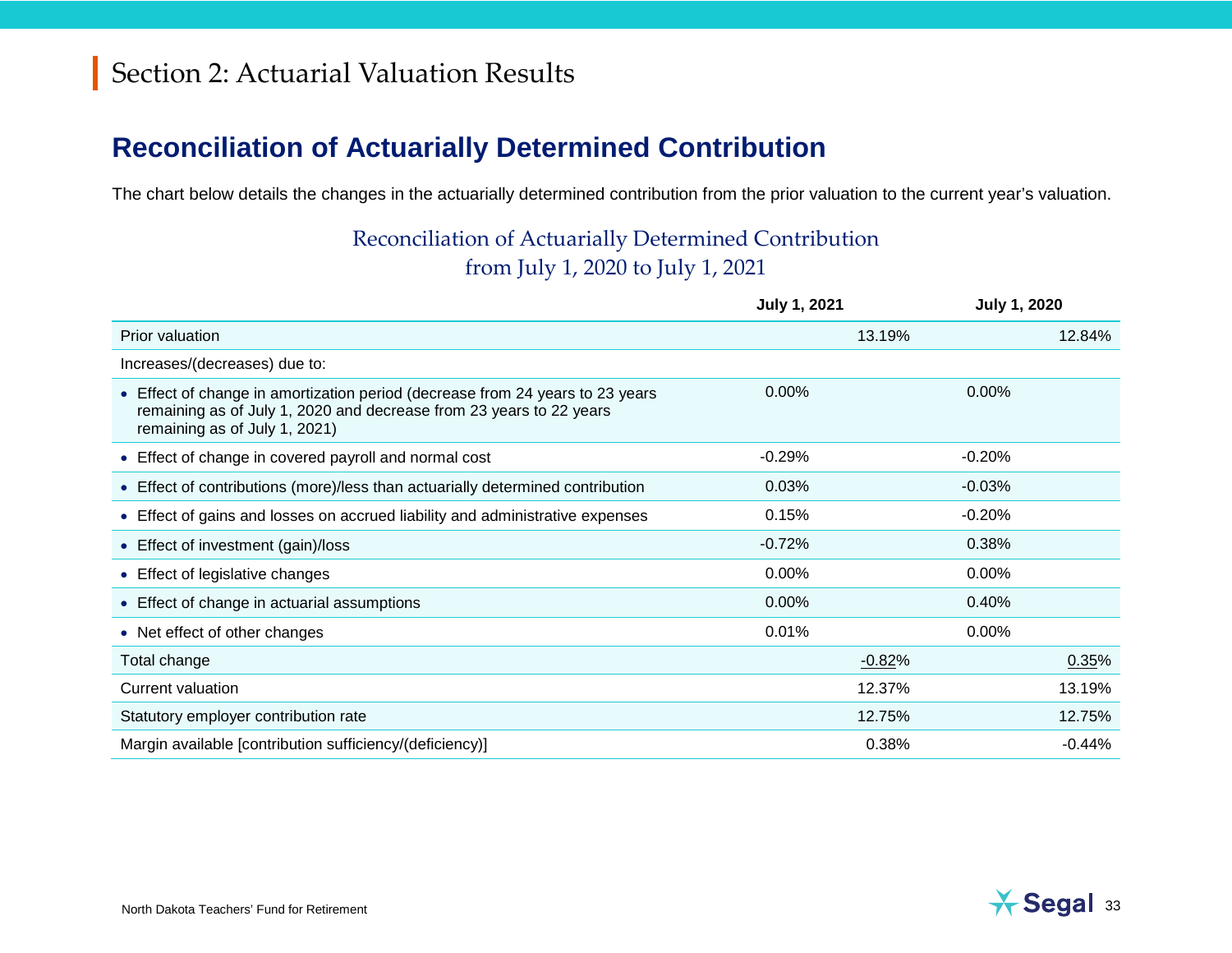# Section 2: Actuarial Valuation Results

## Reconciliation of Actuarially Determined Contribution

The chart below details the changes in the actuarially determined contribution from the prior valuation to the current year's valuation.

### Reconciliation of Actuarially Determined Contribution from July 1, 2020 to July 1, 2021

| | July 1, 2021 | | July 1, 2020 | |
|---|---|---|---|---|
| Prior valuation | | 13.19% | | 12.84% |
| Increases/(decreases) due to: | | | | |
| • Effect of change in amortization period (decrease from 24 years to 23 years remaining as of July 1, 2020 and decrease from 23 years to 22 years remaining as of July 1, 2021) | 0.00% | | 0.00% | |
| • Effect of change in covered payroll and normal cost | -0.29% | | -0.20% | |
| • Effect of contributions (more)/less than actuarially determined contribution | 0.03% | | -0.03% | |
| • Effect of gains and losses on accrued liability and administrative expenses | 0.15% | | -0.20% | |
| • Effect of investment (gain)/loss | -0.72% | | 0.38% | |
| • Effect of legislative changes | 0.00% | | 0.00% | |
| • Effect of change in actuarial assumptions | 0.00% | | 0.40% | |
| • Net effect of other changes | 0.01% | | 0.00% | |
| Total change | | -0.82% | | 0.35% |
| Current valuation | | 12.37% | | 13.19% |
| Statutory employer contribution rate | | 12.75% | | 12.75% |
| Margin available [contribution sufficiency/(deficiency)] | | 0.38% | | -0.44% |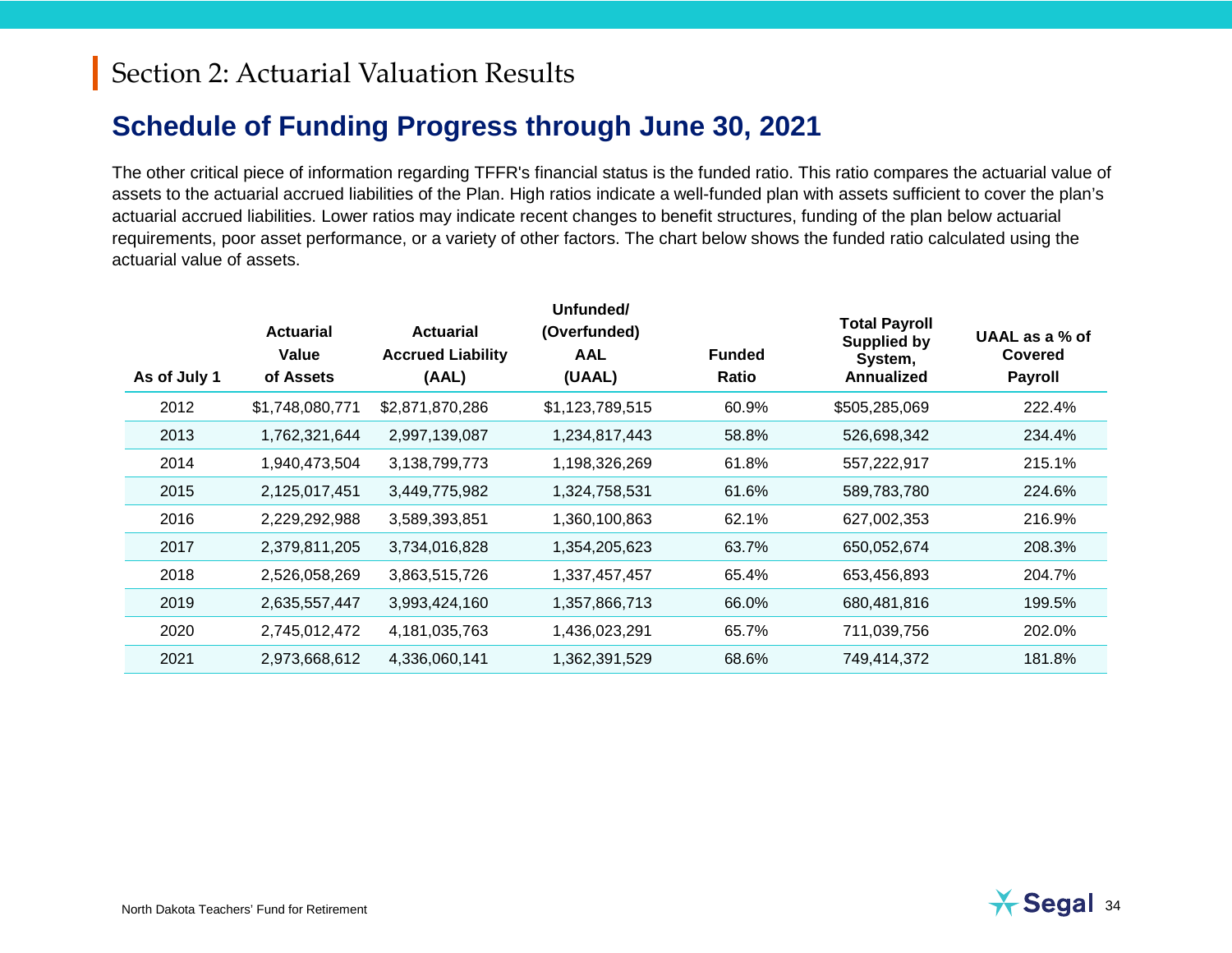# Section 2: Actuarial Valuation Results

## Schedule of Funding Progress through June 30, 2021

The other critical piece of information regarding TFFR's financial status is the funded ratio. This ratio compares the actuarial value of assets to the actuarial accrued liabilities of the Plan. High ratios indicate a well-funded plan with assets sufficient to cover the plan's actuarial accrued liabilities. Lower ratios may indicate recent changes to benefit structures, funding of the plan below actuarial requirements, poor asset performance, or a variety of other factors. The chart below shows the funded ratio calculated using the actuarial value of assets.

| As of July 1 | Actuarial Value of Assets | Actuarial Accrued Liability (AAL) | Unfunded/ (Overfunded) AAL (UAAL) | Funded Ratio | Total Payroll Supplied by System, Annualized | UAAL as a % of Covered Payroll |
|---|---|---|---|---|---|---|
| 2012 | $1,748,080,771 | $2,871,870,286 | $1,123,789,515 | 60.9% | $505,285,069 | 222.4% |
| 2013 | 1,762,321,644 | 2,997,139,087 | 1,234,817,443 | 58.8% | 526,698,342 | 234.4% |
| 2014 | 1,940,473,504 | 3,138,799,773 | 1,198,326,269 | 61.8% | 557,222,917 | 215.1% |
| 2015 | 2,125,017,451 | 3,449,775,982 | 1,324,758,531 | 61.6% | 589,783,780 | 224.6% |
| 2016 | 2,229,292,988 | 3,589,393,851 | 1,360,100,863 | 62.1% | 627,002,353 | 216.9% |
| 2017 | 2,379,811,205 | 3,734,016,828 | 1,354,205,623 | 63.7% | 650,052,674 | 208.3% |
| 2018 | 2,526,058,269 | 3,863,515,726 | 1,337,457,457 | 65.4% | 653,456,893 | 204.7% |
| 2019 | 2,635,557,447 | 3,993,424,160 | 1,357,866,713 | 66.0% | 680,481,816 | 199.5% |
| 2020 | 2,745,012,472 | 4,181,035,763 | 1,436,023,291 | 65.7% | 711,039,756 | 202.0% |
| 2021 | 2,973,668,612 | 4,336,060,141 | 1,362,391,529 | 68.6% | 749,414,372 | 181.8% |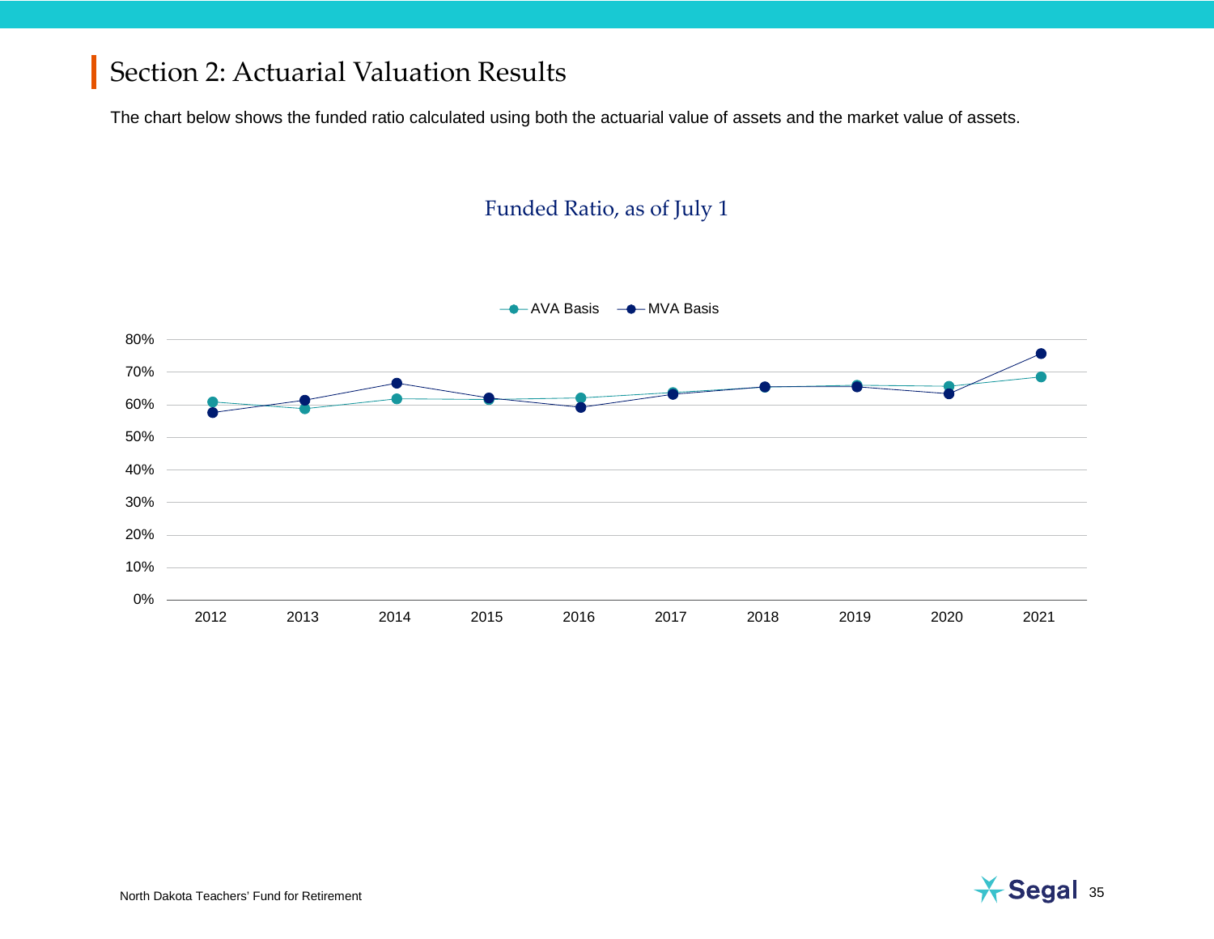# Section 2: Actuarial Valuation Results

The chart below shows the funded ratio calculated using both the actuarial value of assets and the market value of assets.

Funded Ratio, as of July 1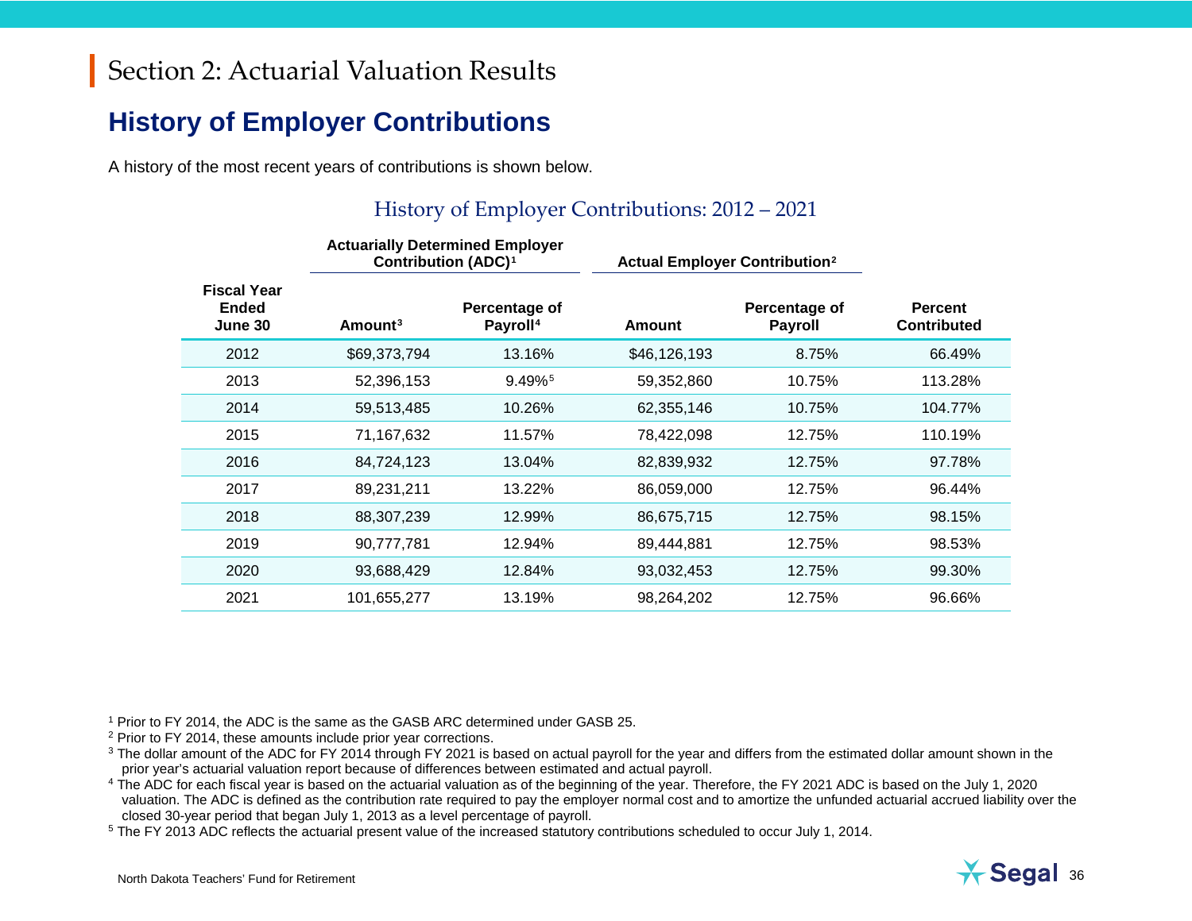# Section 2: Actuarial Valuation Results

## History of Employer Contributions

A history of the most recent years of contributions is shown below.

### History of Employer Contributions: 2012 – 2021

| | Actuarially Determined Employer Contribution (ADC)[1] | | Actual Employer Contribution[2] | | |
|---|---|---|---|---|---|
| Fiscal Year Ended June 30 | Amount[3] | Percentage of Payroll[4] | Amount | Percentage of Payroll | Percent Contributed |
| 2012 | $69,373,794 | 13.16% | $46,126,193 | 8.75% | 66.49% |
| 2013 | 52,396,153 | 9.49%[5] | 59,352,860 | 10.75% | 113.28% |
| 2014 | 59,513,485 | 10.26% | 62,355,146 | 10.75% | 104.77% |
| 2015 | 71,167,632 | 11.57% | 78,422,098 | 12.75% | 110.19% |
| 2016 | 84,724,123 | 13.04% | 82,839,932 | 12.75% | 97.78% |
| 2017 | 89,231,211 | 13.22% | 86,059,000 | 12.75% | 96.44% |
| 2018 | 88,307,239 | 12.99% | 86,675,715 | 12.75% | 98.15% |
| 2019 | 90,777,781 | 12.94% | 89,444,881 | 12.75% | 98.53% |
| 2020 | 93,688,429 | 12.84% | 93,032,453 | 12.75% | 99.30% |
| 2021 | 101,655,277 | 13.19% | 98,264,202 | 12.75% | 96.66% |

[1] Prior to FY 2014, the ADC is the same as the GASB ARC determined under GASB 25.

[2] Prior to FY 2014, these amounts include prior year corrections.

[3] The dollar amount of the ADC for FY 2014 through FY 2021 is based on actual payroll for the year and differs from the estimated dollar amount shown in the prior year's actuarial valuation report because of differences between estimated and actual payroll.

[4] The ADC for each fiscal year is based on the actuarial valuation as of the beginning of the year. Therefore, the FY 2021 ADC is based on the July 1, 2020 valuation. The ADC is defined as the contribution rate required to pay the employer normal cost and to amortize the unfunded actuarial accrued liability over the closed 30-year period that began July 1, 2013 as a level percentage of payroll.

[5] The FY 2013 ADC reflects the actuarial present value of the increased statutory contributions scheduled to occur July 1, 2014.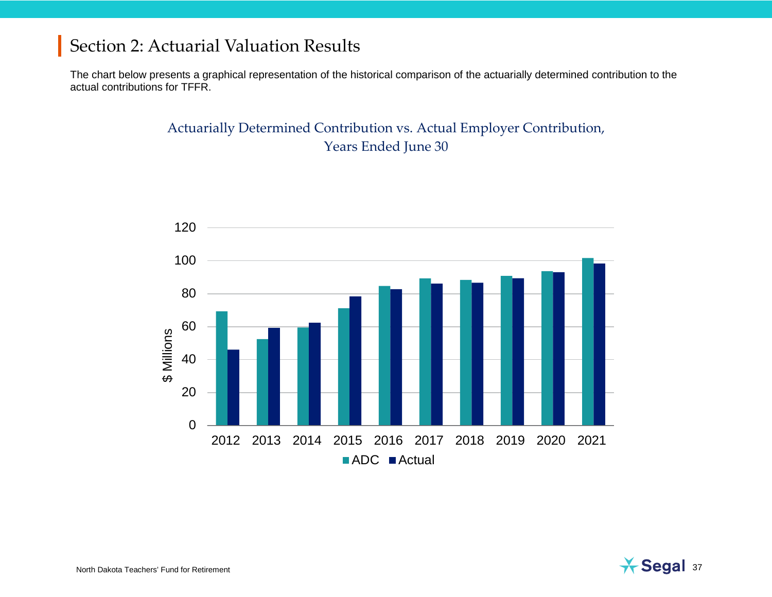## Section 2: Actuarial Valuation Results

The chart below presents a graphical representation of the historical comparison of the actuarially determined contribution to the actual contributions for TFFR.

Actuarially Determined Contribution vs. Actual Employer Contribution, Years Ended June 30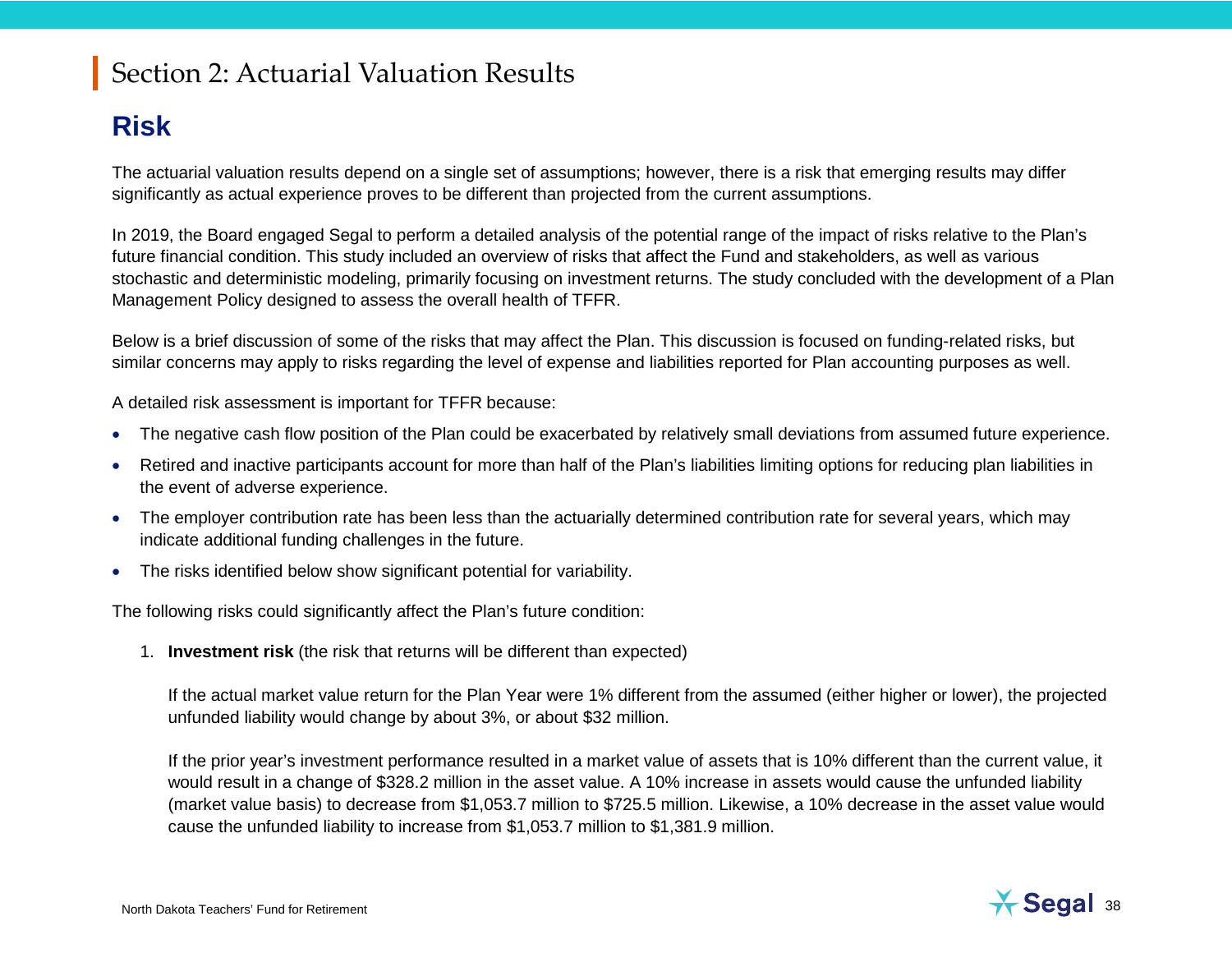# Section 2: Actuarial Valuation Results

## Risk

The actuarial valuation results depend on a single set of assumptions; however, there is a risk that emerging results may differ significantly as actual experience proves to be different than projected from the current assumptions.

In 2019, the Board engaged Segal to perform a detailed analysis of the potential range of the impact of risks relative to the Plan's future financial condition. This study included an overview of risks that affect the Fund and stakeholders, as well as various stochastic and deterministic modeling, primarily focusing on investment returns. The study concluded with the development of a Plan Management Policy designed to assess the overall health of TFFR.

Below is a brief discussion of some of the risks that may affect the Plan. This discussion is focused on funding-related risks, but similar concerns may apply to risks regarding the level of expense and liabilities reported for Plan accounting purposes as well.

A detailed risk assessment is important for TFFR because:

- The negative cash flow position of the Plan could be exacerbated by relatively small deviations from assumed future experience.
- Retired and inactive participants account for more than half of the Plan's liabilities limiting options for reducing plan liabilities in the event of adverse experience.
- The employer contribution rate has been less than the actuarially determined contribution rate for several years, which may indicate additional funding challenges in the future.
- The risks identified below show significant potential for variability.

The following risks could significantly affect the Plan's future condition:

1. **Investment risk** (the risk that returns will be different than expected)

   If the actual market value return for the Plan Year were 1% different from the assumed (either higher or lower), the projected unfunded liability would change by about 3%, or about $32 million.

   If the prior year's investment performance resulted in a market value of assets that is 10% different than the current value, it would result in a change of $328.2 million in the asset value. A 10% increase in assets would cause the unfunded liability (market value basis) to decrease from $1,053.7 million to $725.5 million. Likewise, a 10% decrease in the asset value would cause the unfunded liability to increase from $1,053.7 million to $1,381.9 million.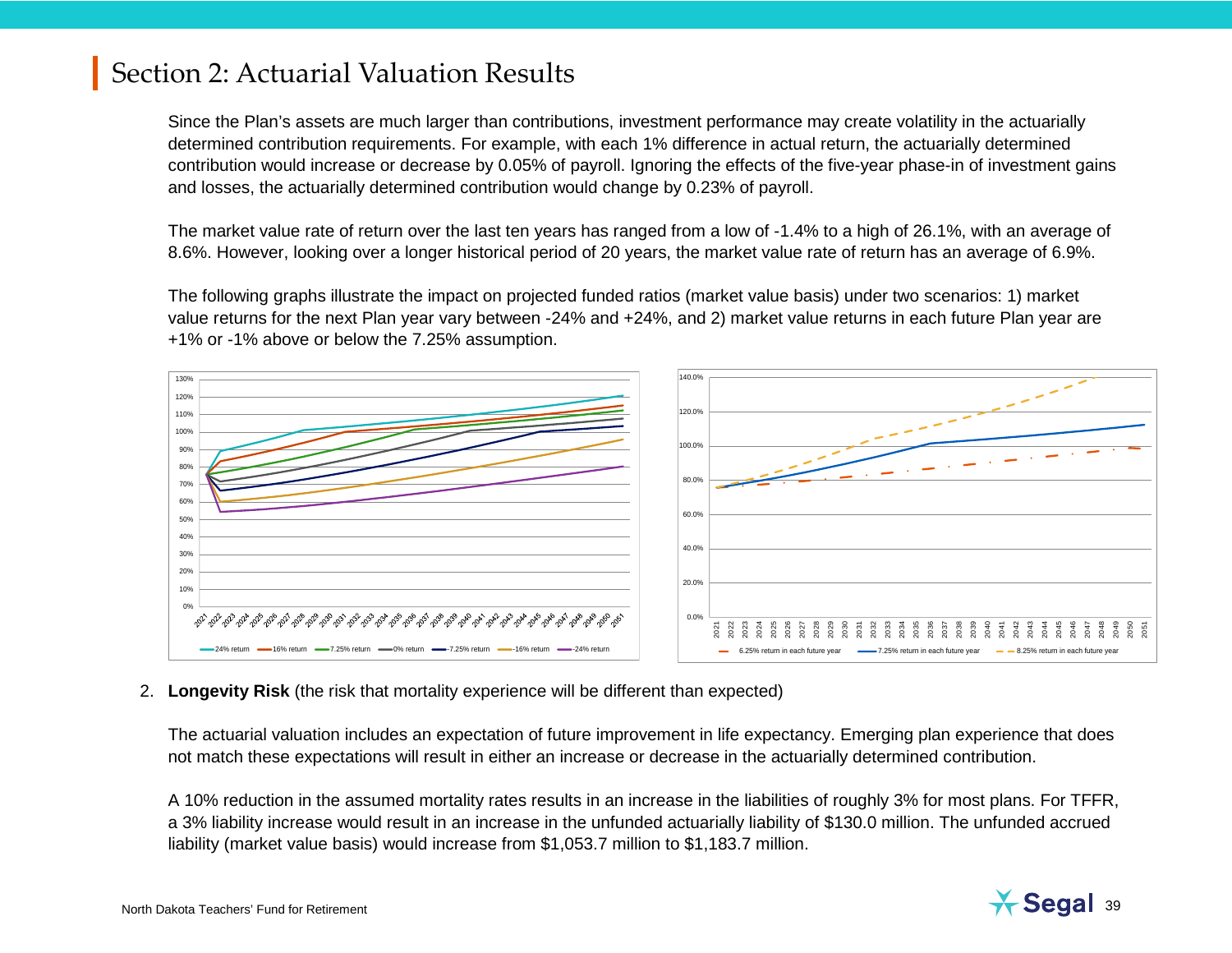## Section 2: Actuarial Valuation Results

Since the Plan's assets are much larger than contributions, investment performance may create volatility in the actuarially determined contribution requirements. For example, with each 1% difference in actual return, the actuarially determined contribution would increase or decrease by 0.05% of payroll. Ignoring the effects of the five-year phase-in of investment gains and losses, the actuarially determined contribution would change by 0.23% of payroll.

The market value rate of return over the last ten years has ranged from a low of -1.4% to a high of 26.1%, with an average of 8.6%. However, looking over a longer historical period of 20 years, the market value rate of return has an average of 6.9%.

The following graphs illustrate the impact on projected funded ratios (market value basis) under two scenarios: 1) market value returns for the next Plan year vary between -24% and +24%, and 2) market value returns in each future Plan year are +1% or -1% above or below the 7.25% assumption.

2. **Longevity Risk** (the risk that mortality experience will be different than expected)

   The actuarial valuation includes an expectation of future improvement in life expectancy. Emerging plan experience that does not match these expectations will result in either an increase or decrease in the actuarially determined contribution.

   A 10% reduction in the assumed mortality rates results in an increase in the liabilities of roughly 3% for most plans. For TFFR, a 3% liability increase would result in an increase in the unfunded actuarially liability of $130.0 million. The unfunded accrued liability (market value basis) would increase from $1,053.7 million to $1,183.7 million.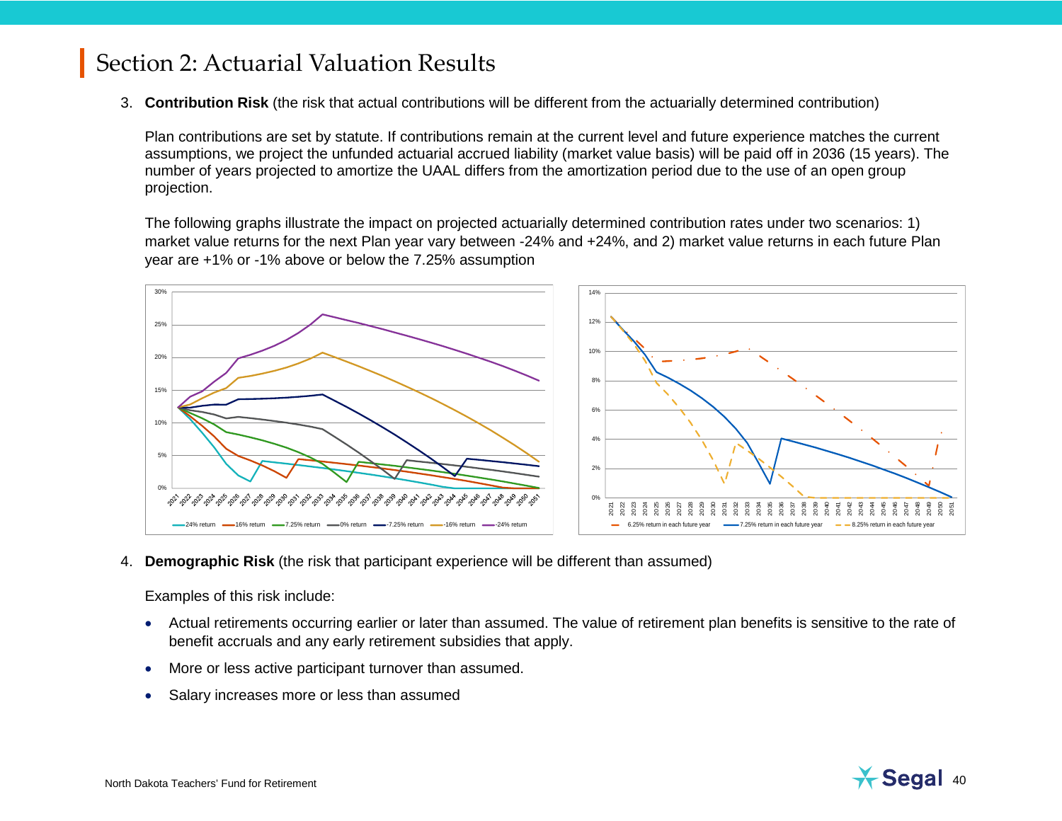# Section 2: Actuarial Valuation Results

3. **Contribution Risk** (the risk that actual contributions will be different from the actuarially determined contribution)

   Plan contributions are set by statute. If contributions remain at the current level and future experience matches the current assumptions, we project the unfunded actuarial accrued liability (market value basis) will be paid off in 2036 (15 years). The number of years projected to amortize the UAAL differs from the amortization period due to the use of an open group projection.

   The following graphs illustrate the impact on projected actuarially determined contribution rates under two scenarios: 1) market value returns for the next Plan year vary between -24% and +24%, and 2) market value returns in each future Plan year are +1% or -1% above or below the 7.25% assumption

4. **Demographic Risk** (the risk that participant experience will be different than assumed)

   Examples of this risk include:

   - Actual retirements occurring earlier or later than assumed. The value of retirement plan benefits is sensitive to the rate of benefit accruals and any early retirement subsidies that apply.
   - More or less active participant turnover than assumed.
   - Salary increases more or less than assumed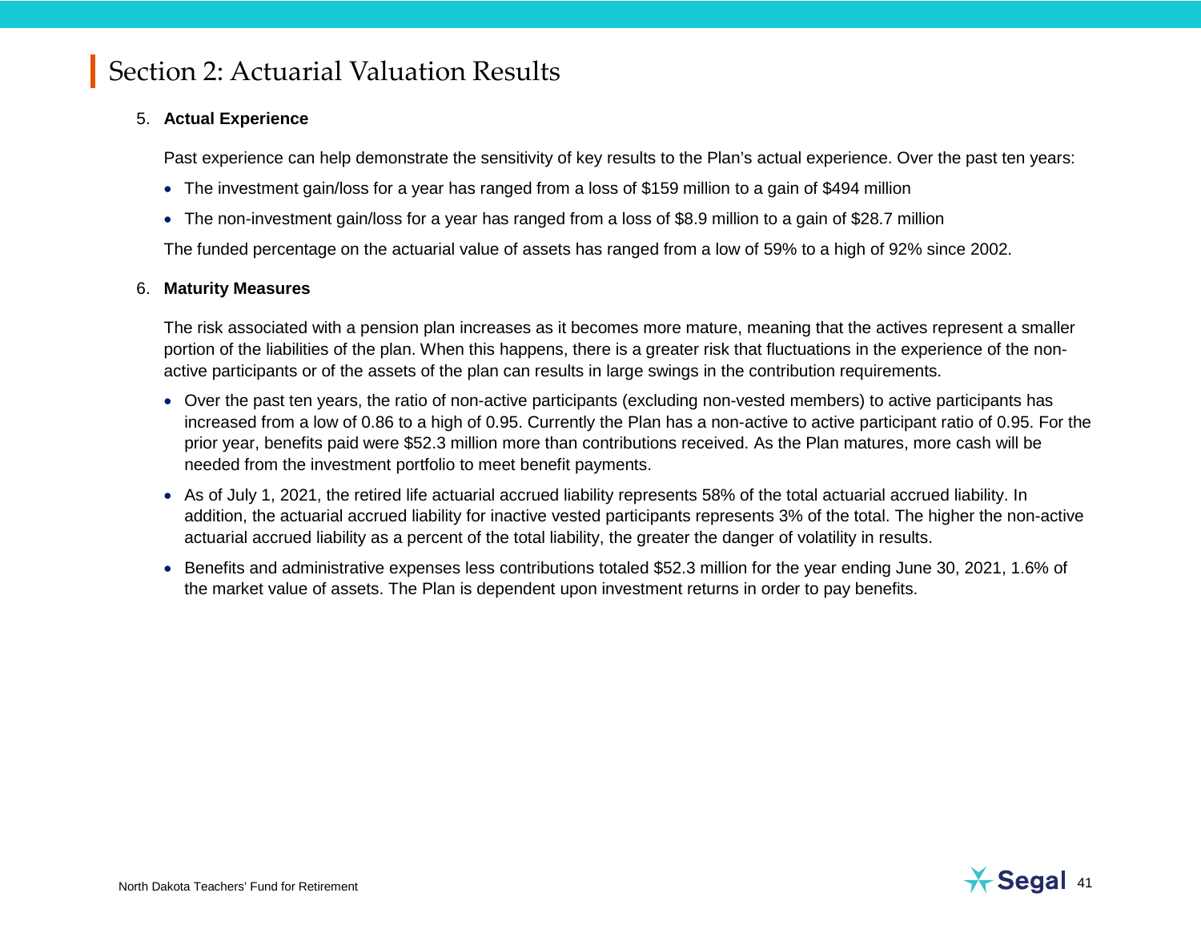## Section 2: Actuarial Valuation Results

5. **Actual Experience**

   Past experience can help demonstrate the sensitivity of key results to the Plan's actual experience. Over the past ten years:

   - The investment gain/loss for a year has ranged from a loss of $159 million to a gain of $494 million
   - The non-investment gain/loss for a year has ranged from a loss of $8.9 million to a gain of $28.7 million

   The funded percentage on the actuarial value of assets has ranged from a low of 59% to a high of 92% since 2002.

6. **Maturity Measures**

   The risk associated with a pension plan increases as it becomes more mature, meaning that the actives represent a smaller portion of the liabilities of the plan. When this happens, there is a greater risk that fluctuations in the experience of the non-active participants or of the assets of the plan can results in large swings in the contribution requirements.

   - Over the past ten years, the ratio of non-active participants (excluding non-vested members) to active participants has increased from a low of 0.86 to a high of 0.95. Currently the Plan has a non-active to active participant ratio of 0.95. For the prior year, benefits paid were $52.3 million more than contributions received. As the Plan matures, more cash will be needed from the investment portfolio to meet benefit payments.
   - As of July 1, 2021, the retired life actuarial accrued liability represents 58% of the total actuarial accrued liability. In addition, the actuarial accrued liability for inactive vested participants represents 3% of the total. The higher the non-active actuarial accrued liability as a percent of the total liability, the greater the danger of volatility in results.
   - Benefits and administrative expenses less contributions totaled $52.3 million for the year ending June 30, 2021, 1.6% of the market value of assets. The Plan is dependent upon investment returns in order to pay benefits.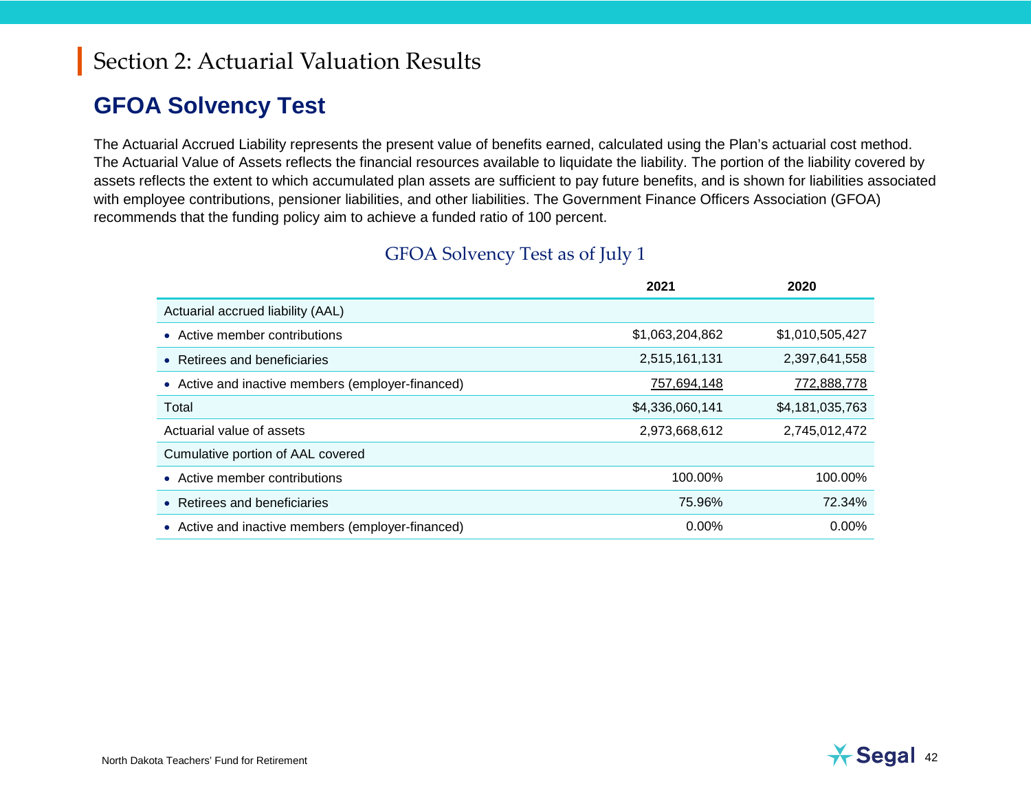# Section 2: Actuarial Valuation Results

## GFOA Solvency Test

The Actuarial Accrued Liability represents the present value of benefits earned, calculated using the Plan's actuarial cost method. The Actuarial Value of Assets reflects the financial resources available to liquidate the liability. The portion of the liability covered by assets reflects the extent to which accumulated plan assets are sufficient to pay future benefits, and is shown for liabilities associated with employee contributions, pensioner liabilities, and other liabilities. The Government Finance Officers Association (GFOA) recommends that the funding policy aim to achieve a funded ratio of 100 percent.

### GFOA Solvency Test as of July 1

| | 2021 | 2020 |
|---|---|---|
| Actuarial accrued liability (AAL) | | |
| • Active member contributions | $1,063,204,862 | $1,010,505,427 |
| • Retirees and beneficiaries | 2,515,161,131 | 2,397,641,558 |
| • Active and inactive members (employer-financed) | 757,694,148 | 772,888,778 |
| Total | $4,336,060,141 | $4,181,035,763 |
| Actuarial value of assets | 2,973,668,612 | 2,745,012,472 |
| Cumulative portion of AAL covered | | |
| • Active member contributions | 100.00% | 100.00% |
| • Retirees and beneficiaries | 75.96% | 72.34% |
| • Active and inactive members (employer-financed) | 0.00% | 0.00% |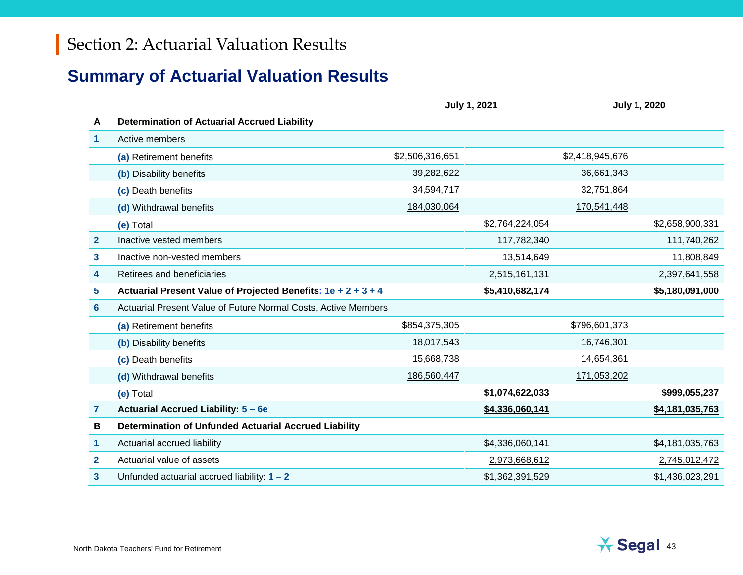# Section 2: Actuarial Valuation Results

## Summary of Actuarial Valuation Results

| | | July 1, 2021 | | July 1, 2020 | |
|---|---|---|---|---|---|
| **A** | **Determination of Actuarial Accrued Liability** | | | | |
| 1 | Active members | | | | |
| | (a) Retirement benefits | $2,506,316,651 | | $2,418,945,676 | |
| | (b) Disability benefits | 39,282,622 | | 36,661,343 | |
| | (c) Death benefits | 34,594,717 | | 32,751,864 | |
| | (d) Withdrawal benefits | 184,030,064 | | 170,541,448 | |
| | (e) Total | | $2,764,224,054 | | $2,658,900,331 |
| 2 | Inactive vested members | | 117,782,340 | | 111,740,262 |
| 3 | Inactive non-vested members | | 13,514,649 | | 11,808,849 |
| 4 | Retirees and beneficiaries | | 2,515,161,131 | | 2,397,641,558 |
| 5 | **Actuarial Present Value of Projected Benefits: 1e + 2 + 3 + 4** | | **$5,410,682,174** | | **$5,180,091,000** |
| 6 | Actuarial Present Value of Future Normal Costs, Active Members | | | | |
| | (a) Retirement benefits | $854,375,305 | | $796,601,373 | |
| | (b) Disability benefits | 18,017,543 | | 16,746,301 | |
| | (c) Death benefits | 15,668,738 | | 14,654,361 | |
| | (d) Withdrawal benefits | 186,560,447 | | 171,053,202 | |
| | (e) Total | | **$1,074,622,033** | | **$999,055,237** |
| 7 | **Actuarial Accrued Liability: 5 – 6e** | | **$4,336,060,141** | | **$4,181,035,763** |
| **B** | **Determination of Unfunded Actuarial Accrued Liability** | | | | |
| 1 | Actuarial accrued liability | | $4,336,060,141 | | $4,181,035,763 |
| 2 | Actuarial value of assets | | 2,973,668,612 | | 2,745,012,472 |
| 3 | Unfunded actuarial accrued liability: 1 – 2 | | $1,362,391,529 | | $1,436,023,291 |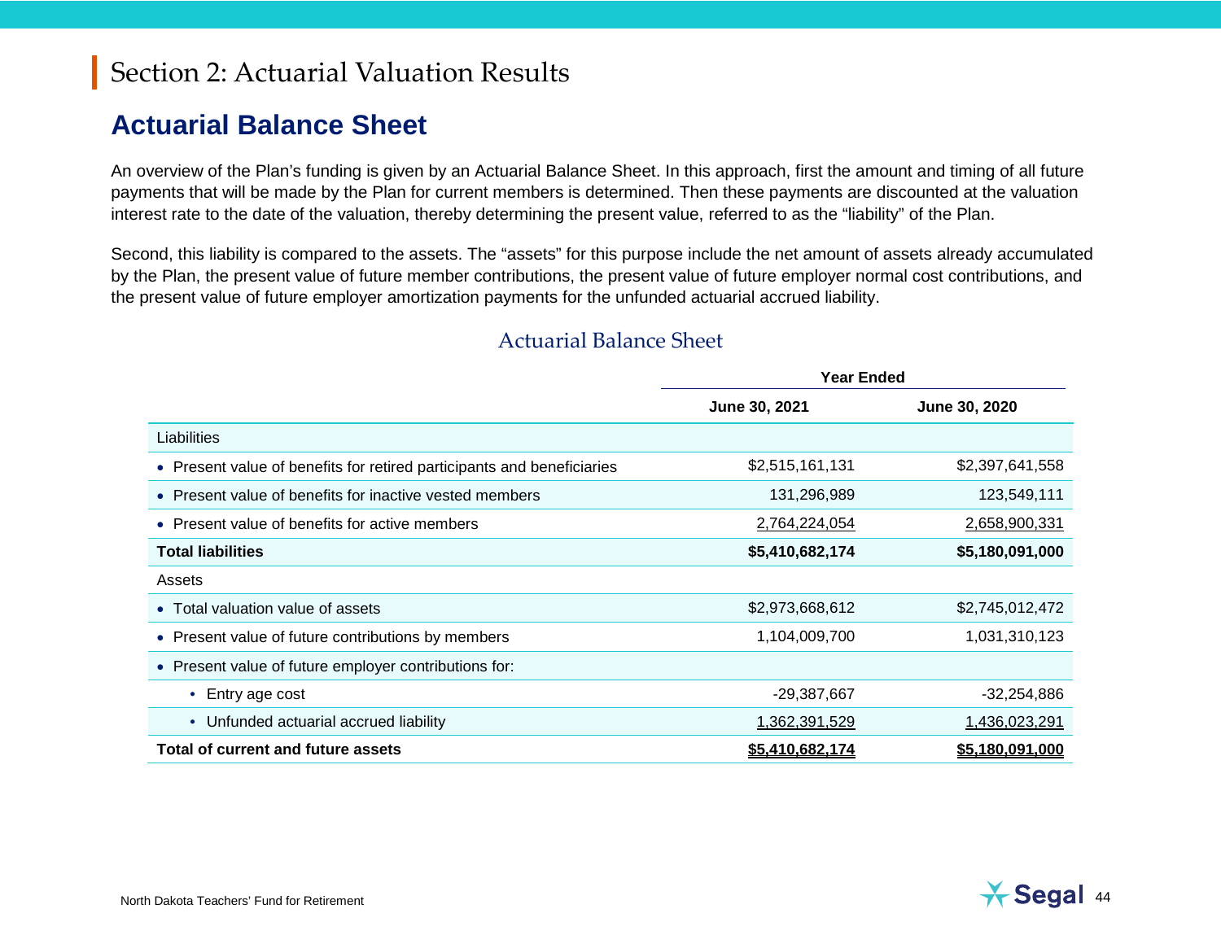# Section 2: Actuarial Valuation Results

## Actuarial Balance Sheet

An overview of the Plan's funding is given by an Actuarial Balance Sheet. In this approach, first the amount and timing of all future payments that will be made by the Plan for current members is determined. Then these payments are discounted at the valuation interest rate to the date of the valuation, thereby determining the present value, referred to as the "liability" of the Plan.

Second, this liability is compared to the assets. The "assets" for this purpose include the net amount of assets already accumulated by the Plan, the present value of future member contributions, the present value of future employer normal cost contributions, and the present value of future employer amortization payments for the unfunded actuarial accrued liability.

### Actuarial Balance Sheet

| | Year Ended | |
|---|---|---|
| | **June 30, 2021** | **June 30, 2020** |
| Liabilities | | |
| • Present value of benefits for retired participants and beneficiaries | $2,515,161,131 | $2,397,641,558 |
| • Present value of benefits for inactive vested members | 131,296,989 | 123,549,111 |
| • Present value of benefits for active members | 2,764,224,054 | 2,658,900,331 |
| **Total liabilities** | **$5,410,682,174** | **$5,180,091,000** |
| Assets | | |
| • Total valuation value of assets | $2,973,668,612 | $2,745,012,472 |
| • Present value of future contributions by members | 1,104,009,700 | 1,031,310,123 |
| • Present value of future employer contributions for: | | |
| &nbsp;&nbsp;&nbsp;&nbsp;• Entry age cost | -29,387,667 | -32,254,886 |
| &nbsp;&nbsp;&nbsp;&nbsp;• Unfunded actuarial accrued liability | 1,362,391,529 | 1,436,023,291 |
| **Total of current and future assets** | **$5,410,682,174** | **$5,180,091,000** |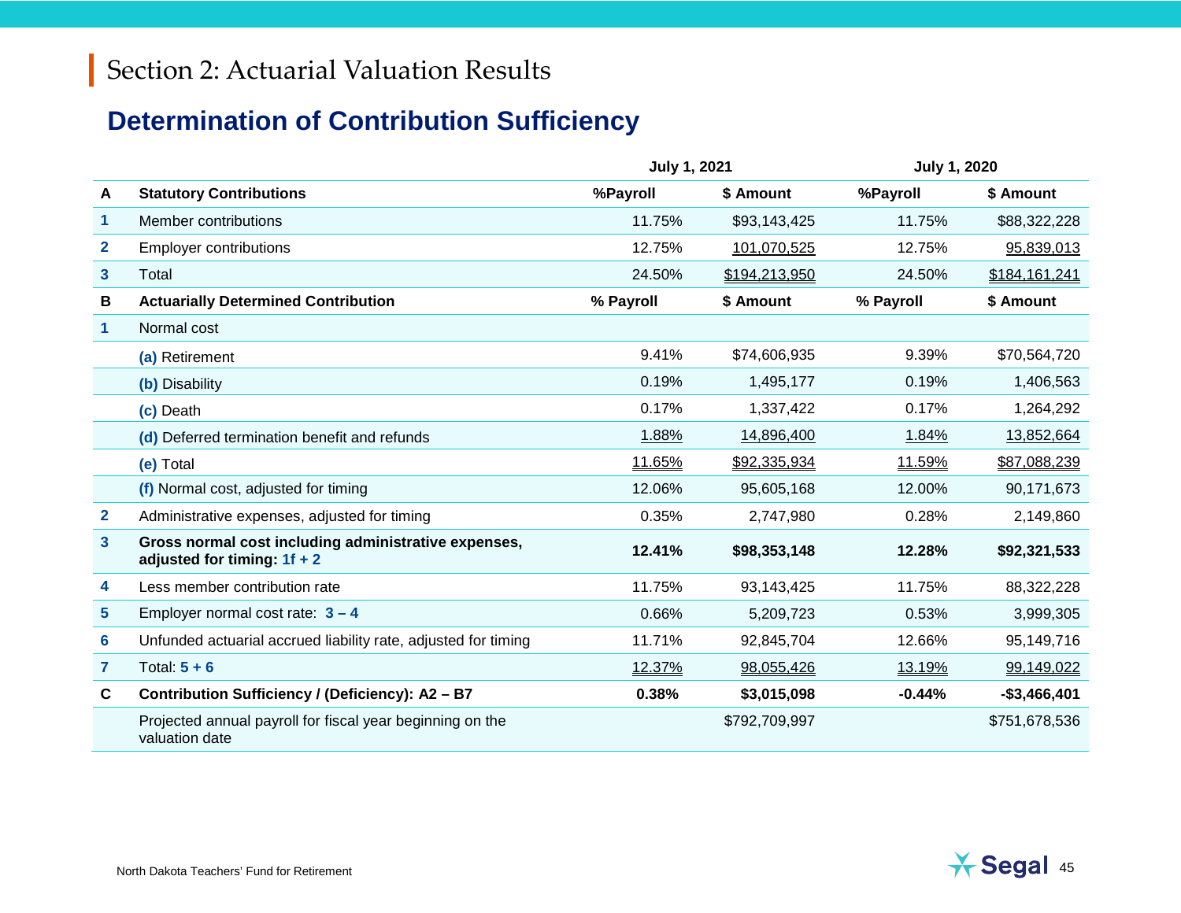# Section 2: Actuarial Valuation Results

## Determination of Contribution Sufficiency

| | | July 1, 2021 | | July 1, 2020 | |
|---|---|---|---|---|---|
| **A** | **Statutory Contributions** | **%Payroll** | **$ Amount** | **%Payroll** | **$ Amount** |
| 1 | Member contributions | 11.75% | $93,143,425 | 11.75% | $88,322,228 |
| 2 | Employer contributions | 12.75% | 101,070,525 | 12.75% | 95,839,013 |
| 3 | Total | 24.50% | $194,213,950 | 24.50% | $184,161,241 |
| **B** | **Actuarially Determined Contribution** | **% Payroll** | **$ Amount** | **% Payroll** | **$ Amount** |
| 1 | Normal cost | | | | |
| | (a) Retirement | 9.41% | $74,606,935 | 9.39% | $70,564,720 |
| | (b) Disability | 0.19% | 1,495,177 | 0.19% | 1,406,563 |
| | (c) Death | 0.17% | 1,337,422 | 0.17% | 1,264,292 |
| | (d) Deferred termination benefit and refunds | 1.88% | 14,896,400 | 1.84% | 13,852,664 |
| | (e) Total | 11.65% | $92,335,934 | 11.59% | $87,088,239 |
| | (f) Normal cost, adjusted for timing | 12.06% | 95,605,168 | 12.00% | 90,171,673 |
| 2 | Administrative expenses, adjusted for timing | 0.35% | 2,747,980 | 0.28% | 2,149,860 |
| 3 | **Gross normal cost including administrative expenses, adjusted for timing: 1f + 2** | **12.41%** | **$98,353,148** | **12.28%** | **$92,321,533** |
| 4 | Less member contribution rate | 11.75% | 93,143,425 | 11.75% | 88,322,228 |
| 5 | Employer normal cost rate: 3 – 4 | 0.66% | 5,209,723 | 0.53% | 3,999,305 |
| 6 | Unfunded actuarial accrued liability rate, adjusted for timing | 11.71% | 92,845,704 | 12.66% | 95,149,716 |
| 7 | Total: 5 + 6 | 12.37% | 98,055,426 | 13.19% | 99,149,022 |
| **C** | **Contribution Sufficiency / (Deficiency): A2 – B7** | **0.38%** | **$3,015,098** | **-0.44%** | **-$3,466,401** |
| | Projected annual payroll for fiscal year beginning on the valuation date | | $792,709,997 | | $751,678,536 |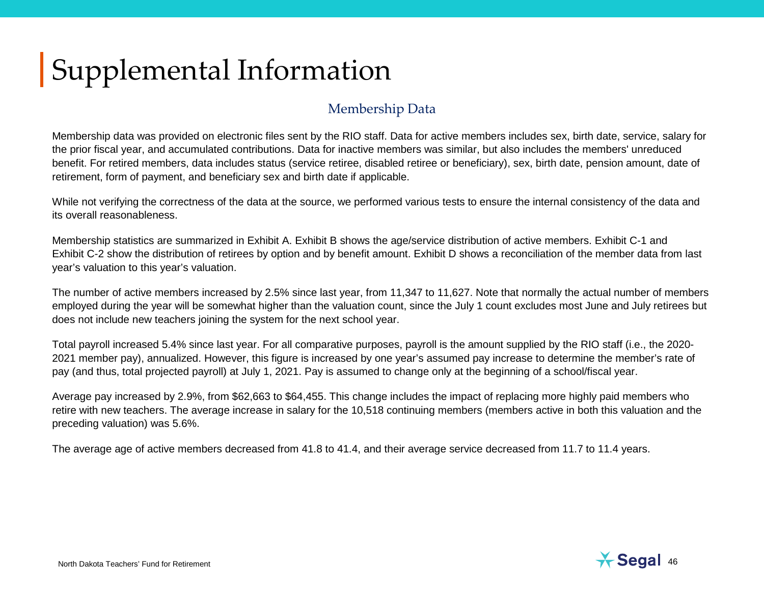# Supplemental Information

## Membership Data

Membership data was provided on electronic files sent by the RIO staff. Data for active members includes sex, birth date, service, salary for the prior fiscal year, and accumulated contributions. Data for inactive members was similar, but also includes the members' unreduced benefit. For retired members, data includes status (service retiree, disabled retiree or beneficiary), sex, birth date, pension amount, date of retirement, form of payment, and beneficiary sex and birth date if applicable.

While not verifying the correctness of the data at the source, we performed various tests to ensure the internal consistency of the data and its overall reasonableness.

Membership statistics are summarized in Exhibit A. Exhibit B shows the age/service distribution of active members. Exhibit C-1 and Exhibit C-2 show the distribution of retirees by option and by benefit amount. Exhibit D shows a reconciliation of the member data from last year's valuation to this year's valuation.

The number of active members increased by 2.5% since last year, from 11,347 to 11,627. Note that normally the actual number of members employed during the year will be somewhat higher than the valuation count, since the July 1 count excludes most June and July retirees but does not include new teachers joining the system for the next school year.

Total payroll increased 5.4% since last year. For all comparative purposes, payroll is the amount supplied by the RIO staff (i.e., the 2020-2021 member pay), annualized. However, this figure is increased by one year's assumed pay increase to determine the member's rate of pay (and thus, total projected payroll) at July 1, 2021. Pay is assumed to change only at the beginning of a school/fiscal year.

Average pay increased by 2.9%, from $62,663 to $64,455. This change includes the impact of replacing more highly paid members who retire with new teachers. The average increase in salary for the 10,518 continuing members (members active in both this valuation and the preceding valuation) was 5.6%.

The average age of active members decreased from 41.8 to 41.4, and their average service decreased from 11.7 to 11.4 years.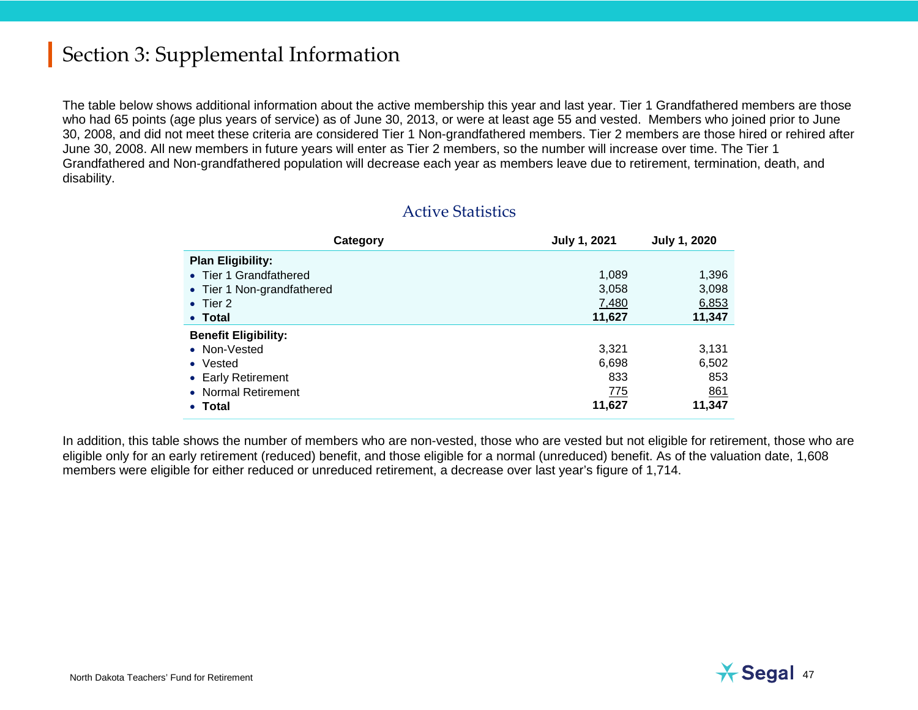# Section 3: Supplemental Information

The table below shows additional information about the active membership this year and last year. Tier 1 Grandfathered members are those who had 65 points (age plus years of service) as of June 30, 2013, or were at least age 55 and vested. Members who joined prior to June 30, 2008, and did not meet these criteria are considered Tier 1 Non-grandfathered members. Tier 2 members are those hired or rehired after June 30, 2008. All new members in future years will enter as Tier 2 members, so the number will increase over time. The Tier 1 Grandfathered and Non-grandfathered population will decrease each year as members leave due to retirement, termination, death, and disability.

## Active Statistics

| Category | July 1, 2021 | July 1, 2020 |
|---|---|---|
| **Plan Eligibility:** | | |
| • Tier 1 Grandfathered | 1,089 | 1,396 |
| • Tier 1 Non-grandfathered | 3,058 | 3,098 |
| • Tier 2 | 7,480 | 6,853 |
| • **Total** | **11,627** | **11,347** |
| **Benefit Eligibility:** | | |
| • Non-Vested | 3,321 | 3,131 |
| • Vested | 6,698 | 6,502 |
| • Early Retirement | 833 | 853 |
| • Normal Retirement | 775 | 861 |
| • **Total** | **11,627** | **11,347** |

In addition, this table shows the number of members who are non-vested, those who are vested but not eligible for retirement, those who are eligible only for an early retirement (reduced) benefit, and those eligible for a normal (unreduced) benefit. As of the valuation date, 1,608 members were eligible for either reduced or unreduced retirement, a decrease over last year's figure of 1,714.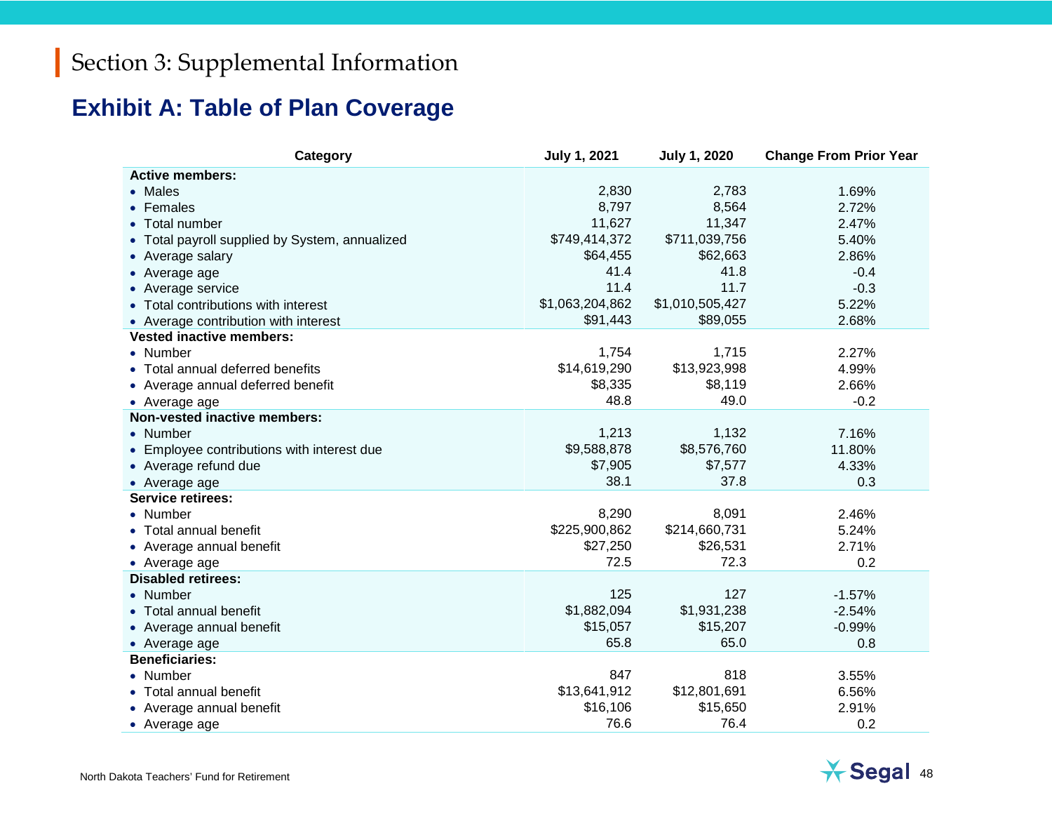# Section 3: Supplemental Information

## Exhibit A: Table of Plan Coverage

| Category | July 1, 2021 | July 1, 2020 | Change From Prior Year |
|---|---|---|---|
| **Active members:** | | | |
| • Males | 2,830 | 2,783 | 1.69% |
| • Females | 8,797 | 8,564 | 2.72% |
| • Total number | 11,627 | 11,347 | 2.47% |
| • Total payroll supplied by System, annualized | $749,414,372 | $711,039,756 | 5.40% |
| • Average salary | $64,455 | $62,663 | 2.86% |
| • Average age | 41.4 | 41.8 | -0.4 |
| • Average service | 11.4 | 11.7 | -0.3 |
| • Total contributions with interest | $1,063,204,862 | $1,010,505,427 | 5.22% |
| • Average contribution with interest | $91,443 | $89,055 | 2.68% |
| **Vested inactive members:** | | | |
| • Number | 1,754 | 1,715 | 2.27% |
| • Total annual deferred benefits | $14,619,290 | $13,923,998 | 4.99% |
| • Average annual deferred benefit | $8,335 | $8,119 | 2.66% |
| • Average age | 48.8 | 49.0 | -0.2 |
| **Non-vested inactive members:** | | | |
| • Number | 1,213 | 1,132 | 7.16% |
| • Employee contributions with interest due | $9,588,878 | $8,576,760 | 11.80% |
| • Average refund due | $7,905 | $7,577 | 4.33% |
| • Average age | 38.1 | 37.8 | 0.3 |
| **Service retirees:** | | | |
| • Number | 8,290 | 8,091 | 2.46% |
| • Total annual benefit | $225,900,862 | $214,660,731 | 5.24% |
| • Average annual benefit | $27,250 | $26,531 | 2.71% |
| • Average age | 72.5 | 72.3 | 0.2 |
| **Disabled retirees:** | | | |
| • Number | 125 | 127 | -1.57% |
| • Total annual benefit | $1,882,094 | $1,931,238 | -2.54% |
| • Average annual benefit | $15,057 | $15,207 | -0.99% |
| • Average age | 65.8 | 65.0 | 0.8 |
| **Beneficiaries:** | | | |
| • Number | 847 | 818 | 3.55% |
| • Total annual benefit | $13,641,912 | $12,801,691 | 6.56% |
| • Average annual benefit | $16,106 | $15,650 | 2.91% |
| • Average age | 76.6 | 76.4 | 0.2 |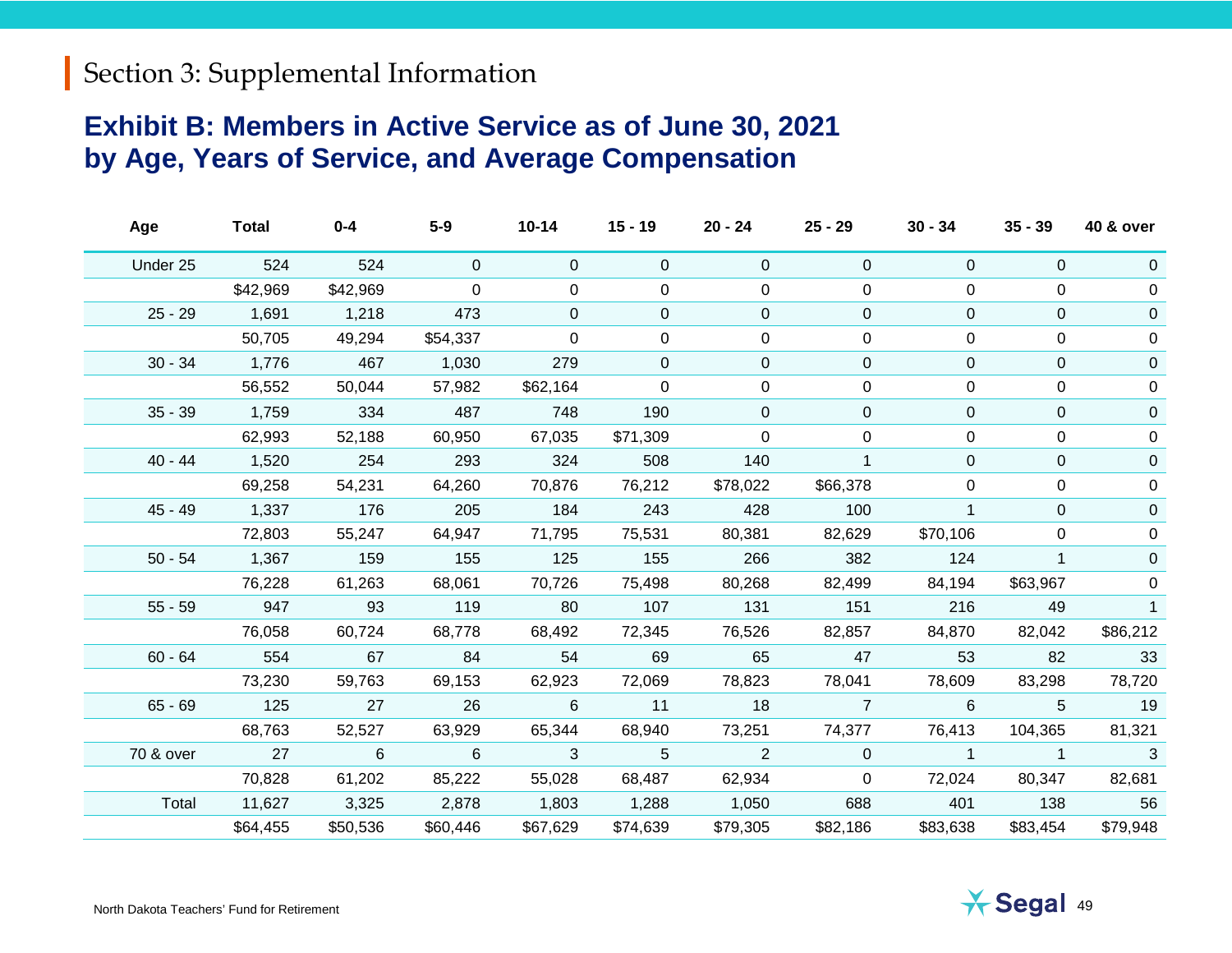## Section 3: Supplemental Information

### Exhibit B: Members in Active Service as of June 30, 2021 by Age, Years of Service, and Average Compensation

| Age | Total | 0-4 | 5-9 | 10-14 | 15 - 19 | 20 - 24 | 25 - 29 | 30 - 34 | 35 - 39 | 40 & over |
|---|---|---|---|---|---|---|---|---|---|---|
| Under 25 | 524 | 524 | 0 | 0 | 0 | 0 | 0 | 0 | 0 | 0 |
| | $42,969 | $42,969 | 0 | 0 | 0 | 0 | 0 | 0 | 0 | 0 |
| 25 - 29 | 1,691 | 1,218 | 473 | 0 | 0 | 0 | 0 | 0 | 0 | 0 |
| | 50,705 | 49,294 | $54,337 | 0 | 0 | 0 | 0 | 0 | 0 | 0 |
| 30 - 34 | 1,776 | 467 | 1,030 | 279 | 0 | 0 | 0 | 0 | 0 | 0 |
| | 56,552 | 50,044 | 57,982 | $62,164 | 0 | 0 | 0 | 0 | 0 | 0 |
| 35 - 39 | 1,759 | 334 | 487 | 748 | 190 | 0 | 0 | 0 | 0 | 0 |
| | 62,993 | 52,188 | 60,950 | 67,035 | $71,309 | 0 | 0 | 0 | 0 | 0 |
| 40 - 44 | 1,520 | 254 | 293 | 324 | 508 | 140 | 1 | 0 | 0 | 0 |
| | 69,258 | 54,231 | 64,260 | 70,876 | 76,212 | $78,022 | $66,378 | 0 | 0 | 0 |
| 45 - 49 | 1,337 | 176 | 205 | 184 | 243 | 428 | 100 | 1 | 0 | 0 |
| | 72,803 | 55,247 | 64,947 | 71,795 | 75,531 | 80,381 | 82,629 | $70,106 | 0 | 0 |
| 50 - 54 | 1,367 | 159 | 155 | 125 | 155 | 266 | 382 | 124 | 1 | 0 |
| | 76,228 | 61,263 | 68,061 | 70,726 | 75,498 | 80,268 | 82,499 | 84,194 | $63,967 | 0 |
| 55 - 59 | 947 | 93 | 119 | 80 | 107 | 131 | 151 | 216 | 49 | 1 |
| | 76,058 | 60,724 | 68,778 | 68,492 | 72,345 | 76,526 | 82,857 | 84,870 | 82,042 | $86,212 |
| 60 - 64 | 554 | 67 | 84 | 54 | 69 | 65 | 47 | 53 | 82 | 33 |
| | 73,230 | 59,763 | 69,153 | 62,923 | 72,069 | 78,823 | 78,041 | 78,609 | 83,298 | 78,720 |
| 65 - 69 | 125 | 27 | 26 | 6 | 11 | 18 | 7 | 6 | 5 | 19 |
| | 68,763 | 52,527 | 63,929 | 65,344 | 68,940 | 73,251 | 74,377 | 76,413 | 104,365 | 81,321 |
| 70 & over | 27 | 6 | 6 | 3 | 5 | 2 | 0 | 1 | 1 | 3 |
| | 70,828 | 61,202 | 85,222 | 55,028 | 68,487 | 62,934 | 0 | 72,024 | 80,347 | 82,681 |
| Total | 11,627 | 3,325 | 2,878 | 1,803 | 1,288 | 1,050 | 688 | 401 | 138 | 56 |
| | $64,455 | $50,536 | $60,446 | $67,629 | $74,639 | $79,305 | $82,186 | $83,638 | $83,454 | $79,948 |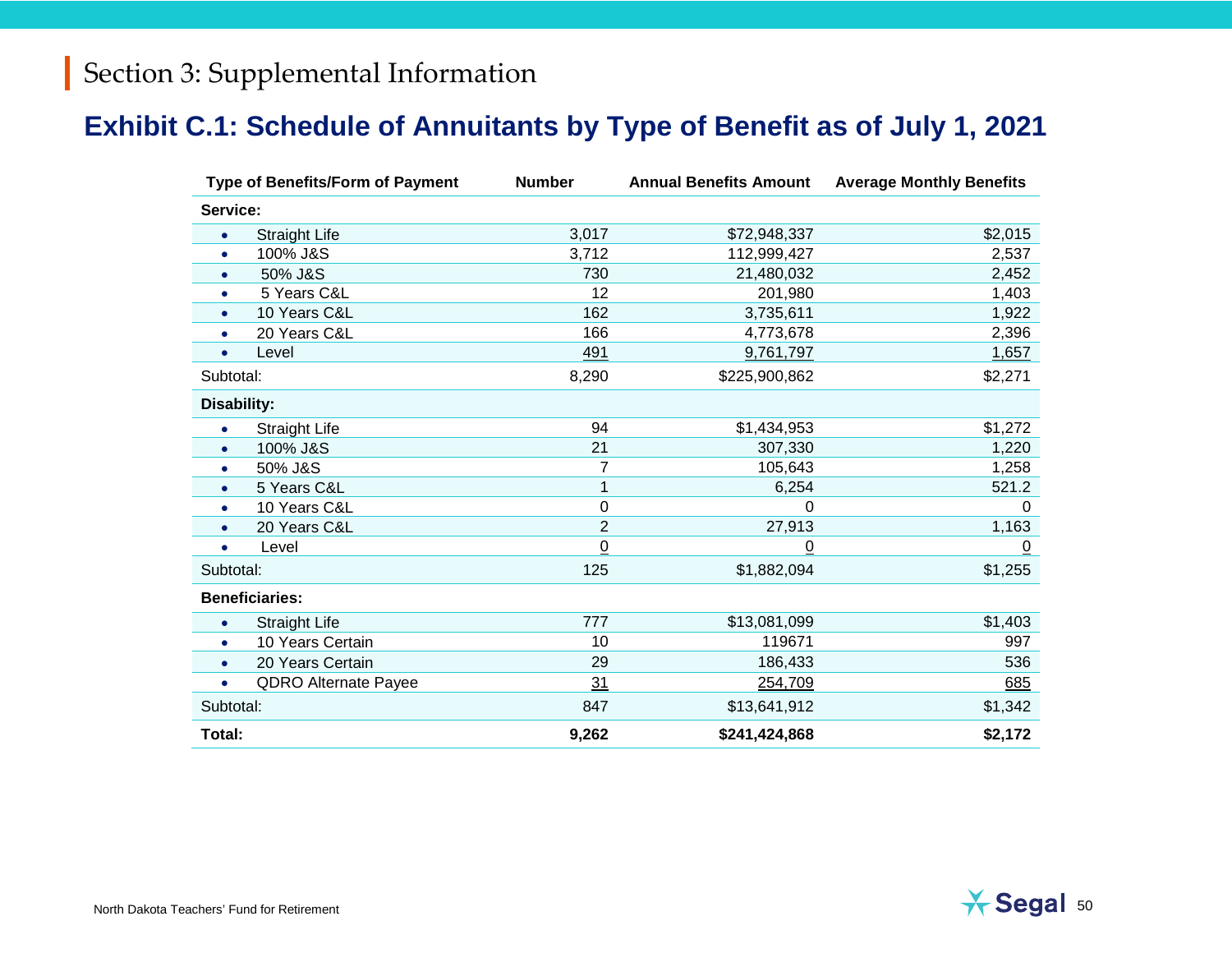# Section 3: Supplemental Information

## Exhibit C.1: Schedule of Annuitants by Type of Benefit as of July 1, 2021

| Type of Benefits/Form of Payment | Number | Annual Benefits Amount | Average Monthly Benefits |
|---|---|---|---|
| **Service:** | | | |
| • Straight Life | 3,017 | $72,948,337 | $2,015 |
| • 100% J&S | 3,712 | 112,999,427 | 2,537 |
| • 50% J&S | 730 | 21,480,032 | 2,452 |
| • 5 Years C&L | 12 | 201,980 | 1,403 |
| • 10 Years C&L | 162 | 3,735,611 | 1,922 |
| • 20 Years C&L | 166 | 4,773,678 | 2,396 |
| • Level | 491 | 9,761,797 | 1,657 |
| Subtotal: | 8,290 | $225,900,862 | $2,271 |
| **Disability:** | | | |
| • Straight Life | 94 | $1,434,953 | $1,272 |
| • 100% J&S | 21 | 307,330 | 1,220 |
| • 50% J&S | 7 | 105,643 | 1,258 |
| • 5 Years C&L | 1 | 6,254 | 521.2 |
| • 10 Years C&L | 0 | 0 | 0 |
| • 20 Years C&L | 2 | 27,913 | 1,163 |
| • Level | 0 | 0 | 0 |
| Subtotal: | 125 | $1,882,094 | $1,255 |
| **Beneficiaries:** | | | |
| • Straight Life | 777 | $13,081,099 | $1,403 |
| • 10 Years Certain | 10 | 119671 | 997 |
| • 20 Years Certain | 29 | 186,433 | 536 |
| • QDRO Alternate Payee | 31 | 254,709 | 685 |
| Subtotal: | 847 | $13,641,912 | $1,342 |
| **Total:** | **9,262** | **$241,424,868** | **$2,172** |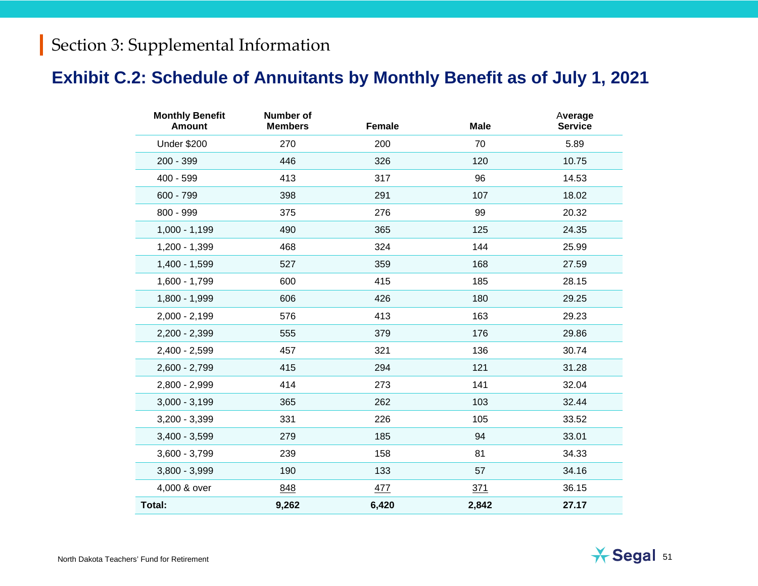# Section 3: Supplemental Information

## Exhibit C.2: Schedule of Annuitants by Monthly Benefit as of July 1, 2021

| Monthly Benefit Amount | Number of Members | Female | Male | Average Service |
|---|---|---|---|---|
| Under $200 | 270 | 200 | 70 | 5.89 |
| 200 - 399 | 446 | 326 | 120 | 10.75 |
| 400 - 599 | 413 | 317 | 96 | 14.53 |
| 600 - 799 | 398 | 291 | 107 | 18.02 |
| 800 - 999 | 375 | 276 | 99 | 20.32 |
| 1,000 - 1,199 | 490 | 365 | 125 | 24.35 |
| 1,200 - 1,399 | 468 | 324 | 144 | 25.99 |
| 1,400 - 1,599 | 527 | 359 | 168 | 27.59 |
| 1,600 - 1,799 | 600 | 415 | 185 | 28.15 |
| 1,800 - 1,999 | 606 | 426 | 180 | 29.25 |
| 2,000 - 2,199 | 576 | 413 | 163 | 29.23 |
| 2,200 - 2,399 | 555 | 379 | 176 | 29.86 |
| 2,400 - 2,599 | 457 | 321 | 136 | 30.74 |
| 2,600 - 2,799 | 415 | 294 | 121 | 31.28 |
| 2,800 - 2,999 | 414 | 273 | 141 | 32.04 |
| 3,000 - 3,199 | 365 | 262 | 103 | 32.44 |
| 3,200 - 3,399 | 331 | 226 | 105 | 33.52 |
| 3,400 - 3,599 | 279 | 185 | 94 | 33.01 |
| 3,600 - 3,799 | 239 | 158 | 81 | 34.33 |
| 3,800 - 3,999 | 190 | 133 | 57 | 34.16 |
| 4,000 & over | 848 | 477 | 371 | 36.15 |
| **Total:** | **9,262** | **6,420** | **2,842** | **27.17** |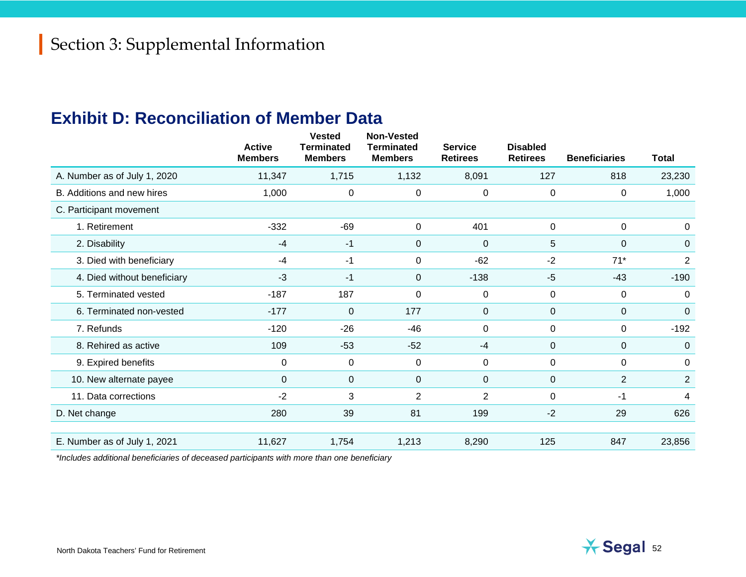# Section 3: Supplemental Information

## Exhibit D: Reconciliation of Member Data

| | Active Members | Vested Terminated Members | Non-Vested Terminated Members | Service Retirees | Disabled Retirees | Beneficiaries | Total |
|---|---|---|---|---|---|---|---|
| A. Number as of July 1, 2020 | 11,347 | 1,715 | 1,132 | 8,091 | 127 | 818 | 23,230 |
| B. Additions and new hires | 1,000 | 0 | 0 | 0 | 0 | 0 | 1,000 |
| C. Participant movement | | | | | | | |
| 1. Retirement | -332 | -69 | 0 | 401 | 0 | 0 | 0 |
| 2. Disability | -4 | -1 | 0 | 0 | 5 | 0 | 0 |
| 3. Died with beneficiary | -4 | -1 | 0 | -62 | -2 | 71* | 2 |
| 4. Died without beneficiary | -3 | -1 | 0 | -138 | -5 | -43 | -190 |
| 5. Terminated vested | -187 | 187 | 0 | 0 | 0 | 0 | 0 |
| 6. Terminated non-vested | -177 | 0 | 177 | 0 | 0 | 0 | 0 |
| 7. Refunds | -120 | -26 | -46 | 0 | 0 | 0 | -192 |
| 8. Rehired as active | 109 | -53 | -52 | -4 | 0 | 0 | 0 |
| 9. Expired benefits | 0 | 0 | 0 | 0 | 0 | 0 | 0 |
| 10. New alternate payee | 0 | 0 | 0 | 0 | 0 | 2 | 2 |
| 11. Data corrections | -2 | 3 | 2 | 2 | 0 | -1 | 4 |
| D. Net change | 280 | 39 | 81 | 199 | -2 | 29 | 626 |
| E. Number as of July 1, 2021 | 11,627 | 1,754 | 1,213 | 8,290 | 125 | 847 | 23,856 |

*\*Includes additional beneficiaries of deceased participants with more than one beneficiary*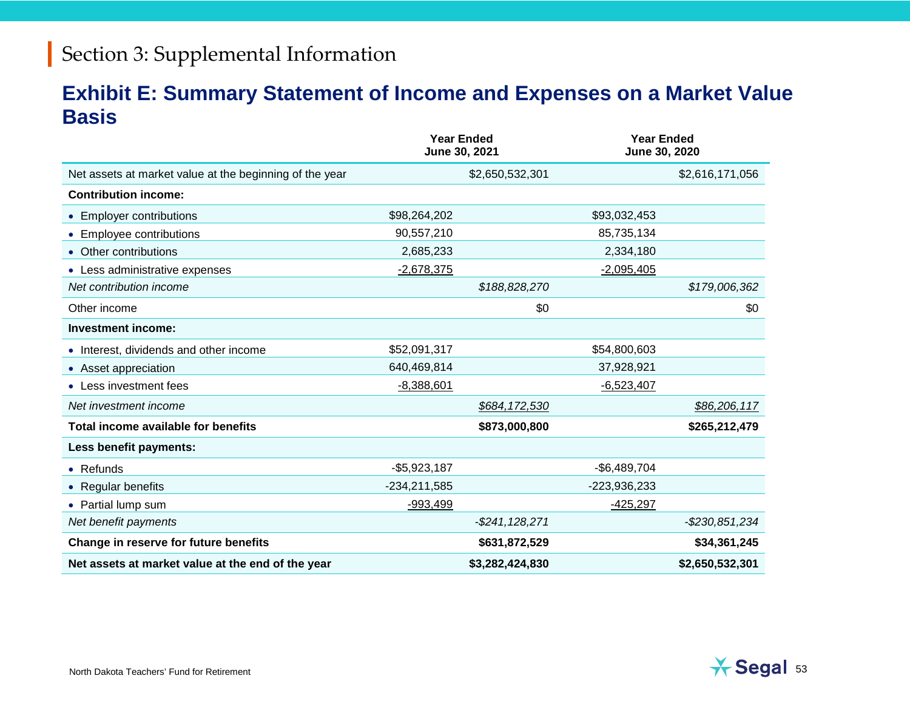## Section 3: Supplemental Information

### Exhibit E: Summary Statement of Income and Expenses on a Market Value Basis

| | Year Ended June 30, 2021 | | Year Ended June 30, 2020 | |
|---|---|---|---|---|
| Net assets at market value at the beginning of the year | | $2,650,532,301 | | $2,616,171,056 |
| **Contribution income:** | | | | |
| • Employer contributions | $98,264,202 | | $93,032,453 | |
| • Employee contributions | 90,557,210 | | 85,735,134 | |
| • Other contributions | 2,685,233 | | 2,334,180 | |
| • Less administrative expenses | -2,678,375 | | -2,095,405 | |
| *Net contribution income* | | *$188,828,270* | | *$179,006,362* |
| Other income | | $0 | | $0 |
| **Investment income:** | | | | |
| • Interest, dividends and other income | $52,091,317 | | $54,800,603 | |
| • Asset appreciation | 640,469,814 | | 37,928,921 | |
| • Less investment fees | -8,388,601 | | -6,523,407 | |
| *Net investment income* | | *$684,172,530* | | *$86,206,117* |
| **Total income available for benefits** | | **$873,000,800** | | **$265,212,479** |
| **Less benefit payments:** | | | | |
| • Refunds | -$5,923,187 | | -$6,489,704 | |
| • Regular benefits | -234,211,585 | | -223,936,233 | |
| • Partial lump sum | -993,499 | | -425,297 | |
| *Net benefit payments* | | *-$241,128,271* | | *-$230,851,234* |
| **Change in reserve for future benefits** | | **$631,872,529** | | **$34,361,245** |
| **Net assets at market value at the end of the year** | | **$3,282,424,830** | | **$2,650,532,301** |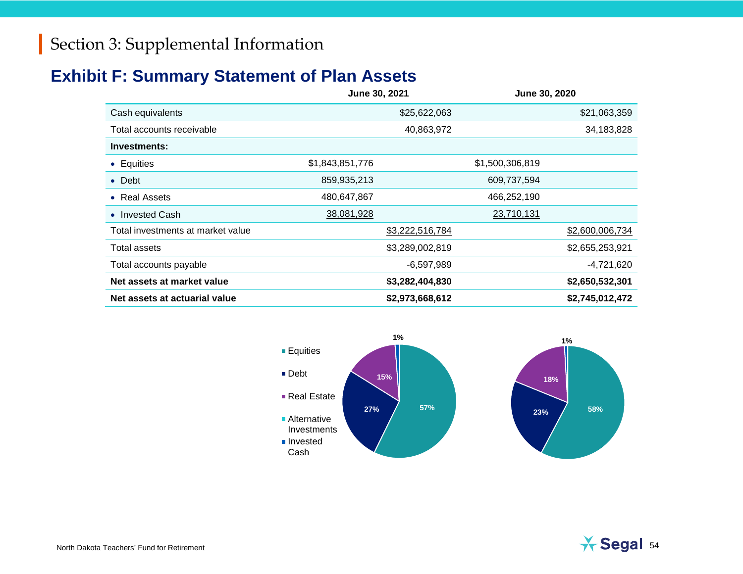## Section 3: Supplemental Information

### Exhibit F: Summary Statement of Plan Assets

| | June 30, 2021 | | June 30, 2020 | |
|---|---|---|---|---|
| Cash equivalents | | $25,622,063 | | $21,063,359 |
| Total accounts receivable | | 40,863,972 | | 34,183,828 |
| **Investments:** | | | | |
| • Equities | $1,843,851,776 | | $1,500,306,819 | |
| • Debt | 859,935,213 | | 609,737,594 | |
| • Real Assets | 480,647,867 | | 466,252,190 | |
| • Invested Cash | 38,081,928 | | 23,710,131 | |
| Total investments at market value | | $3,222,516,784 | | $2,600,006,734 |
| Total assets | | $3,289,002,819 | | $2,655,253,921 |
| Total accounts payable | | -6,597,989 | | -4,721,620 |
| **Net assets at market value** | | **$3,282,404,830** | | **$2,650,532,301** |
| **Net assets at actuarial value** | | **$2,973,668,612** | | **$2,745,012,472** |

Legend: Equities, Debt, Real Estate, Alternative Investments, Invested Cash

June 30, 2021: Equities 57%, Debt 27%, Real Estate 15%, Invested Cash 1%

June 30, 2020: Equities 58%, Debt 23%, Real Estate 18%, Invested Cash 1%

North Dakota Teachers' Fund for Retirement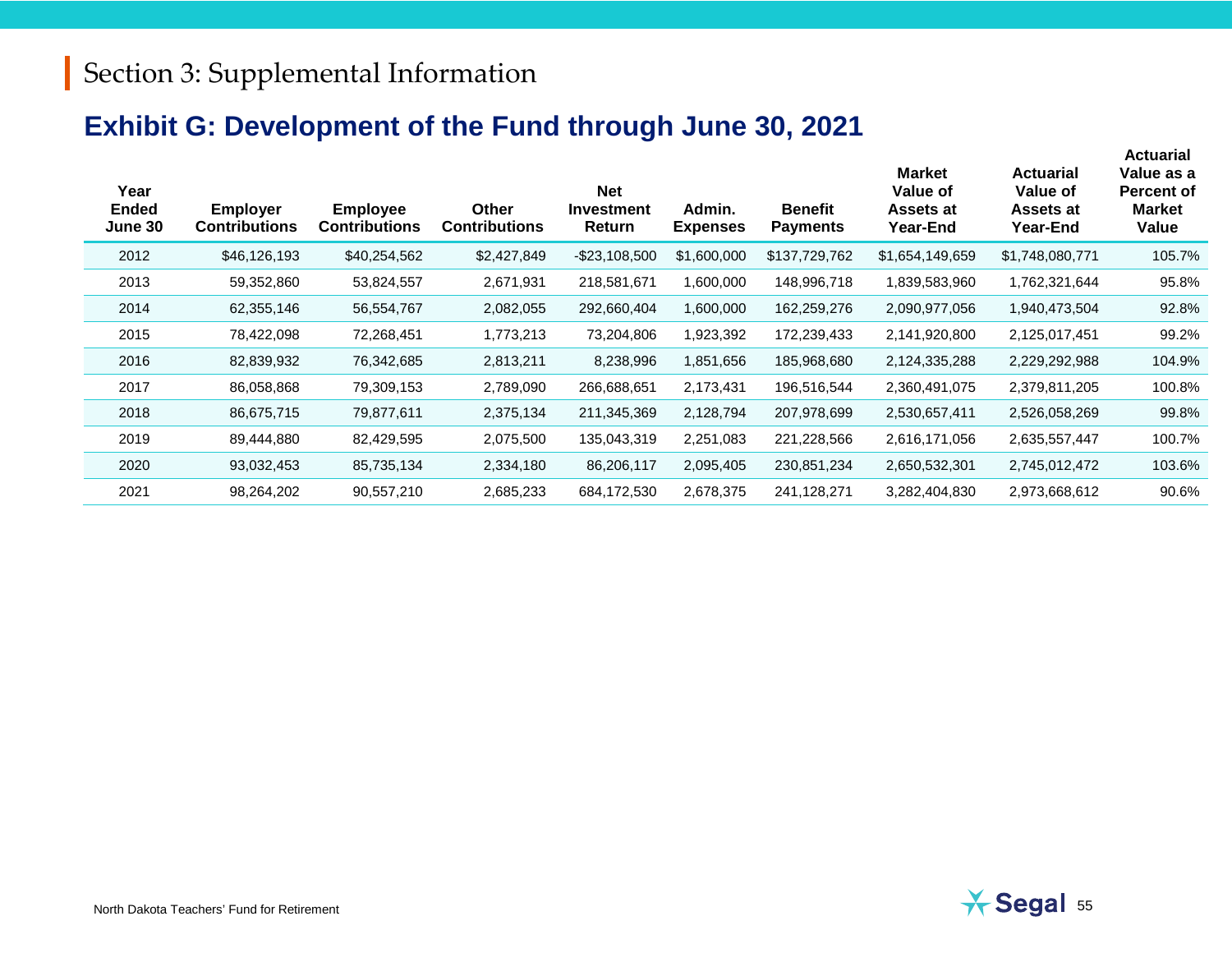# Section 3: Supplemental Information

## Exhibit G: Development of the Fund through June 30, 2021

| Year Ended June 30 | Employer Contributions | Employee Contributions | Other Contributions | Net Investment Return | Admin. Expenses | Benefit Payments | Market Value of Assets at Year-End | Actuarial Value of Assets at Year-End | Actuarial Value as a Percent of Market Value |
|---|---|---|---|---|---|---|---|---|---|
| 2012 | $46,126,193 | $40,254,562 | $2,427,849 | -$23,108,500 | $1,600,000 | $137,729,762 | $1,654,149,659 | $1,748,080,771 | 105.7% |
| 2013 | 59,352,860 | 53,824,557 | 2,671,931 | 218,581,671 | 1,600,000 | 148,996,718 | 1,839,583,960 | 1,762,321,644 | 95.8% |
| 2014 | 62,355,146 | 56,554,767 | 2,082,055 | 292,660,404 | 1,600,000 | 162,259,276 | 2,090,977,056 | 1,940,473,504 | 92.8% |
| 2015 | 78,422,098 | 72,268,451 | 1,773,213 | 73,204,806 | 1,923,392 | 172,239,433 | 2,141,920,800 | 2,125,017,451 | 99.2% |
| 2016 | 82,839,932 | 76,342,685 | 2,813,211 | 8,238,996 | 1,851,656 | 185,968,680 | 2,124,335,288 | 2,229,292,988 | 104.9% |
| 2017 | 86,058,868 | 79,309,153 | 2,789,090 | 266,688,651 | 2,173,431 | 196,516,544 | 2,360,491,075 | 2,379,811,205 | 100.8% |
| 2018 | 86,675,715 | 79,877,611 | 2,375,134 | 211,345,369 | 2,128,794 | 207,978,699 | 2,530,657,411 | 2,526,058,269 | 99.8% |
| 2019 | 89,444,880 | 82,429,595 | 2,075,500 | 135,043,319 | 2,251,083 | 221,228,566 | 2,616,171,056 | 2,635,557,447 | 100.7% |
| 2020 | 93,032,453 | 85,735,134 | 2,334,180 | 86,206,117 | 2,095,405 | 230,851,234 | 2,650,532,301 | 2,745,012,472 | 103.6% |
| 2021 | 98,264,202 | 90,557,210 | 2,685,233 | 684,172,530 | 2,678,375 | 241,128,271 | 3,282,404,830 | 2,973,668,612 | 90.6% |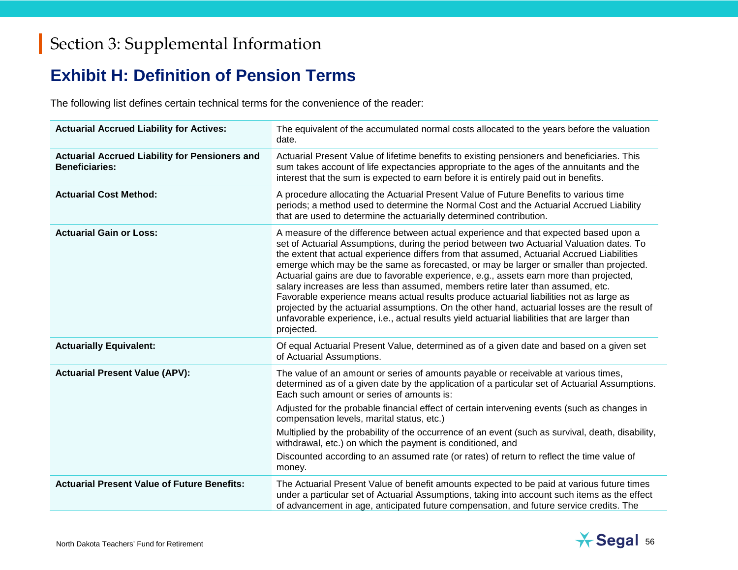# Section 3: Supplemental Information

## Exhibit H: Definition of Pension Terms

The following list defines certain technical terms for the convenience of the reader:

| Term | Definition |
|---|---|
| **Actuarial Accrued Liability for Actives:** | The equivalent of the accumulated normal costs allocated to the years before the valuation date. |
| **Actuarial Accrued Liability for Pensioners and Beneficiaries:** | Actuarial Present Value of lifetime benefits to existing pensioners and beneficiaries. This sum takes account of life expectancies appropriate to the ages of the annuitants and the interest that the sum is expected to earn before it is entirely paid out in benefits. |
| **Actuarial Cost Method:** | A procedure allocating the Actuarial Present Value of Future Benefits to various time periods; a method used to determine the Normal Cost and the Actuarial Accrued Liability that are used to determine the actuarially determined contribution. |
| **Actuarial Gain or Loss:** | A measure of the difference between actual experience and that expected based upon a set of Actuarial Assumptions, during the period between two Actuarial Valuation dates. To the extent that actual experience differs from that assumed, Actuarial Accrued Liabilities emerge which may be the same as forecasted, or may be larger or smaller than projected. Actuarial gains are due to favorable experience, e.g., assets earn more than projected, salary increases are less than assumed, members retire later than assumed, etc. Favorable experience means actual results produce actuarial liabilities not as large as projected by the actuarial assumptions. On the other hand, actuarial losses are the result of unfavorable experience, i.e., actual results yield actuarial liabilities that are larger than projected. |
| **Actuarially Equivalent:** | Of equal Actuarial Present Value, determined as of a given date and based on a given set of Actuarial Assumptions. |
| **Actuarial Present Value (APV):** | The value of an amount or series of amounts payable or receivable at various times, determined as of a given date by the application of a particular set of Actuarial Assumptions. Each such amount or series of amounts is:<br><br>Adjusted for the probable financial effect of certain intervening events (such as changes in compensation levels, marital status, etc.)<br><br>Multiplied by the probability of the occurrence of an event (such as survival, death, disability, withdrawal, etc.) on which the payment is conditioned, and<br><br>Discounted according to an assumed rate (or rates) of return to reflect the time value of money. |
| **Actuarial Present Value of Future Benefits:** | The Actuarial Present Value of benefit amounts expected to be paid at various future times under a particular set of Actuarial Assumptions, taking into account such items as the effect of advancement in age, anticipated future compensation, and future service credits. The |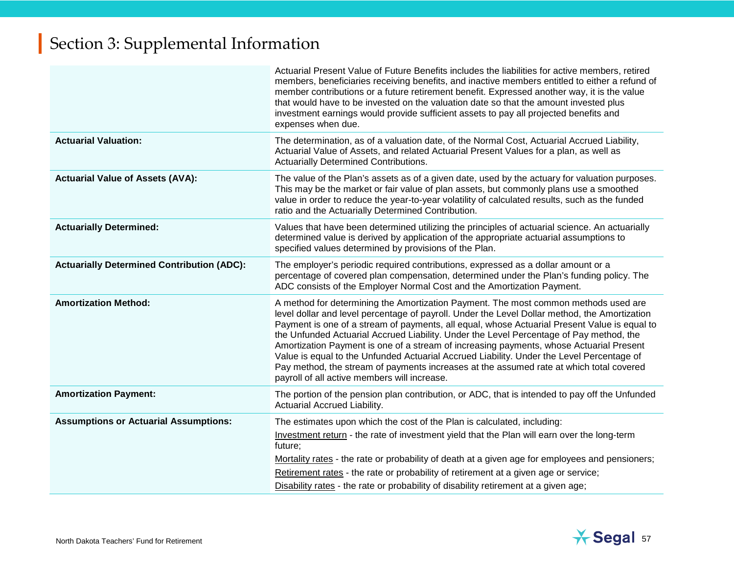# Section 3: Supplemental Information

| | |
|---|---|
| | Actuarial Present Value of Future Benefits includes the liabilities for active members, retired members, beneficiaries receiving benefits, and inactive members entitled to either a refund of member contributions or a future retirement benefit. Expressed another way, it is the value that would have to be invested on the valuation date so that the amount invested plus investment earnings would provide sufficient assets to pay all projected benefits and expenses when due. |
| **Actuarial Valuation:** | The determination, as of a valuation date, of the Normal Cost, Actuarial Accrued Liability, Actuarial Value of Assets, and related Actuarial Present Values for a plan, as well as Actuarially Determined Contributions. |
| **Actuarial Value of Assets (AVA):** | The value of the Plan's assets as of a given date, used by the actuary for valuation purposes. This may be the market or fair value of plan assets, but commonly plans use a smoothed value in order to reduce the year-to-year volatility of calculated results, such as the funded ratio and the Actuarially Determined Contribution. |
| **Actuarially Determined:** | Values that have been determined utilizing the principles of actuarial science. An actuarially determined value is derived by application of the appropriate actuarial assumptions to specified values determined by provisions of the Plan. |
| **Actuarially Determined Contribution (ADC):** | The employer's periodic required contributions, expressed as a dollar amount or a percentage of covered plan compensation, determined under the Plan's funding policy. The ADC consists of the Employer Normal Cost and the Amortization Payment. |
| **Amortization Method:** | A method for determining the Amortization Payment. The most common methods used are level dollar and level percentage of payroll. Under the Level Dollar method, the Amortization Payment is one of a stream of payments, all equal, whose Actuarial Present Value is equal to the Unfunded Actuarial Accrued Liability. Under the Level Percentage of Pay method, the Amortization Payment is one of a stream of increasing payments, whose Actuarial Present Value is equal to the Unfunded Actuarial Accrued Liability. Under the Level Percentage of Pay method, the stream of payments increases at the assumed rate at which total covered payroll of all active members will increase. |
| **Amortization Payment:** | The portion of the pension plan contribution, or ADC, that is intended to pay off the Unfunded Actuarial Accrued Liability. |
| **Assumptions or Actuarial Assumptions:** | The estimates upon which the cost of the Plan is calculated, including:<br>Investment return - the rate of investment yield that the Plan will earn over the long-term future;<br>Mortality rates - the rate or probability of death at a given age for employees and pensioners;<br>Retirement rates - the rate or probability of retirement at a given age or service;<br>Disability rates - the rate or probability of disability retirement at a given age; |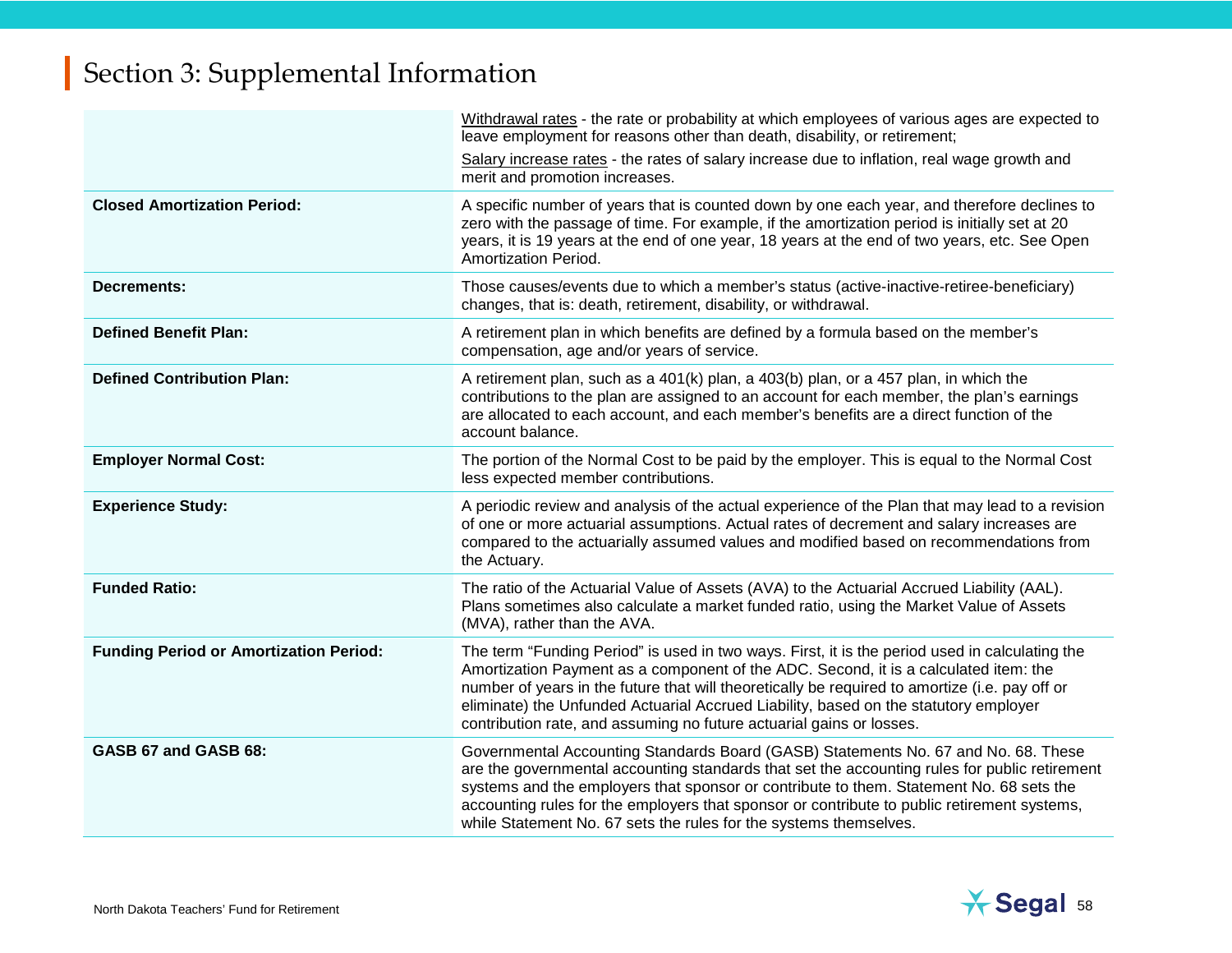# Section 3: Supplemental Information

| | |
|---|---|
| | Withdrawal rates - the rate or probability at which employees of various ages are expected to leave employment for reasons other than death, disability, or retirement;<br><br>Salary increase rates - the rates of salary increase due to inflation, real wage growth and merit and promotion increases. |
| **Closed Amortization Period:** | A specific number of years that is counted down by one each year, and therefore declines to zero with the passage of time. For example, if the amortization period is initially set at 20 years, it is 19 years at the end of one year, 18 years at the end of two years, etc. See Open Amortization Period. |
| **Decrements:** | Those causes/events due to which a member's status (active-inactive-retiree-beneficiary) changes, that is: death, retirement, disability, or withdrawal. |
| **Defined Benefit Plan:** | A retirement plan in which benefits are defined by a formula based on the member's compensation, age and/or years of service. |
| **Defined Contribution Plan:** | A retirement plan, such as a 401(k) plan, a 403(b) plan, or a 457 plan, in which the contributions to the plan are assigned to an account for each member, the plan's earnings are allocated to each account, and each member's benefits are a direct function of the account balance. |
| **Employer Normal Cost:** | The portion of the Normal Cost to be paid by the employer. This is equal to the Normal Cost less expected member contributions. |
| **Experience Study:** | A periodic review and analysis of the actual experience of the Plan that may lead to a revision of one or more actuarial assumptions. Actual rates of decrement and salary increases are compared to the actuarially assumed values and modified based on recommendations from the Actuary. |
| **Funded Ratio:** | The ratio of the Actuarial Value of Assets (AVA) to the Actuarial Accrued Liability (AAL). Plans sometimes also calculate a market funded ratio, using the Market Value of Assets (MVA), rather than the AVA. |
| **Funding Period or Amortization Period:** | The term "Funding Period" is used in two ways. First, it is the period used in calculating the Amortization Payment as a component of the ADC. Second, it is a calculated item: the number of years in the future that will theoretically be required to amortize (i.e. pay off or eliminate) the Unfunded Actuarial Accrued Liability, based on the statutory employer contribution rate, and assuming no future actuarial gains or losses. |
| **GASB 67 and GASB 68:** | Governmental Accounting Standards Board (GASB) Statements No. 67 and No. 68. These are the governmental accounting standards that set the accounting rules for public retirement systems and the employers that sponsor or contribute to them. Statement No. 68 sets the accounting rules for the employers that sponsor or contribute to public retirement systems, while Statement No. 67 sets the rules for the systems themselves. |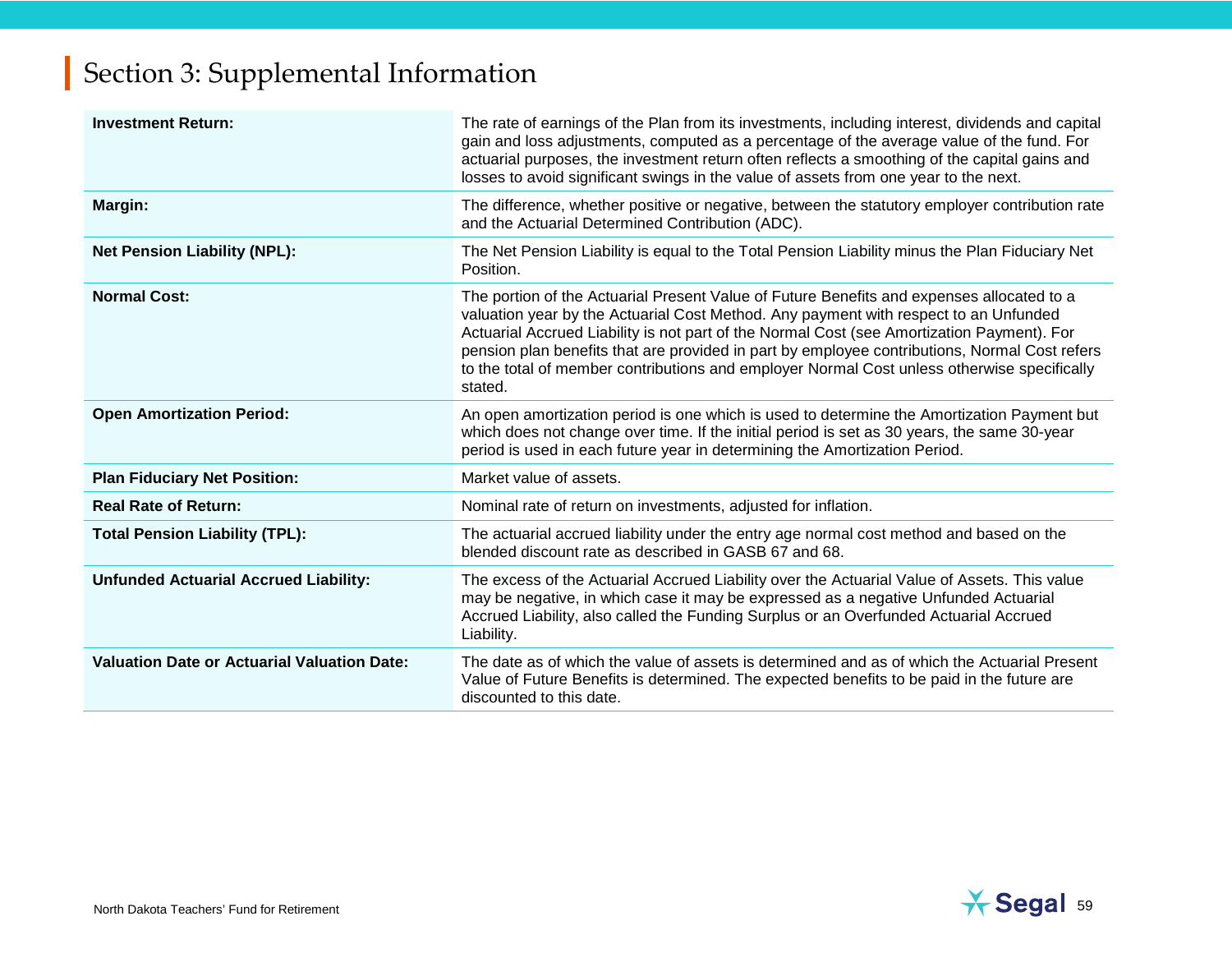# Section 3: Supplemental Information

| | |
|---|---|
| **Investment Return:** | The rate of earnings of the Plan from its investments, including interest, dividends and capital gain and loss adjustments, computed as a percentage of the average value of the fund. For actuarial purposes, the investment return often reflects a smoothing of the capital gains and losses to avoid significant swings in the value of assets from one year to the next. |
| **Margin:** | The difference, whether positive or negative, between the statutory employer contribution rate and the Actuarial Determined Contribution (ADC). |
| **Net Pension Liability (NPL):** | The Net Pension Liability is equal to the Total Pension Liability minus the Plan Fiduciary Net Position. |
| **Normal Cost:** | The portion of the Actuarial Present Value of Future Benefits and expenses allocated to a valuation year by the Actuarial Cost Method. Any payment with respect to an Unfunded Actuarial Accrued Liability is not part of the Normal Cost (see Amortization Payment). For pension plan benefits that are provided in part by employee contributions, Normal Cost refers to the total of member contributions and employer Normal Cost unless otherwise specifically stated. |
| **Open Amortization Period:** | An open amortization period is one which is used to determine the Amortization Payment but which does not change over time. If the initial period is set as 30 years, the same 30-year period is used in each future year in determining the Amortization Period. |
| **Plan Fiduciary Net Position:** | Market value of assets. |
| **Real Rate of Return:** | Nominal rate of return on investments, adjusted for inflation. |
| **Total Pension Liability (TPL):** | The actuarial accrued liability under the entry age normal cost method and based on the blended discount rate as described in GASB 67 and 68. |
| **Unfunded Actuarial Accrued Liability:** | The excess of the Actuarial Accrued Liability over the Actuarial Value of Assets. This value may be negative, in which case it may be expressed as a negative Unfunded Actuarial Accrued Liability, also called the Funding Surplus or an Overfunded Actuarial Accrued Liability. |
| **Valuation Date or Actuarial Valuation Date:** | The date as of which the value of assets is determined and as of which the Actuarial Present Value of Future Benefits is determined. The expected benefits to be paid in the future are discounted to this date. |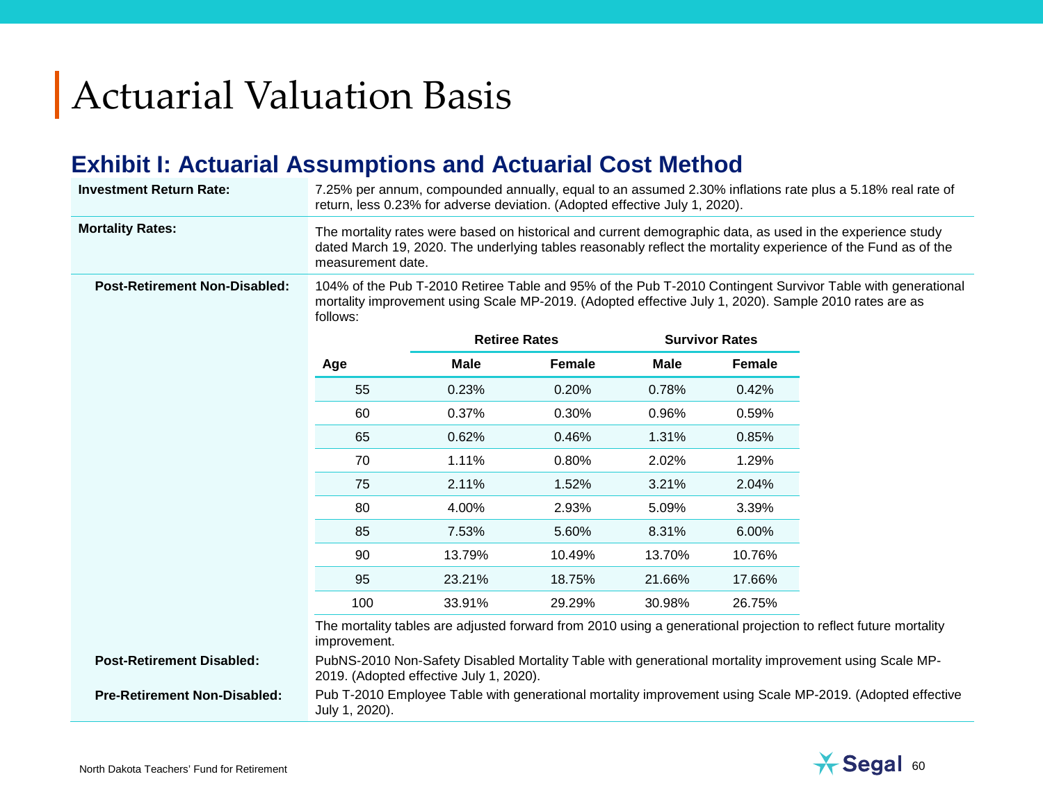# Actuarial Valuation Basis

## Exhibit I: Actuarial Assumptions and Actuarial Cost Method

**Investment Return Rate:** 7.25% per annum, compounded annually, equal to an assumed 2.30% inflations rate plus a 5.18% real rate of return, less 0.23% for adverse deviation. (Adopted effective July 1, 2020).

**Mortality Rates:** The mortality rates were based on historical and current demographic data, as used in the experience study dated March 19, 2020. The underlying tables reasonably reflect the mortality experience of the Fund as of the measurement date.

**Post-Retirement Non-Disabled:** 104% of the Pub T-2010 Retiree Table and 95% of the Pub T-2010 Contingent Survivor Table with generational mortality improvement using Scale MP-2019. (Adopted effective July 1, 2020). Sample 2010 rates are as follows:

| | Retiree Rates | | Survivor Rates | |
|---|---|---|---|---|
| **Age** | **Male** | **Female** | **Male** | **Female** |
| 55 | 0.23% | 0.20% | 0.78% | 0.42% |
| 60 | 0.37% | 0.30% | 0.96% | 0.59% |
| 65 | 0.62% | 0.46% | 1.31% | 0.85% |
| 70 | 1.11% | 0.80% | 2.02% | 1.29% |
| 75 | 2.11% | 1.52% | 3.21% | 2.04% |
| 80 | 4.00% | 2.93% | 5.09% | 3.39% |
| 85 | 7.53% | 5.60% | 8.31% | 6.00% |
| 90 | 13.79% | 10.49% | 13.70% | 10.76% |
| 95 | 23.21% | 18.75% | 21.66% | 17.66% |
| 100 | 33.91% | 29.29% | 30.98% | 26.75% |

The mortality tables are adjusted forward from 2010 using a generational projection to reflect future mortality improvement.

**Post-Retirement Disabled:** PubNS-2010 Non-Safety Disabled Mortality Table with generational mortality improvement using Scale MP-2019. (Adopted effective July 1, 2020).

**Pre-Retirement Non-Disabled:** Pub T-2010 Employee Table with generational mortality improvement using Scale MP-2019. (Adopted effective July 1, 2020).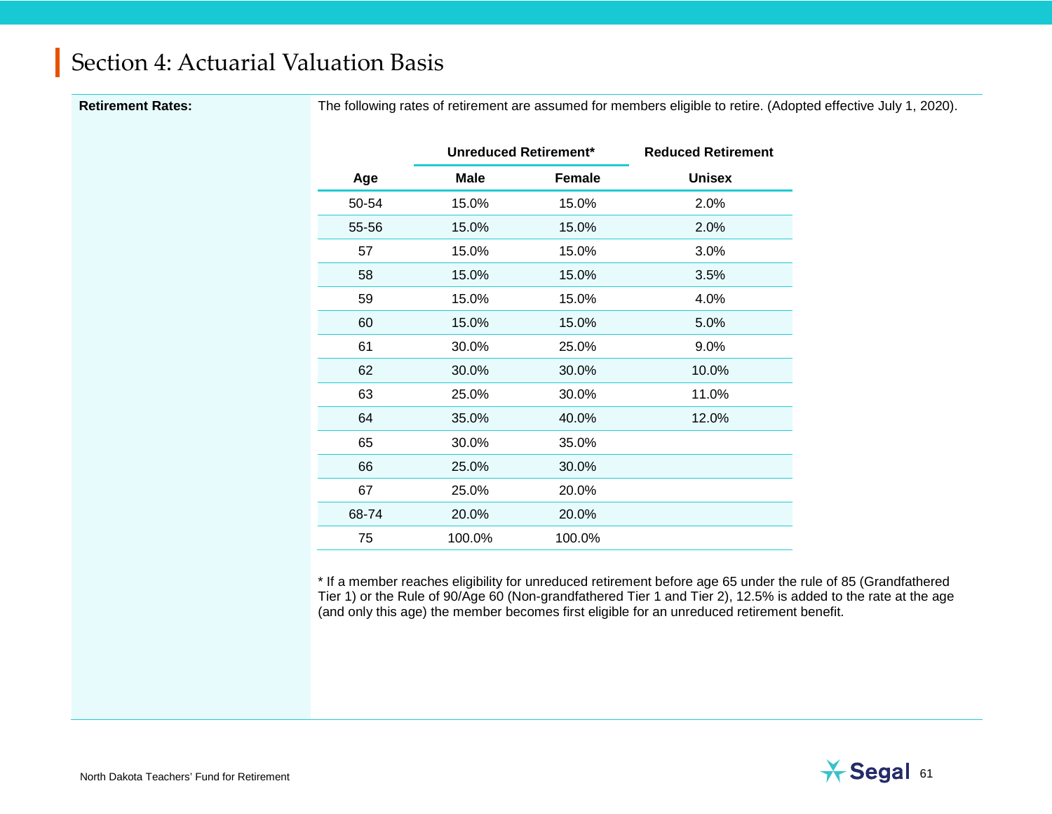# Section 4: Actuarial Valuation Basis

**Retirement Rates:**

The following rates of retirement are assumed for members eligible to retire. (Adopted effective July 1, 2020).

| | Unreduced Retirement* | | Reduced Retirement |
|---|---|---|---|
| **Age** | **Male** | **Female** | **Unisex** |
| 50-54 | 15.0% | 15.0% | 2.0% |
| 55-56 | 15.0% | 15.0% | 2.0% |
| 57 | 15.0% | 15.0% | 3.0% |
| 58 | 15.0% | 15.0% | 3.5% |
| 59 | 15.0% | 15.0% | 4.0% |
| 60 | 15.0% | 15.0% | 5.0% |
| 61 | 30.0% | 25.0% | 9.0% |
| 62 | 30.0% | 30.0% | 10.0% |
| 63 | 25.0% | 30.0% | 11.0% |
| 64 | 35.0% | 40.0% | 12.0% |
| 65 | 30.0% | 35.0% | |
| 66 | 25.0% | 30.0% | |
| 67 | 25.0% | 20.0% | |
| 68-74 | 20.0% | 20.0% | |
| 75 | 100.0% | 100.0% | |

* If a member reaches eligibility for unreduced retirement before age 65 under the rule of 85 (Grandfathered Tier 1) or the Rule of 90/Age 60 (Non-grandfathered Tier 1 and Tier 2), 12.5% is added to the rate at the age (and only this age) the member becomes first eligible for an unreduced retirement benefit.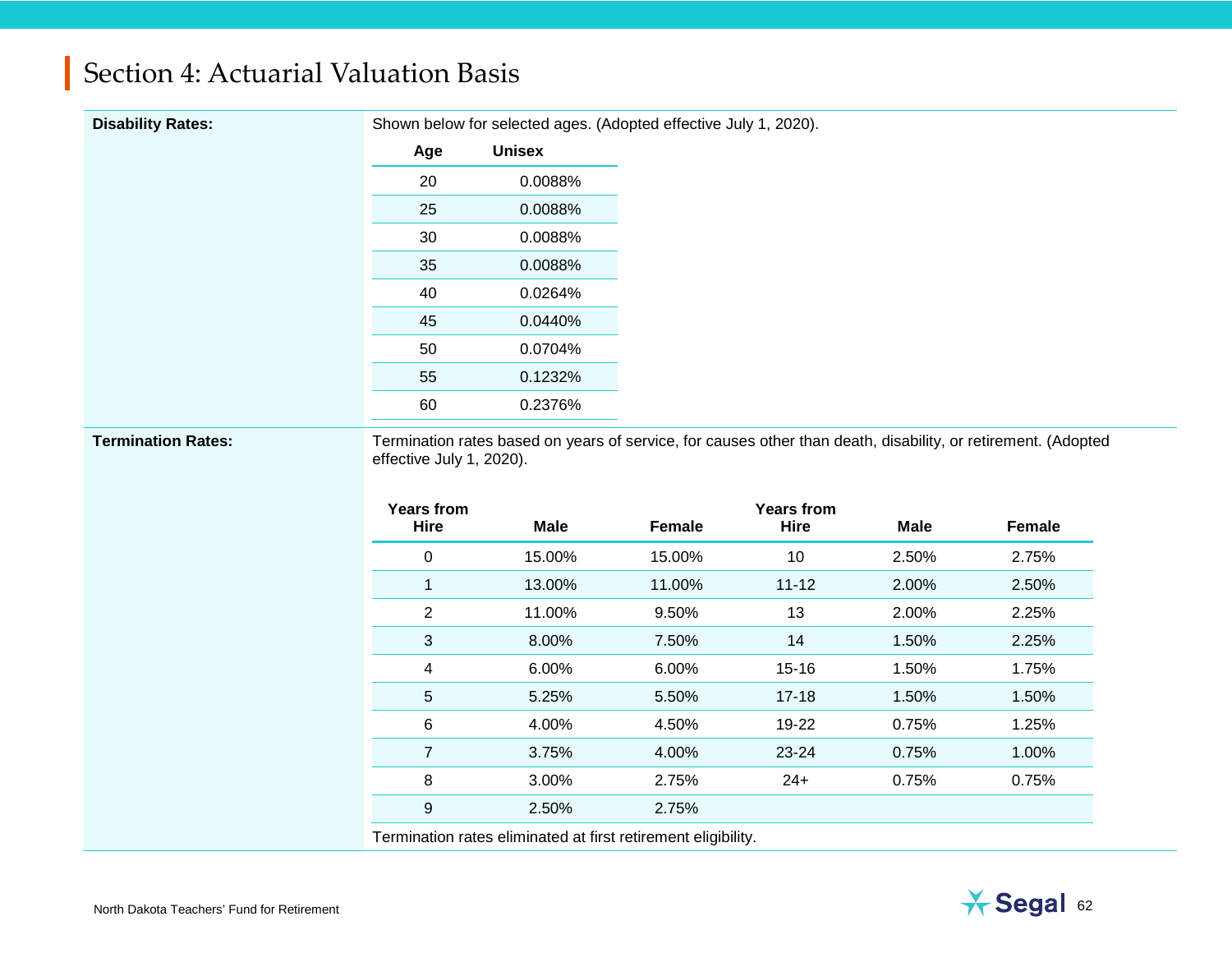# Section 4: Actuarial Valuation Basis

**Disability Rates:**

Shown below for selected ages. (Adopted effective July 1, 2020).

| Age | Unisex |
|---|---|
| 20 | 0.0088% |
| 25 | 0.0088% |
| 30 | 0.0088% |
| 35 | 0.0088% |
| 40 | 0.0264% |
| 45 | 0.0440% |
| 50 | 0.0704% |
| 55 | 0.1232% |
| 60 | 0.2376% |

**Termination Rates:**

Termination rates based on years of service, for causes other than death, disability, or retirement. (Adopted effective July 1, 2020).

| Years from Hire | Male | Female | Years from Hire | Male | Female |
|---|---|---|---|---|---|
| 0 | 15.00% | 15.00% | 10 | 2.50% | 2.75% |
| 1 | 13.00% | 11.00% | 11-12 | 2.00% | 2.50% |
| 2 | 11.00% | 9.50% | 13 | 2.00% | 2.25% |
| 3 | 8.00% | 7.50% | 14 | 1.50% | 2.25% |
| 4 | 6.00% | 6.00% | 15-16 | 1.50% | 1.75% |
| 5 | 5.25% | 5.50% | 17-18 | 1.50% | 1.50% |
| 6 | 4.00% | 4.50% | 19-22 | 0.75% | 1.25% |
| 7 | 3.75% | 4.00% | 23-24 | 0.75% | 1.00% |
| 8 | 3.00% | 2.75% | 24+ | 0.75% | 0.75% |
| 9 | 2.50% | 2.75% | | | |

Termination rates eliminated at first retirement eligibility.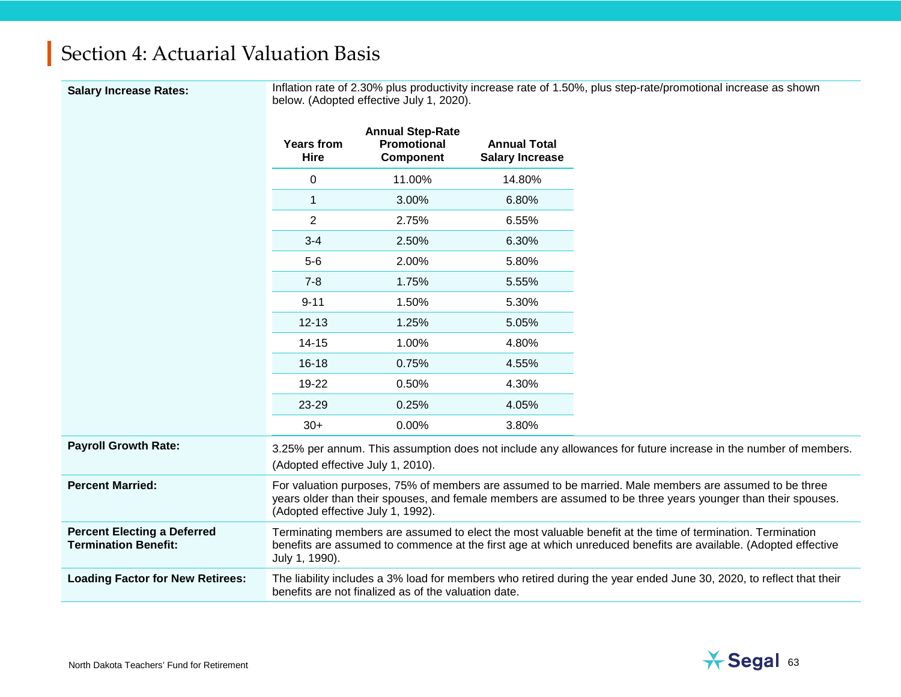# Section 4: Actuarial Valuation Basis

**Salary Increase Rates:**

Inflation rate of 2.30% plus productivity increase rate of 1.50%, plus step-rate/promotional increase as shown below. (Adopted effective July 1, 2020).

| Years from Hire | Annual Step-Rate Promotional Component | Annual Total Salary Increase |
|---|---|---|
| 0 | 11.00% | 14.80% |
| 1 | 3.00% | 6.80% |
| 2 | 2.75% | 6.55% |
| 3-4 | 2.50% | 6.30% |
| 5-6 | 2.00% | 5.80% |
| 7-8 | 1.75% | 5.55% |
| 9-11 | 1.50% | 5.30% |
| 12-13 | 1.25% | 5.05% |
| 14-15 | 1.00% | 4.80% |
| 16-18 | 0.75% | 4.55% |
| 19-22 | 0.50% | 4.30% |
| 23-29 | 0.25% | 4.05% |
| 30+ | 0.00% | 3.80% |

**Payroll Growth Rate:**

3.25% per annum. This assumption does not include any allowances for future increase in the number of members. (Adopted effective July 1, 2010).

**Percent Married:**

For valuation purposes, 75% of members are assumed to be married. Male members are assumed to be three years older than their spouses, and female members are assumed to be three years younger than their spouses. (Adopted effective July 1, 1992).

**Percent Electing a Deferred Termination Benefit:**

Terminating members are assumed to elect the most valuable benefit at the time of termination. Termination benefits are assumed to commence at the first age at which unreduced benefits are available. (Adopted effective July 1, 1990).

**Loading Factor for New Retirees:**

The liability includes a 3% load for members who retired during the year ended June 30, 2020, to reflect that their benefits are not finalized as of the valuation date.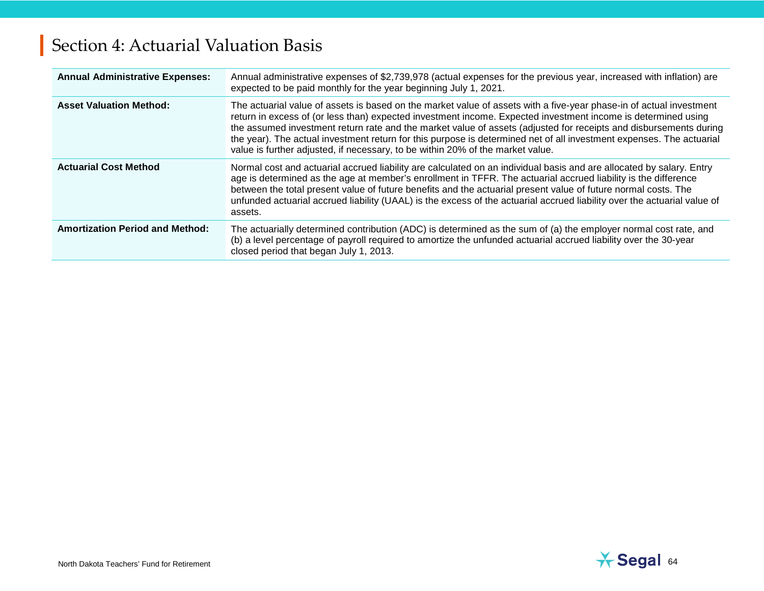# Section 4: Actuarial Valuation Basis

| | |
|---|---|
| **Annual Administrative Expenses:** | Annual administrative expenses of $2,739,978 (actual expenses for the previous year, increased with inflation) are expected to be paid monthly for the year beginning July 1, 2021. |
| **Asset Valuation Method:** | The actuarial value of assets is based on the market value of assets with a five-year phase-in of actual investment return in excess of (or less than) expected investment income. Expected investment income is determined using the assumed investment return rate and the market value of assets (adjusted for receipts and disbursements during the year). The actual investment return for this purpose is determined net of all investment expenses. The actuarial value is further adjusted, if necessary, to be within 20% of the market value. |
| **Actuarial Cost Method** | Normal cost and actuarial accrued liability are calculated on an individual basis and are allocated by salary. Entry age is determined as the age at member's enrollment in TFFR. The actuarial accrued liability is the difference between the total present value of future benefits and the actuarial present value of future normal costs. The unfunded actuarial accrued liability (UAAL) is the excess of the actuarial accrued liability over the actuarial value of assets. |
| **Amortization Period and Method:** | The actuarially determined contribution (ADC) is determined as the sum of (a) the employer normal cost rate, and (b) a level percentage of payroll required to amortize the unfunded actuarial accrued liability over the 30-year closed period that began July 1, 2013. |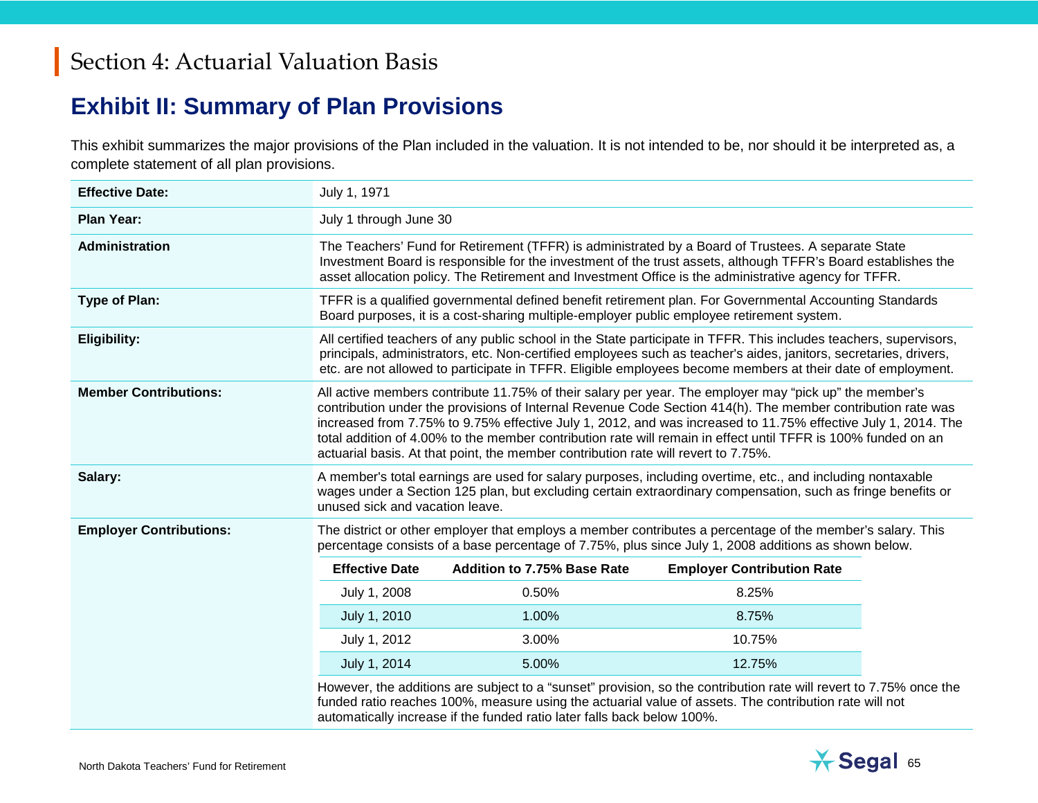# Section 4: Actuarial Valuation Basis

## Exhibit II: Summary of Plan Provisions

This exhibit summarizes the major provisions of the Plan included in the valuation. It is not intended to be, nor should it be interpreted as, a complete statement of all plan provisions.

| | |
|---|---|
| **Effective Date:** | July 1, 1971 |
| **Plan Year:** | July 1 through June 30 |
| **Administration** | The Teachers' Fund for Retirement (TFFR) is administrated by a Board of Trustees. A separate State Investment Board is responsible for the investment of the trust assets, although TFFR's Board establishes the asset allocation policy. The Retirement and Investment Office is the administrative agency for TFFR. |
| **Type of Plan:** | TFFR is a qualified governmental defined benefit retirement plan. For Governmental Accounting Standards Board purposes, it is a cost-sharing multiple-employer public employee retirement system. |
| **Eligibility:** | All certified teachers of any public school in the State participate in TFFR. This includes teachers, supervisors, principals, administrators, etc. Non-certified employees such as teacher's aides, janitors, secretaries, drivers, etc. are not allowed to participate in TFFR. Eligible employees become members at their date of employment. |
| **Member Contributions:** | All active members contribute 11.75% of their salary per year. The employer may "pick up" the member's contribution under the provisions of Internal Revenue Code Section 414(h). The member contribution rate was increased from 7.75% to 9.75% effective July 1, 2012, and was increased to 11.75% effective July 1, 2014. The total addition of 4.00% to the member contribution rate will remain in effect until TFFR is 100% funded on an actuarial basis. At that point, the member contribution rate will revert to 7.75%. |
| **Salary:** | A member's total earnings are used for salary purposes, including overtime, etc., and including nontaxable wages under a Section 125 plan, but excluding certain extraordinary compensation, such as fringe benefits or unused sick and vacation leave. |
| **Employer Contributions:** | The district or other employer that employs a member contributes a percentage of the member's salary. This percentage consists of a base percentage of 7.75%, plus since July 1, 2008 additions as shown below. |

| Effective Date | Addition to 7.75% Base Rate | Employer Contribution Rate |
|---|---|---|
| July 1, 2008 | 0.50% | 8.25% |
| July 1, 2010 | 1.00% | 8.75% |
| July 1, 2012 | 3.00% | 10.75% |
| July 1, 2014 | 5.00% | 12.75% |

However, the additions are subject to a "sunset" provision, so the contribution rate will revert to 7.75% once the funded ratio reaches 100%, measure using the actuarial value of assets. The contribution rate will not automatically increase if the funded ratio later falls back below 100%.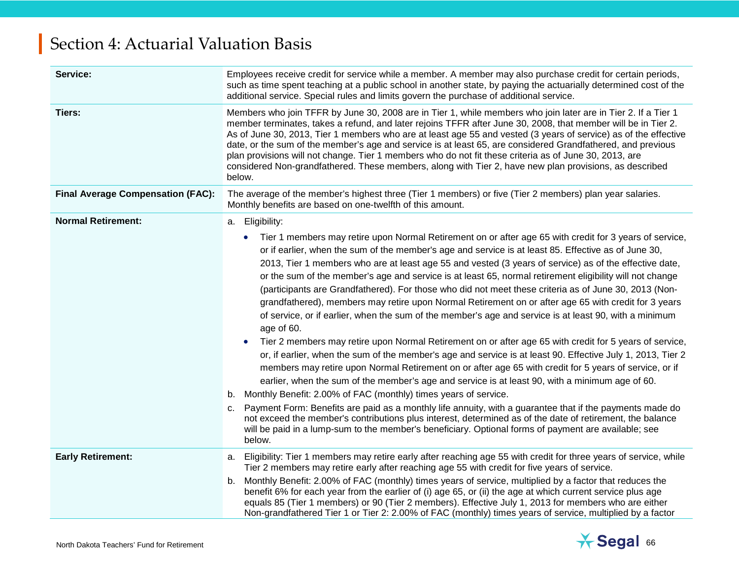## Section 4: Actuarial Valuation Basis

| | |
|---|---|
| **Service:** | Employees receive credit for service while a member. A member may also purchase credit for certain periods, such as time spent teaching at a public school in another state, by paying the actuarially determined cost of the additional service. Special rules and limits govern the purchase of additional service. |
| **Tiers:** | Members who join TFFR by June 30, 2008 are in Tier 1, while members who join later are in Tier 2. If a Tier 1 member terminates, takes a refund, and later rejoins TFFR after June 30, 2008, that member will be in Tier 2. As of June 30, 2013, Tier 1 members who are at least age 55 and vested (3 years of service) as of the effective date, or the sum of the member's age and service is at least 65, are considered Grandfathered, and previous plan provisions will not change. Tier 1 members who do not fit these criteria as of June 30, 2013, are considered Non-grandfathered. These members, along with Tier 2, have new plan provisions, as described below. |
| **Final Average Compensation (FAC):** | The average of the member's highest three (Tier 1 members) or five (Tier 2 members) plan year salaries. Monthly benefits are based on one-twelfth of this amount. |
| **Normal Retirement:** | a. Eligibility:<br>• Tier 1 members may retire upon Normal Retirement on or after age 65 with credit for 3 years of service, or if earlier, when the sum of the member's age and service is at least 85. Effective as of June 30, 2013, Tier 1 members who are at least age 55 and vested (3 years of service) as of the effective date, or the sum of the member's age and service is at least 65, normal retirement eligibility will not change (participants are Grandfathered). For those who did not meet these criteria as of June 30, 2013 (Non-grandfathered), members may retire upon Normal Retirement on or after age 65 with credit for 3 years of service, or if earlier, when the sum of the member's age and service is at least 90, with a minimum age of 60.<br>• Tier 2 members may retire upon Normal Retirement on or after age 65 with credit for 5 years of service, or, if earlier, when the sum of the member's age and service is at least 90. Effective July 1, 2013, Tier 2 members may retire upon Normal Retirement on or after age 65 with credit for 5 years of service, or if earlier, when the sum of the member's age and service is at least 90, with a minimum age of 60.<br>b. Monthly Benefit: 2.00% of FAC (monthly) times years of service.<br>c. Payment Form: Benefits are paid as a monthly life annuity, with a guarantee that if the payments made do not exceed the member's contributions plus interest, determined as of the date of retirement, the balance will be paid in a lump-sum to the member's beneficiary. Optional forms of payment are available; see below. |
| **Early Retirement:** | a. Eligibility: Tier 1 members may retire early after reaching age 55 with credit for three years of service, while Tier 2 members may retire early after reaching age 55 with credit for five years of service.<br>b. Monthly Benefit: 2.00% of FAC (monthly) times years of service, multiplied by a factor that reduces the benefit 6% for each year from the earlier of (i) age 65, or (ii) the age at which current service plus age equals 85 (Tier 1 members) or 90 (Tier 2 members). Effective July 1, 2013 for members who are either Non-grandfathered Tier 1 or Tier 2: 2.00% of FAC (monthly) times years of service, multiplied by a factor |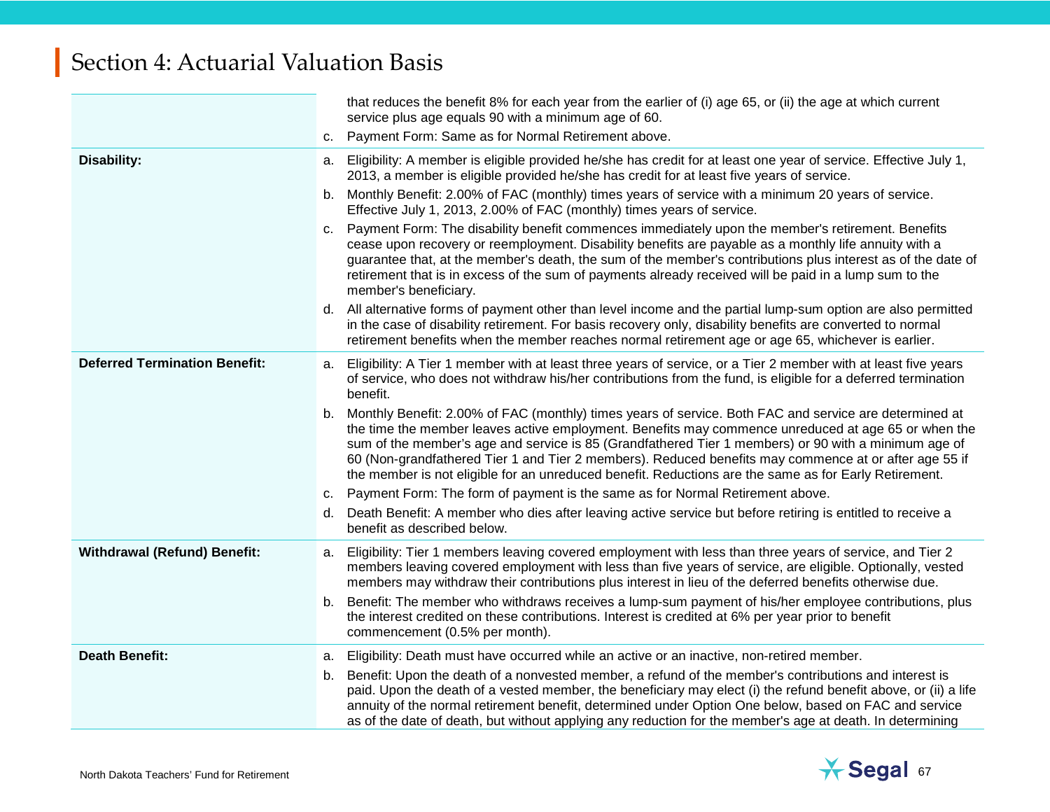## Section 4: Actuarial Valuation Basis

| | |
|---|---|
| | that reduces the benefit 8% for each year from the earlier of (i) age 65, or (ii) the age at which current service plus age equals 90 with a minimum age of 60.<br>c. Payment Form: Same as for Normal Retirement above. |
| **Disability:** | a. Eligibility: A member is eligible provided he/she has credit for at least one year of service. Effective July 1, 2013, a member is eligible provided he/she has credit for at least five years of service.<br>b. Monthly Benefit: 2.00% of FAC (monthly) times years of service with a minimum 20 years of service. Effective July 1, 2013, 2.00% of FAC (monthly) times years of service.<br>c. Payment Form: The disability benefit commences immediately upon the member's retirement. Benefits cease upon recovery or reemployment. Disability benefits are payable as a monthly life annuity with a guarantee that, at the member's death, the sum of the member's contributions plus interest as of the date of retirement that is in excess of the sum of payments already received will be paid in a lump sum to the member's beneficiary.<br>d. All alternative forms of payment other than level income and the partial lump-sum option are also permitted in the case of disability retirement. For basis recovery only, disability benefits are converted to normal retirement benefits when the member reaches normal retirement age or age 65, whichever is earlier. |
| **Deferred Termination Benefit:** | a. Eligibility: A Tier 1 member with at least three years of service, or a Tier 2 member with at least five years of service, who does not withdraw his/her contributions from the fund, is eligible for a deferred termination benefit.<br>b. Monthly Benefit: 2.00% of FAC (monthly) times years of service. Both FAC and service are determined at the time the member leaves active employment. Benefits may commence unreduced at age 65 or when the sum of the member's age and service is 85 (Grandfathered Tier 1 members) or 90 with a minimum age of 60 (Non-grandfathered Tier 1 and Tier 2 members). Reduced benefits may commence at or after age 55 if the member is not eligible for an unreduced benefit. Reductions are the same as for Early Retirement.<br>c. Payment Form: The form of payment is the same as for Normal Retirement above.<br>d. Death Benefit: A member who dies after leaving active service but before retiring is entitled to receive a benefit as described below. |
| **Withdrawal (Refund) Benefit:** | a. Eligibility: Tier 1 members leaving covered employment with less than three years of service, and Tier 2 members leaving covered employment with less than five years of service, are eligible. Optionally, vested members may withdraw their contributions plus interest in lieu of the deferred benefits otherwise due.<br>b. Benefit: The member who withdraws receives a lump-sum payment of his/her employee contributions, plus the interest credited on these contributions. Interest is credited at 6% per year prior to benefit commencement (0.5% per month). |
| **Death Benefit:** | a. Eligibility: Death must have occurred while an active or an inactive, non-retired member.<br>b. Benefit: Upon the death of a nonvested member, a refund of the member's contributions and interest is paid. Upon the death of a vested member, the beneficiary may elect (i) the refund benefit above, or (ii) a life annuity of the normal retirement benefit, determined under Option One below, based on FAC and service as of the date of death, but without applying any reduction for the member's age at death. In determining |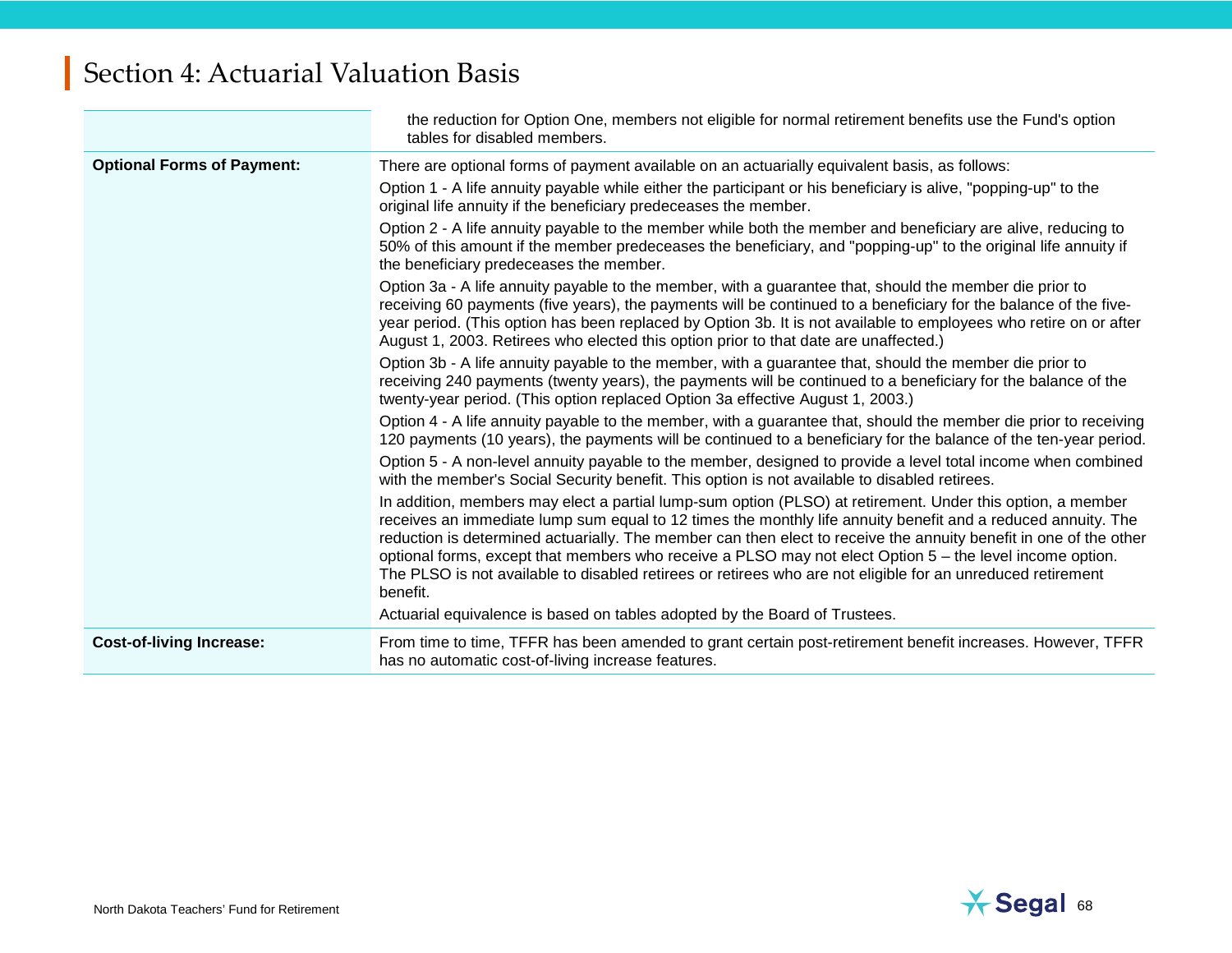## Section 4: Actuarial Valuation Basis

| | |
|---|---|
| | the reduction for Option One, members not eligible for normal retirement benefits use the Fund's option tables for disabled members. |
| **Optional Forms of Payment:** | There are optional forms of payment available on an actuarially equivalent basis, as follows:<br>Option 1 - A life annuity payable while either the participant or his beneficiary is alive, "popping-up" to the original life annuity if the beneficiary predeceases the member.<br>Option 2 - A life annuity payable to the member while both the member and beneficiary are alive, reducing to 50% of this amount if the member predeceases the beneficiary, and "popping-up" to the original life annuity if the beneficiary predeceases the member.<br>Option 3a - A life annuity payable to the member, with a guarantee that, should the member die prior to receiving 60 payments (five years), the payments will be continued to a beneficiary for the balance of the five-year period. (This option has been replaced by Option 3b. It is not available to employees who retire on or after August 1, 2003. Retirees who elected this option prior to that date are unaffected.)<br>Option 3b - A life annuity payable to the member, with a guarantee that, should the member die prior to receiving 240 payments (twenty years), the payments will be continued to a beneficiary for the balance of the twenty-year period. (This option replaced Option 3a effective August 1, 2003.)<br>Option 4 - A life annuity payable to the member, with a guarantee that, should the member die prior to receiving 120 payments (10 years), the payments will be continued to a beneficiary for the balance of the ten-year period.<br>Option 5 - A non-level annuity payable to the member, designed to provide a level total income when combined with the member's Social Security benefit. This option is not available to disabled retirees.<br>In addition, members may elect a partial lump-sum option (PLSO) at retirement. Under this option, a member receives an immediate lump sum equal to 12 times the monthly life annuity benefit and a reduced annuity. The reduction is determined actuarially. The member can then elect to receive the annuity benefit in one of the other optional forms, except that members who receive a PLSO may not elect Option 5 – the level income option. The PLSO is not available to disabled retirees or retirees who are not eligible for an unreduced retirement benefit.<br>Actuarial equivalence is based on tables adopted by the Board of Trustees. |
| **Cost-of-living Increase:** | From time to time, TFFR has been amended to grant certain post-retirement benefit increases. However, TFFR has no automatic cost-of-living increase features. |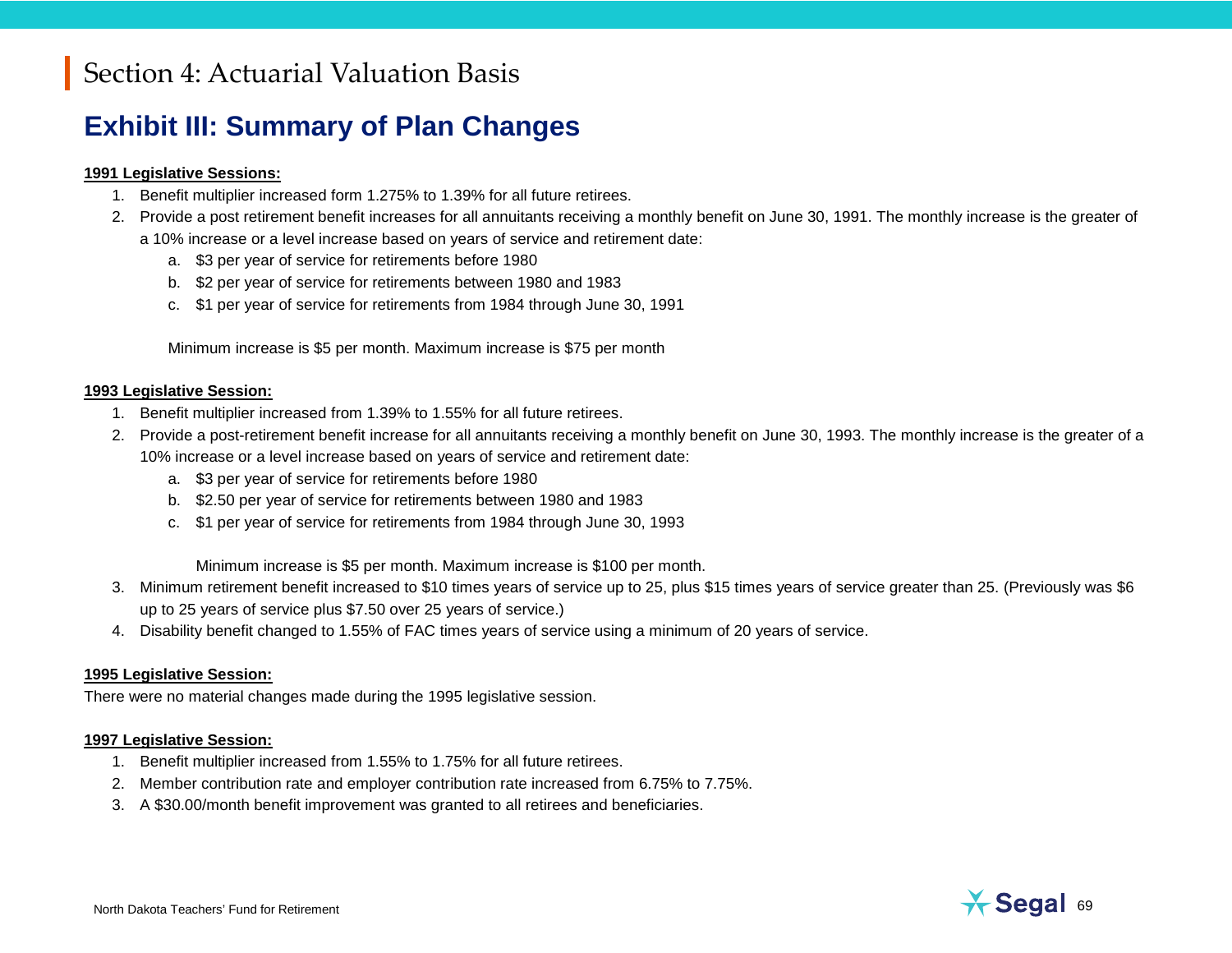# Section 4: Actuarial Valuation Basis

## Exhibit III: Summary of Plan Changes

**1991 Legislative Sessions:**

1. Benefit multiplier increased form 1.275% to 1.39% for all future retirees.
2. Provide a post retirement benefit increases for all annuitants receiving a monthly benefit on June 30, 1991. The monthly increase is the greater of a 10% increase or a level increase based on years of service and retirement date:
   a. $3 per year of service for retirements before 1980
   b. $2 per year of service for retirements between 1980 and 1983
   c. $1 per year of service for retirements from 1984 through June 30, 1991

   Minimum increase is $5 per month. Maximum increase is $75 per month

**1993 Legislative Session:**

1. Benefit multiplier increased from 1.39% to 1.55% for all future retirees.
2. Provide a post-retirement benefit increase for all annuitants receiving a monthly benefit on June 30, 1993. The monthly increase is the greater of a 10% increase or a level increase based on years of service and retirement date:
   a. $3 per year of service for retirements before 1980
   b. $2.50 per year of service for retirements between 1980 and 1983
   c. $1 per year of service for retirements from 1984 through June 30, 1993

   Minimum increase is $5 per month. Maximum increase is $100 per month.
3. Minimum retirement benefit increased to $10 times years of service up to 25, plus $15 times years of service greater than 25. (Previously was $6 up to 25 years of service plus $7.50 over 25 years of service.)
4. Disability benefit changed to 1.55% of FAC times years of service using a minimum of 20 years of service.

**1995 Legislative Session:**

There were no material changes made during the 1995 legislative session.

**1997 Legislative Session:**

1. Benefit multiplier increased from 1.55% to 1.75% for all future retirees.
2. Member contribution rate and employer contribution rate increased from 6.75% to 7.75%.
3. A $30.00/month benefit improvement was granted to all retirees and beneficiaries.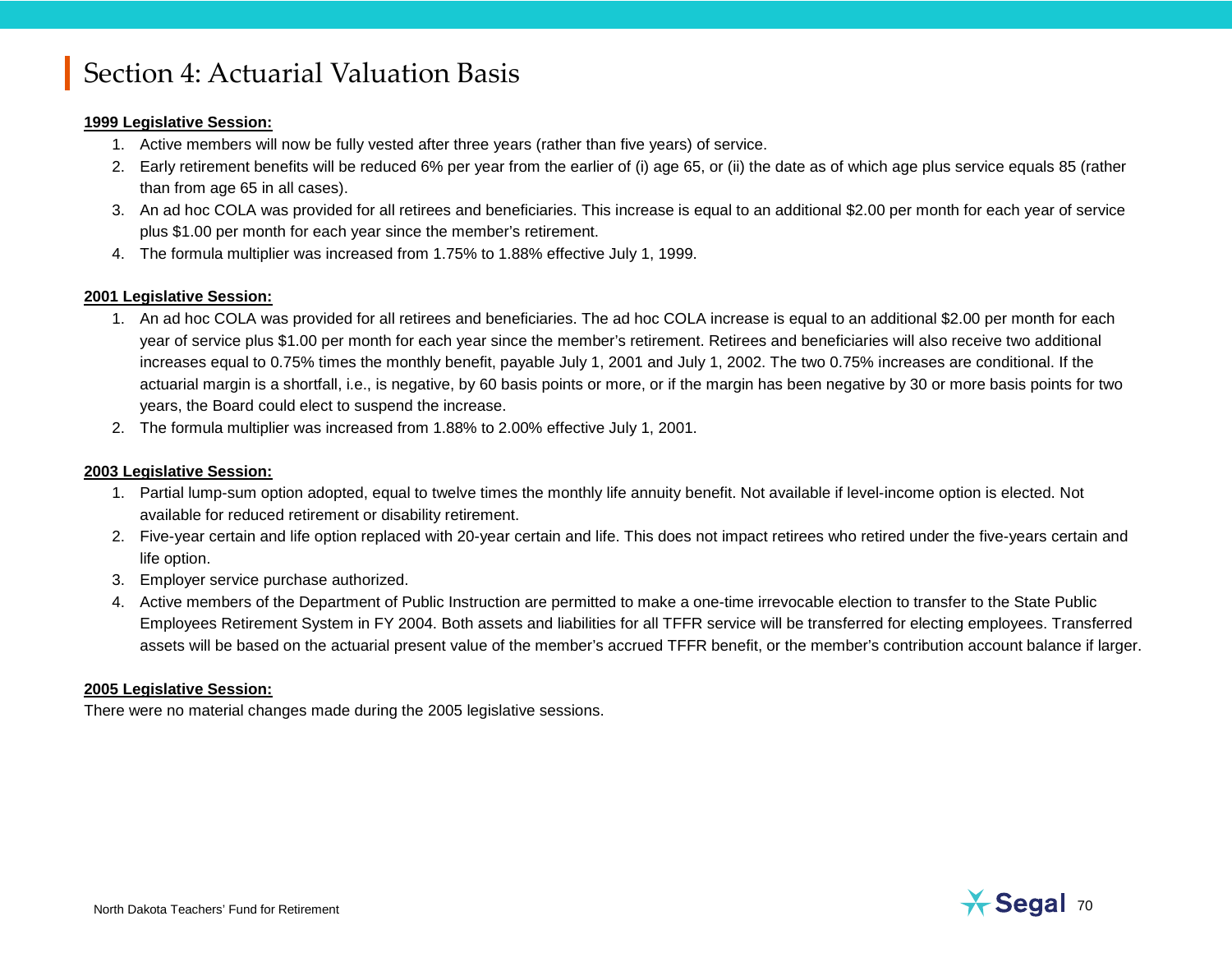# Section 4: Actuarial Valuation Basis

**1999 Legislative Session:**

1. Active members will now be fully vested after three years (rather than five years) of service.
2. Early retirement benefits will be reduced 6% per year from the earlier of (i) age 65, or (ii) the date as of which age plus service equals 85 (rather than from age 65 in all cases).
3. An ad hoc COLA was provided for all retirees and beneficiaries. This increase is equal to an additional $2.00 per month for each year of service plus $1.00 per month for each year since the member's retirement.
4. The formula multiplier was increased from 1.75% to 1.88% effective July 1, 1999.

**2001 Legislative Session:**

1. An ad hoc COLA was provided for all retirees and beneficiaries. The ad hoc COLA increase is equal to an additional $2.00 per month for each year of service plus $1.00 per month for each year since the member's retirement. Retirees and beneficiaries will also receive two additional increases equal to 0.75% times the monthly benefit, payable July 1, 2001 and July 1, 2002. The two 0.75% increases are conditional. If the actuarial margin is a shortfall, i.e., is negative, by 60 basis points or more, or if the margin has been negative by 30 or more basis points for two years, the Board could elect to suspend the increase.
2. The formula multiplier was increased from 1.88% to 2.00% effective July 1, 2001.

**2003 Legislative Session:**

1. Partial lump-sum option adopted, equal to twelve times the monthly life annuity benefit. Not available if level-income option is elected. Not available for reduced retirement or disability retirement.
2. Five-year certain and life option replaced with 20-year certain and life. This does not impact retirees who retired under the five-years certain and life option.
3. Employer service purchase authorized.
4. Active members of the Department of Public Instruction are permitted to make a one-time irrevocable election to transfer to the State Public Employees Retirement System in FY 2004. Both assets and liabilities for all TFFR service will be transferred for electing employees. Transferred assets will be based on the actuarial present value of the member's accrued TFFR benefit, or the member's contribution account balance if larger.

**2005 Legislative Session:**

There were no material changes made during the 2005 legislative sessions.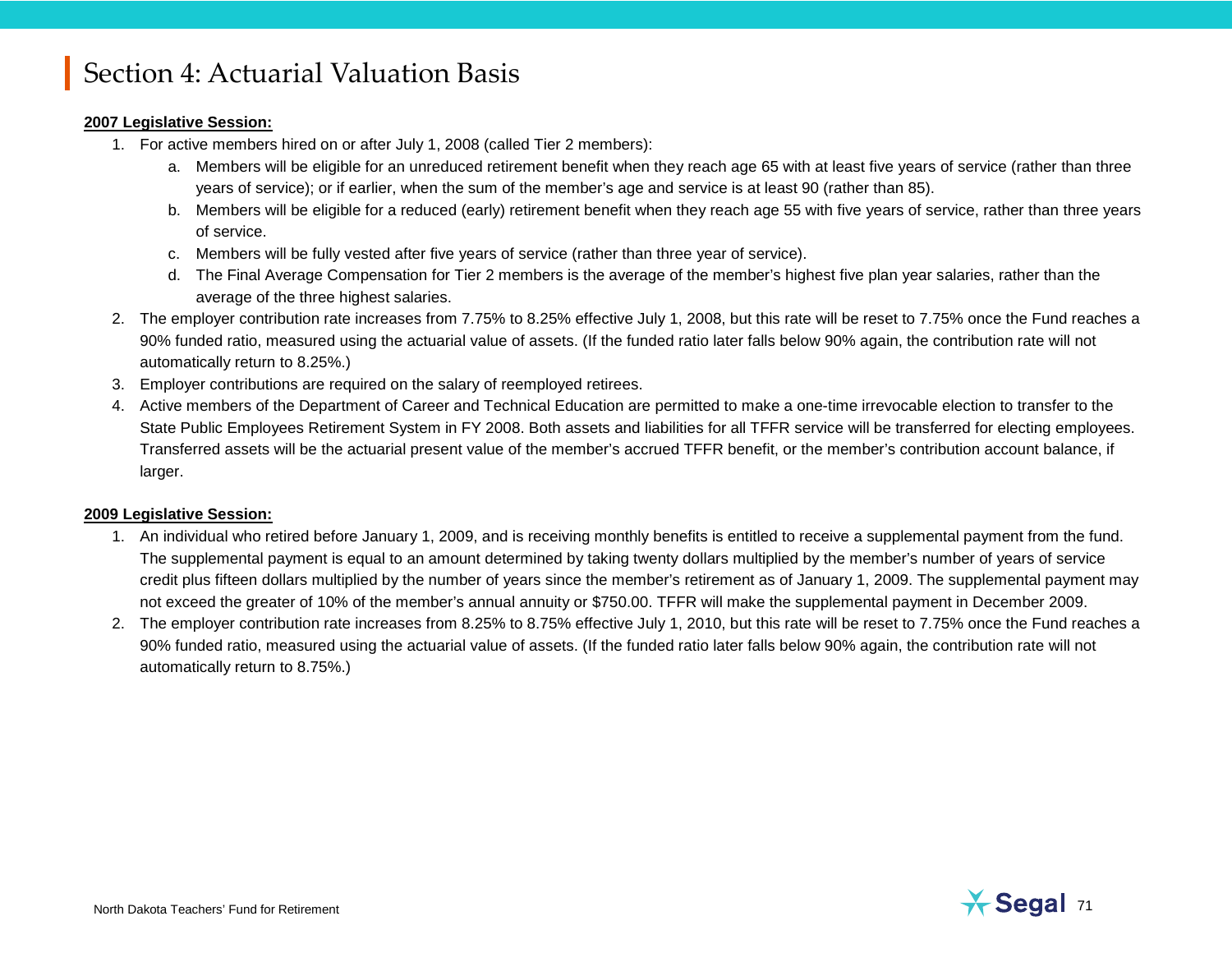# Section 4: Actuarial Valuation Basis

**2007 Legislative Session:**

1. For active members hired on or after July 1, 2008 (called Tier 2 members):
   a. Members will be eligible for an unreduced retirement benefit when they reach age 65 with at least five years of service (rather than three years of service); or if earlier, when the sum of the member's age and service is at least 90 (rather than 85).
   b. Members will be eligible for a reduced (early) retirement benefit when they reach age 55 with five years of service, rather than three years of service.
   c. Members will be fully vested after five years of service (rather than three year of service).
   d. The Final Average Compensation for Tier 2 members is the average of the member's highest five plan year salaries, rather than the average of the three highest salaries.
2. The employer contribution rate increases from 7.75% to 8.25% effective July 1, 2008, but this rate will be reset to 7.75% once the Fund reaches a 90% funded ratio, measured using the actuarial value of assets. (If the funded ratio later falls below 90% again, the contribution rate will not automatically return to 8.25%.)
3. Employer contributions are required on the salary of reemployed retirees.
4. Active members of the Department of Career and Technical Education are permitted to make a one-time irrevocable election to transfer to the State Public Employees Retirement System in FY 2008. Both assets and liabilities for all TFFR service will be transferred for electing employees. Transferred assets will be the actuarial present value of the member's accrued TFFR benefit, or the member's contribution account balance, if larger.

**2009 Legislative Session:**

1. An individual who retired before January 1, 2009, and is receiving monthly benefits is entitled to receive a supplemental payment from the fund. The supplemental payment is equal to an amount determined by taking twenty dollars multiplied by the member's number of years of service credit plus fifteen dollars multiplied by the number of years since the member's retirement as of January 1, 2009. The supplemental payment may not exceed the greater of 10% of the member's annual annuity or $750.00. TFFR will make the supplemental payment in December 2009.
2. The employer contribution rate increases from 8.25% to 8.75% effective July 1, 2010, but this rate will be reset to 7.75% once the Fund reaches a 90% funded ratio, measured using the actuarial value of assets. (If the funded ratio later falls below 90% again, the contribution rate will not automatically return to 8.75%.)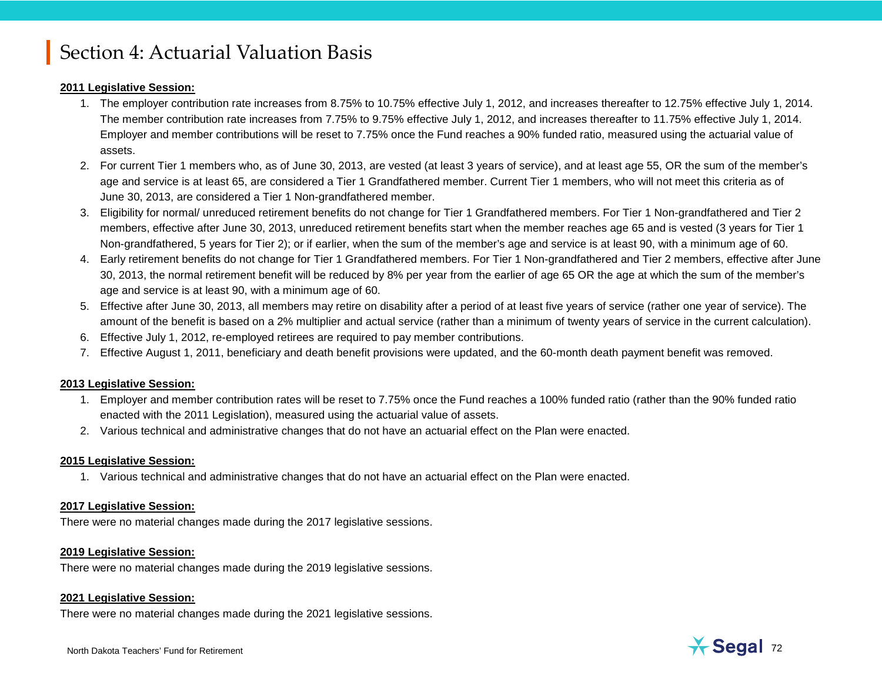# Section 4: Actuarial Valuation Basis

**2011 Legislative Session:**

1. The employer contribution rate increases from 8.75% to 10.75% effective July 1, 2012, and increases thereafter to 12.75% effective July 1, 2014. The member contribution rate increases from 7.75% to 9.75% effective July 1, 2012, and increases thereafter to 11.75% effective July 1, 2014. Employer and member contributions will be reset to 7.75% once the Fund reaches a 90% funded ratio, measured using the actuarial value of assets.
2. For current Tier 1 members who, as of June 30, 2013, are vested (at least 3 years of service), and at least age 55, OR the sum of the member's age and service is at least 65, are considered a Tier 1 Grandfathered member. Current Tier 1 members, who will not meet this criteria as of June 30, 2013, are considered a Tier 1 Non-grandfathered member.
3. Eligibility for normal/ unreduced retirement benefits do not change for Tier 1 Grandfathered members. For Tier 1 Non-grandfathered and Tier 2 members, effective after June 30, 2013, unreduced retirement benefits start when the member reaches age 65 and is vested (3 years for Tier 1 Non-grandfathered, 5 years for Tier 2); or if earlier, when the sum of the member's age and service is at least 90, with a minimum age of 60.
4. Early retirement benefits do not change for Tier 1 Grandfathered members. For Tier 1 Non-grandfathered and Tier 2 members, effective after June 30, 2013, the normal retirement benefit will be reduced by 8% per year from the earlier of age 65 OR the age at which the sum of the member's age and service is at least 90, with a minimum age of 60.
5. Effective after June 30, 2013, all members may retire on disability after a period of at least five years of service (rather one year of service). The amount of the benefit is based on a 2% multiplier and actual service (rather than a minimum of twenty years of service in the current calculation).
6. Effective July 1, 2012, re-employed retirees are required to pay member contributions.
7. Effective August 1, 2011, beneficiary and death benefit provisions were updated, and the 60-month death payment benefit was removed.

**2013 Legislative Session:**

1. Employer and member contribution rates will be reset to 7.75% once the Fund reaches a 100% funded ratio (rather than the 90% funded ratio enacted with the 2011 Legislation), measured using the actuarial value of assets.
2. Various technical and administrative changes that do not have an actuarial effect on the Plan were enacted.

**2015 Legislative Session:**

1. Various technical and administrative changes that do not have an actuarial effect on the Plan were enacted.

**2017 Legislative Session:**

There were no material changes made during the 2017 legislative sessions.

**2019 Legislative Session:**

There were no material changes made during the 2019 legislative sessions.

**2021 Legislative Session:**

There were no material changes made during the 2021 legislative sessions.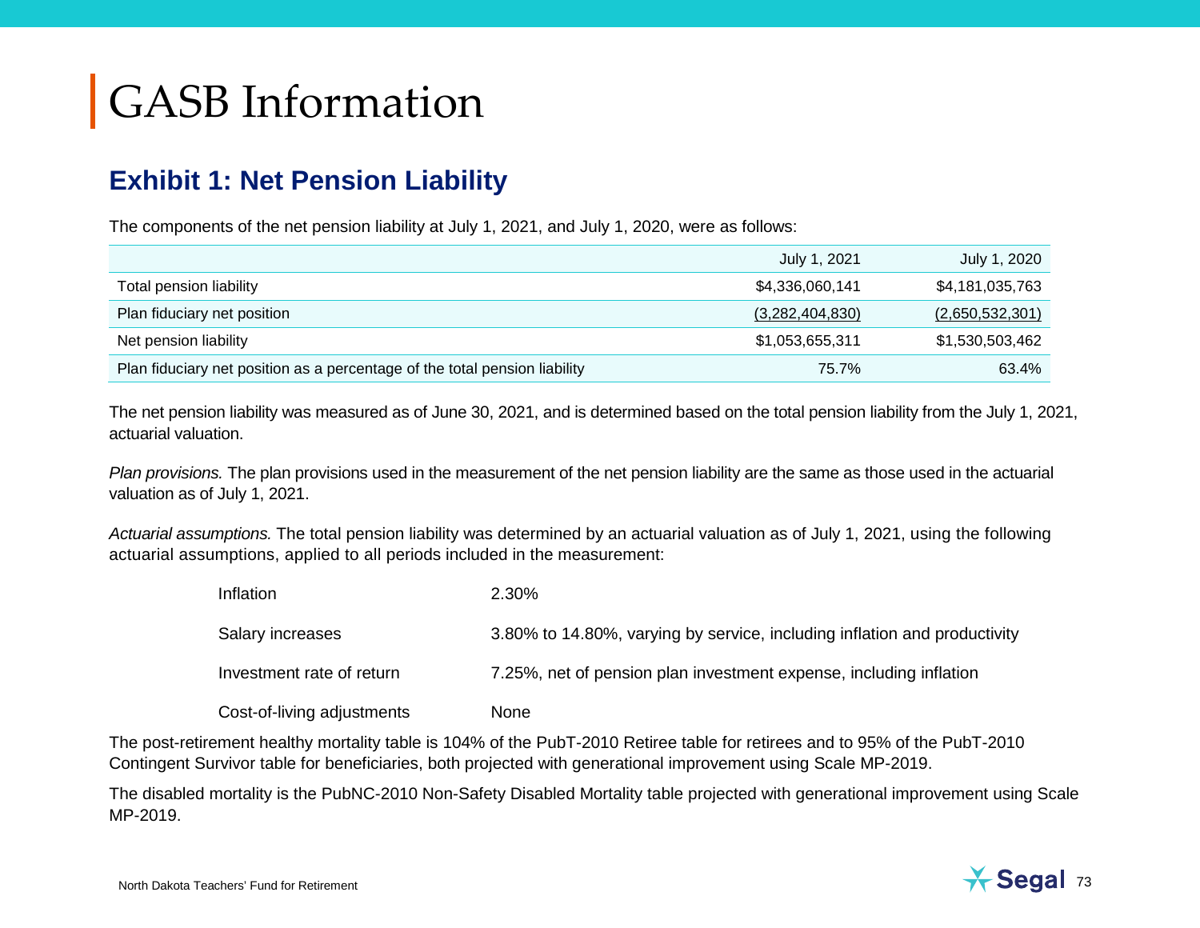# GASB Information

## Exhibit 1: Net Pension Liability

The components of the net pension liability at July 1, 2021, and July 1, 2020, were as follows:

| | July 1, 2021 | July 1, 2020 |
|---|---|---|
| Total pension liability | $4,336,060,141 | $4,181,035,763 |
| Plan fiduciary net position | (3,282,404,830) | (2,650,532,301) |
| Net pension liability | $1,053,655,311 | $1,530,503,462 |
| Plan fiduciary net position as a percentage of the total pension liability | 75.7% | 63.4% |

The net pension liability was measured as of June 30, 2021, and is determined based on the total pension liability from the July 1, 2021, actuarial valuation.

*Plan provisions.* The plan provisions used in the measurement of the net pension liability are the same as those used in the actuarial valuation as of July 1, 2021.

*Actuarial assumptions.* The total pension liability was determined by an actuarial valuation as of July 1, 2021, using the following actuarial assumptions, applied to all periods included in the measurement:

| | |
|---|---|
| Inflation | 2.30% |
| Salary increases | 3.80% to 14.80%, varying by service, including inflation and productivity |
| Investment rate of return | 7.25%, net of pension plan investment expense, including inflation |
| Cost-of-living adjustments | None |

The post-retirement healthy mortality table is 104% of the PubT-2010 Retiree table for retirees and to 95% of the PubT-2010 Contingent Survivor table for beneficiaries, both projected with generational improvement using Scale MP-2019.

The disabled mortality is the PubNC-2010 Non-Safety Disabled Mortality table projected with generational improvement using Scale MP-2019.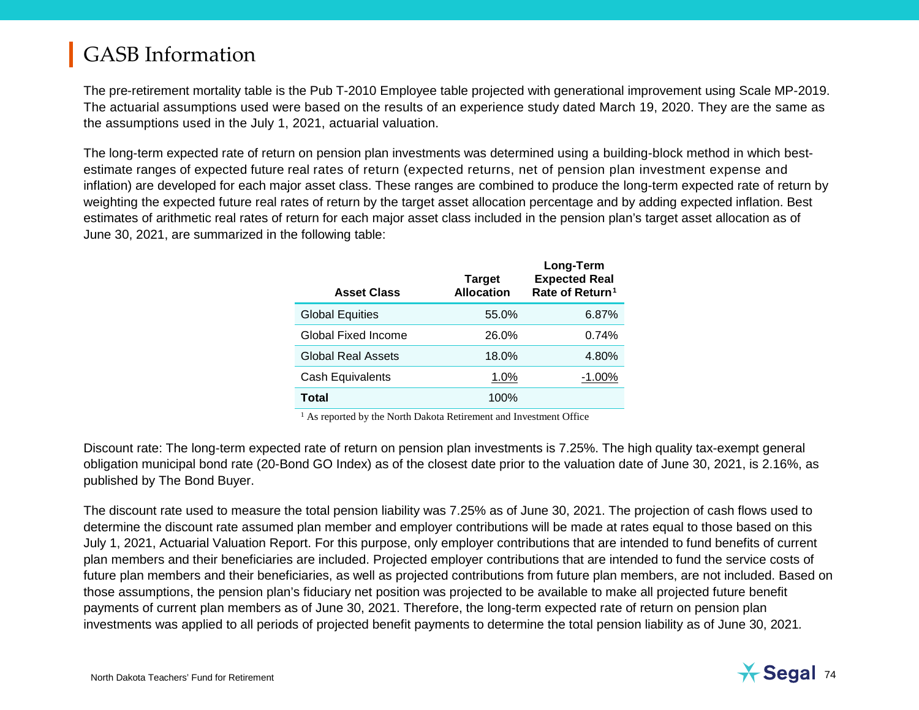# GASB Information

The pre-retirement mortality table is the Pub T-2010 Employee table projected with generational improvement using Scale MP-2019. The actuarial assumptions used were based on the results of an experience study dated March 19, 2020. They are the same as the assumptions used in the July 1, 2021, actuarial valuation.

The long-term expected rate of return on pension plan investments was determined using a building-block method in which best-estimate ranges of expected future real rates of return (expected returns, net of pension plan investment expense and inflation) are developed for each major asset class. These ranges are combined to produce the long-term expected rate of return by weighting the expected future real rates of return by the target asset allocation percentage and by adding expected inflation. Best estimates of arithmetic real rates of return for each major asset class included in the pension plan's target asset allocation as of June 30, 2021, are summarized in the following table:

| Asset Class | Target Allocation | Long-Term Expected Real Rate of Return[1] |
|---|---|---|
| Global Equities | 55.0% | 6.87% |
| Global Fixed Income | 26.0% | 0.74% |
| Global Real Assets | 18.0% | 4.80% |
| Cash Equivalents | 1.0% | -1.00% |
| **Total** | 100% | |

[1] As reported by the North Dakota Retirement and Investment Office

Discount rate: The long-term expected rate of return on pension plan investments is 7.25%. The high quality tax-exempt general obligation municipal bond rate (20-Bond GO Index) as of the closest date prior to the valuation date of June 30, 2021, is 2.16%, as published by The Bond Buyer.

The discount rate used to measure the total pension liability was 7.25% as of June 30, 2021. The projection of cash flows used to determine the discount rate assumed plan member and employer contributions will be made at rates equal to those based on this July 1, 2021, Actuarial Valuation Report. For this purpose, only employer contributions that are intended to fund benefits of current plan members and their beneficiaries are included. Projected employer contributions that are intended to fund the service costs of future plan members and their beneficiaries, as well as projected contributions from future plan members, are not included. Based on those assumptions, the pension plan's fiduciary net position was projected to be available to make all projected future benefit payments of current plan members as of June 30, 2021. Therefore, the long-term expected rate of return on pension plan investments was applied to all periods of projected benefit payments to determine the total pension liability as of June 30, 2021.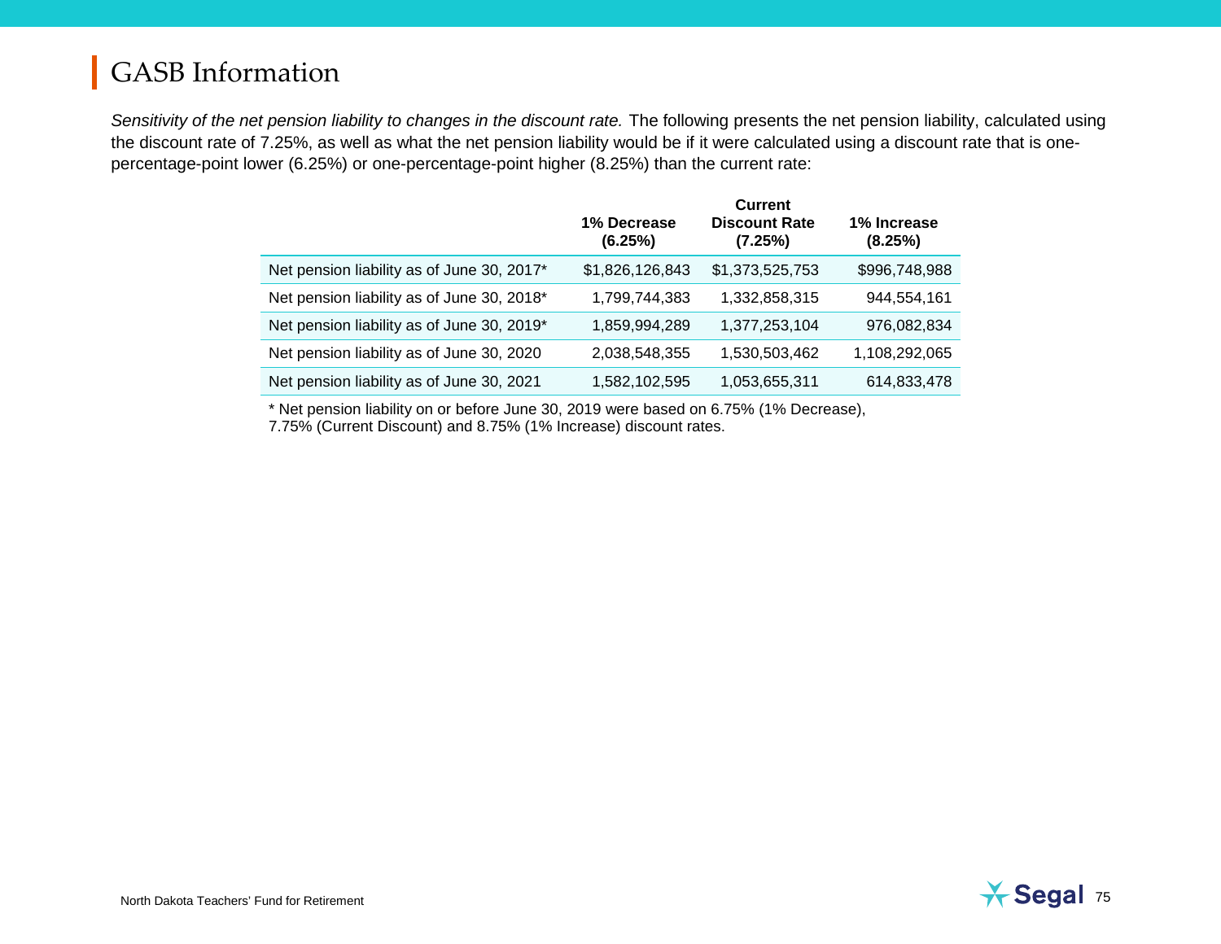# GASB Information

*Sensitivity of the net pension liability to changes in the discount rate.* The following presents the net pension liability, calculated using the discount rate of 7.25%, as well as what the net pension liability would be if it were calculated using a discount rate that is one-percentage-point lower (6.25%) or one-percentage-point higher (8.25%) than the current rate:

| | 1% Decrease (6.25%) | Current Discount Rate (7.25%) | 1% Increase (8.25%) |
|---|---|---|---|
| Net pension liability as of June 30, 2017* | $1,826,126,843 | $1,373,525,753 | $996,748,988 |
| Net pension liability as of June 30, 2018* | 1,799,744,383 | 1,332,858,315 | 944,554,161 |
| Net pension liability as of June 30, 2019* | 1,859,994,289 | 1,377,253,104 | 976,082,834 |
| Net pension liability as of June 30, 2020 | 2,038,548,355 | 1,530,503,462 | 1,108,292,065 |
| Net pension liability as of June 30, 2021 | 1,582,102,595 | 1,053,655,311 | 614,833,478 |

* Net pension liability on or before June 30, 2019 were based on 6.75% (1% Decrease), 7.75% (Current Discount) and 8.75% (1% Increase) discount rates.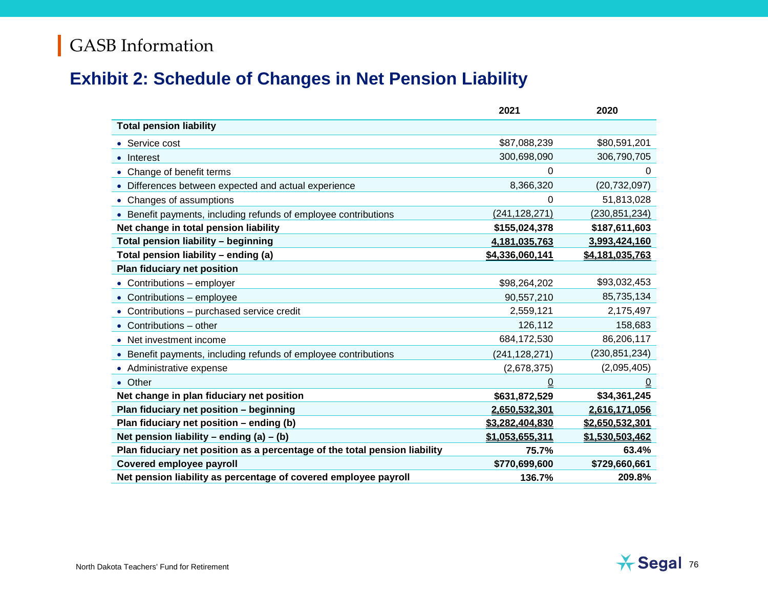# GASB Information

## Exhibit 2: Schedule of Changes in Net Pension Liability

| | 2021 | 2020 |
|---|---|---|
| **Total pension liability** | | |
| • Service cost | $87,088,239 | $80,591,201 |
| • Interest | 300,698,090 | 306,790,705 |
| • Change of benefit terms | 0 | 0 |
| • Differences between expected and actual experience | 8,366,320 | (20,732,097) |
| • Changes of assumptions | 0 | 51,813,028 |
| • Benefit payments, including refunds of employee contributions | (241,128,271) | (230,851,234) |
| **Net change in total pension liability** | **$155,024,378** | **$187,611,603** |
| **Total pension liability – beginning** | **4,181,035,763** | **3,993,424,160** |
| **Total pension liability – ending (a)** | **$4,336,060,141** | **$4,181,035,763** |
| **Plan fiduciary net position** | | |
| • Contributions – employer | $98,264,202 | $93,032,453 |
| • Contributions – employee | 90,557,210 | 85,735,134 |
| • Contributions – purchased service credit | 2,559,121 | 2,175,497 |
| • Contributions – other | 126,112 | 158,683 |
| • Net investment income | 684,172,530 | 86,206,117 |
| • Benefit payments, including refunds of employee contributions | (241,128,271) | (230,851,234) |
| • Administrative expense | (2,678,375) | (2,095,405) |
| • Other | 0 | 0 |
| **Net change in plan fiduciary net position** | **$631,872,529** | **$34,361,245** |
| **Plan fiduciary net position – beginning** | **2,650,532,301** | **2,616,171,056** |
| **Plan fiduciary net position – ending (b)** | **$3,282,404,830** | **$2,650,532,301** |
| **Net pension liability – ending (a) – (b)** | **$1,053,655,311** | **$1,530,503,462** |
| **Plan fiduciary net position as a percentage of the total pension liability** | **75.7%** | **63.4%** |
| **Covered employee payroll** | **$770,699,600** | **$729,660,661** |
| **Net pension liability as percentage of covered employee payroll** | **136.7%** | **209.8%** |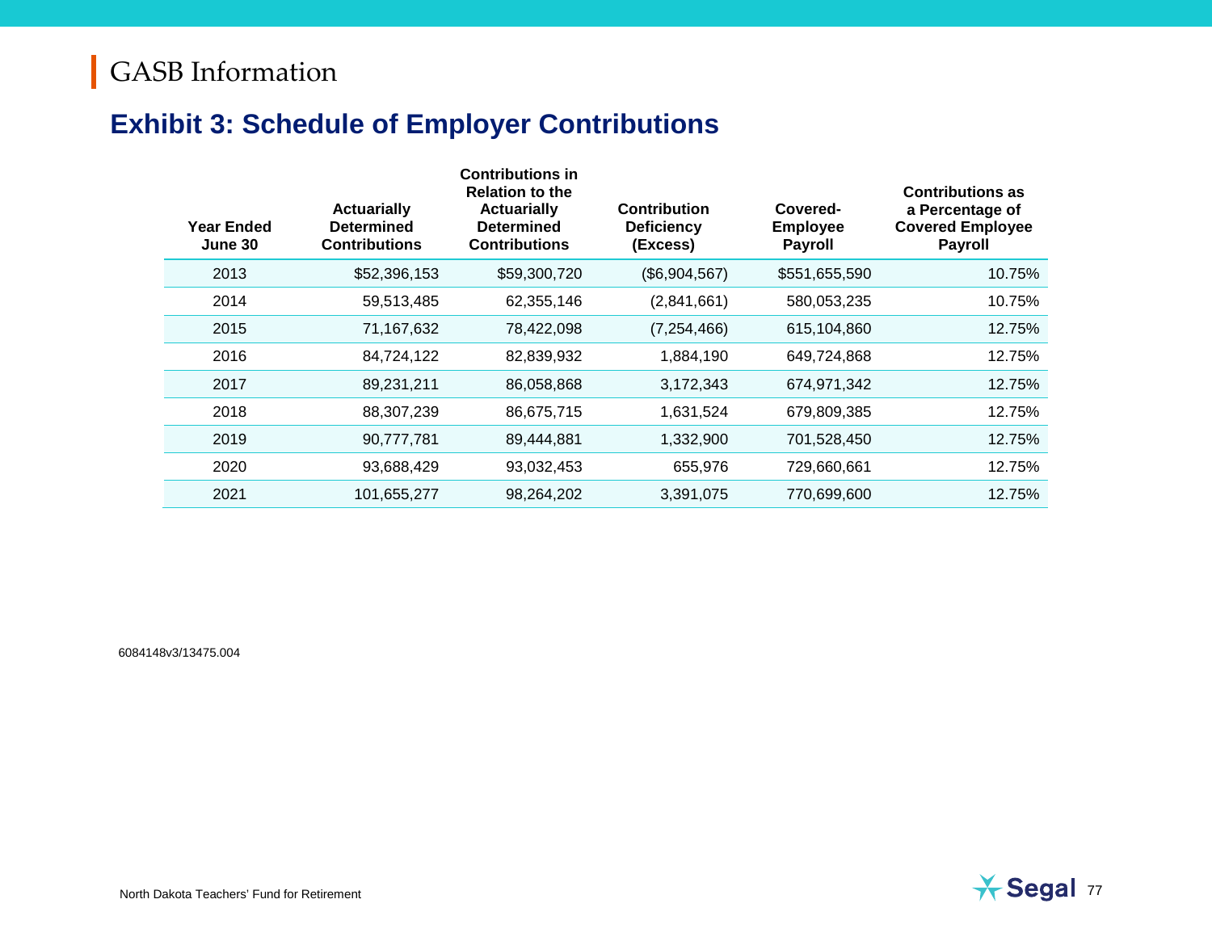# GASB Information

## Exhibit 3: Schedule of Employer Contributions

| Year Ended June 30 | Actuarially Determined Contributions | Contributions in Relation to the Actuarially Determined Contributions | Contribution Deficiency (Excess) | Covered-Employee Payroll | Contributions as a Percentage of Covered Employee Payroll |
|---|---|---|---|---|---|
| 2013 | $52,396,153 | $59,300,720 | ($6,904,567) | $551,655,590 | 10.75% |
| 2014 | 59,513,485 | 62,355,146 | (2,841,661) | 580,053,235 | 10.75% |
| 2015 | 71,167,632 | 78,422,098 | (7,254,466) | 615,104,860 | 12.75% |
| 2016 | 84,724,122 | 82,839,932 | 1,884,190 | 649,724,868 | 12.75% |
| 2017 | 89,231,211 | 86,058,868 | 3,172,343 | 674,971,342 | 12.75% |
| 2018 | 88,307,239 | 86,675,715 | 1,631,524 | 679,809,385 | 12.75% |
| 2019 | 90,777,781 | 89,444,881 | 1,332,900 | 701,528,450 | 12.75% |
| 2020 | 93,688,429 | 93,032,453 | 655,976 | 729,660,661 | 12.75% |
| 2021 | 101,655,277 | 98,264,202 | 3,391,075 | 770,699,600 | 12.75% |

6084148v3/13475.004